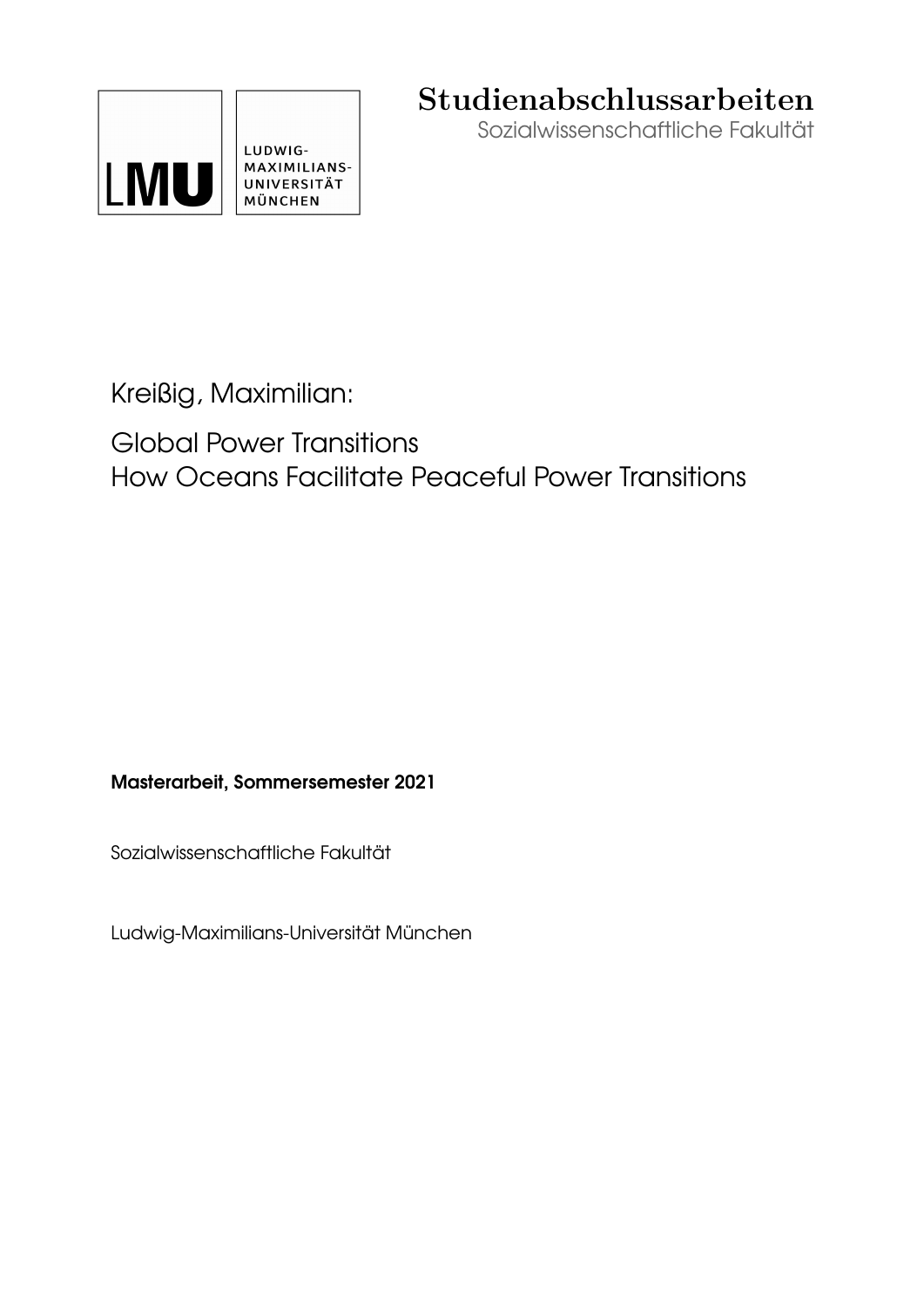LMU LUDWIG-MAXIMILIANS-UNIVERSITÄT MÜNCHEN

**Studienabschlussarbeiten**

Sozialwissenschaftliche Fakultät

Kreißig, Maximilian:

# Global Power Transitions
# How Oceans Facilitate Peaceful Power Transitions

**Masterarbeit, Sommersemester 2021**

Sozialwissenschaftliche Fakultät

Ludwig-Maximilians-Universität München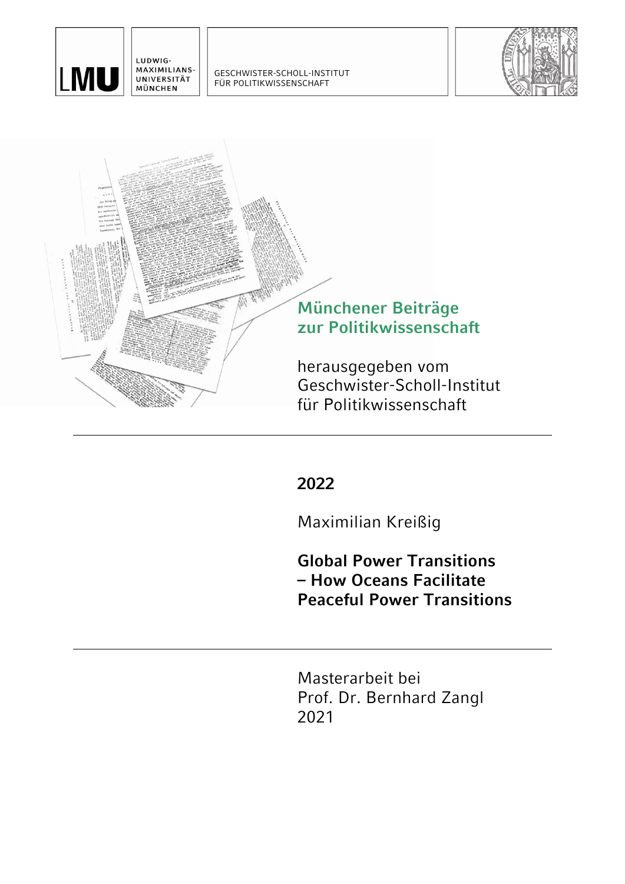LUDWIG-MAXIMILIANS-UNIVERSITÄT MÜNCHEN

GESCHWISTER-SCHOLL-INSTITUT FÜR POLITIKWISSENSCHAFT

**Münchener Beiträge zur Politikwissenschaft**

herausgegeben vom Geschwister-Scholl-Institut für Politikwissenschaft

---

**2022**

Maximilian Kreißig

**Global Power Transitions – How Oceans Facilitate Peaceful Power Transitions**

---

Masterarbeit bei
Prof. Dr. Bernhard Zangl
2021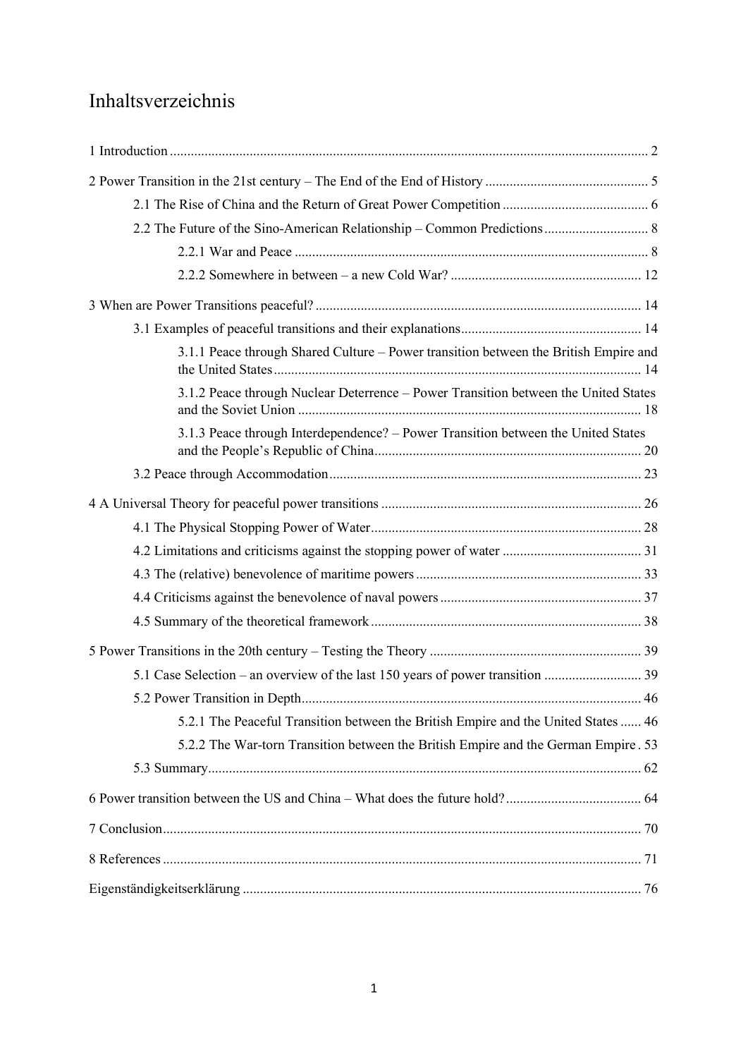# Inhaltsverzeichnis

1 Introduction ... 2

2 Power Transition in the 21st century – The End of the End of History ... 5

- 2.1 The Rise of China and the Return of Great Power Competition ... 6
- 2.2 The Future of the Sino-American Relationship – Common Predictions ... 8
  - 2.2.1 War and Peace ... 8
  - 2.2.2 Somewhere in between – a new Cold War? ... 12

3 When are Power Transitions peaceful? ... 14

- 3.1 Examples of peaceful transitions and their explanations ... 14
  - 3.1.1 Peace through Shared Culture – Power transition between the British Empire and the United States ... 14
  - 3.1.2 Peace through Nuclear Deterrence – Power Transition between the United States and the Soviet Union ... 18
  - 3.1.3 Peace through Interdependence? – Power Transition between the United States and the People's Republic of China ... 20
- 3.2 Peace through Accommodation ... 23

4 A Universal Theory for peaceful power transitions ... 26

- 4.1 The Physical Stopping Power of Water ... 28
- 4.2 Limitations and criticisms against the stopping power of water ... 31
- 4.3 The (relative) benevolence of maritime powers ... 33
- 4.4 Criticisms against the benevolence of naval powers ... 37
- 4.5 Summary of the theoretical framework ... 38

5 Power Transitions in the 20th century – Testing the Theory ... 39

- 5.1 Case Selection – an overview of the last 150 years of power transition ... 39
- 5.2 Power Transition in Depth ... 46
  - 5.2.1 The Peaceful Transition between the British Empire and the United States ... 46
  - 5.2.2 The War-torn Transition between the British Empire and the German Empire ... 53
- 5.3 Summary ... 62

6 Power transition between the US and China – What does the future hold? ... 64

7 Conclusion ... 70

8 References ... 71

Eigenständigkeitserklärung ... 76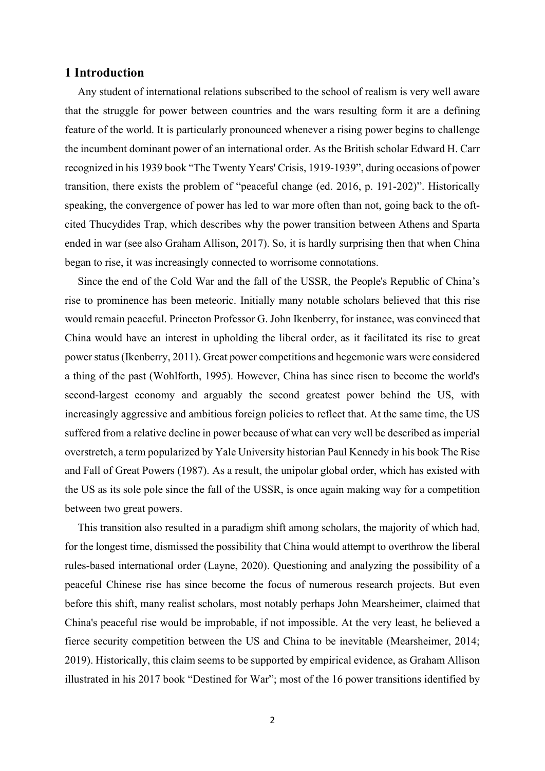## 1 Introduction

Any student of international relations subscribed to the school of realism is very well aware that the struggle for power between countries and the wars resulting form it are a defining feature of the world. It is particularly pronounced whenever a rising power begins to challenge the incumbent dominant power of an international order. As the British scholar Edward H. Carr recognized in his 1939 book "The Twenty Years' Crisis, 1919-1939", during occasions of power transition, there exists the problem of "peaceful change (ed. 2016, p. 191-202)". Historically speaking, the convergence of power has led to war more often than not, going back to the oft-cited Thucydides Trap, which describes why the power transition between Athens and Sparta ended in war (see also Graham Allison, 2017). So, it is hardly surprising then that when China began to rise, it was increasingly connected to worrisome connotations.

Since the end of the Cold War and the fall of the USSR, the People's Republic of China's rise to prominence has been meteoric. Initially many notable scholars believed that this rise would remain peaceful. Princeton Professor G. John Ikenberry, for instance, was convinced that China would have an interest in upholding the liberal order, as it facilitated its rise to great power status (Ikenberry, 2011). Great power competitions and hegemonic wars were considered a thing of the past (Wohlforth, 1995). However, China has since risen to become the world's second-largest economy and arguably the second greatest power behind the US, with increasingly aggressive and ambitious foreign policies to reflect that. At the same time, the US suffered from a relative decline in power because of what can very well be described as imperial overstretch, a term popularized by Yale University historian Paul Kennedy in his book The Rise and Fall of Great Powers (1987). As a result, the unipolar global order, which has existed with the US as its sole pole since the fall of the USSR, is once again making way for a competition between two great powers.

This transition also resulted in a paradigm shift among scholars, the majority of which had, for the longest time, dismissed the possibility that China would attempt to overthrow the liberal rules-based international order (Layne, 2020). Questioning and analyzing the possibility of a peaceful Chinese rise has since become the focus of numerous research projects. But even before this shift, many realist scholars, most notably perhaps John Mearsheimer, claimed that China's peaceful rise would be improbable, if not impossible. At the very least, he believed a fierce security competition between the US and China to be inevitable (Mearsheimer, 2014; 2019). Historically, this claim seems to be supported by empirical evidence, as Graham Allison illustrated in his 2017 book "Destined for War"; most of the 16 power transitions identified by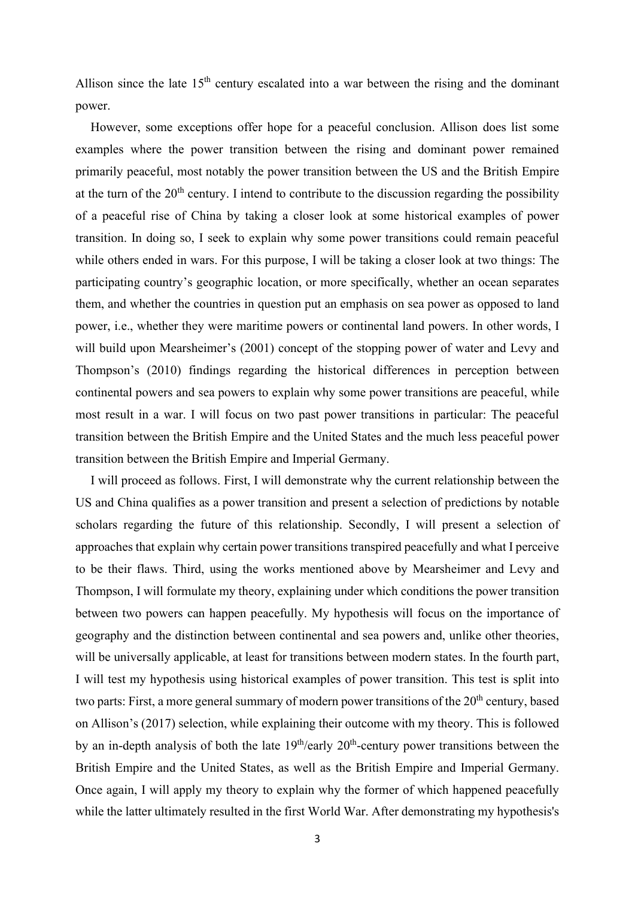Allison since the late 15th century escalated into a war between the rising and the dominant power.

However, some exceptions offer hope for a peaceful conclusion. Allison does list some examples where the power transition between the rising and dominant power remained primarily peaceful, most notably the power transition between the US and the British Empire at the turn of the 20th century. I intend to contribute to the discussion regarding the possibility of a peaceful rise of China by taking a closer look at some historical examples of power transition. In doing so, I seek to explain why some power transitions could remain peaceful while others ended in wars. For this purpose, I will be taking a closer look at two things: The participating country's geographic location, or more specifically, whether an ocean separates them, and whether the countries in question put an emphasis on sea power as opposed to land power, i.e., whether they were maritime powers or continental land powers. In other words, I will build upon Mearsheimer's (2001) concept of the stopping power of water and Levy and Thompson's (2010) findings regarding the historical differences in perception between continental powers and sea powers to explain why some power transitions are peaceful, while most result in a war. I will focus on two past power transitions in particular: The peaceful transition between the British Empire and the United States and the much less peaceful power transition between the British Empire and Imperial Germany.

I will proceed as follows. First, I will demonstrate why the current relationship between the US and China qualifies as a power transition and present a selection of predictions by notable scholars regarding the future of this relationship. Secondly, I will present a selection of approaches that explain why certain power transitions transpired peacefully and what I perceive to be their flaws. Third, using the works mentioned above by Mearsheimer and Levy and Thompson, I will formulate my theory, explaining under which conditions the power transition between two powers can happen peacefully. My hypothesis will focus on the importance of geography and the distinction between continental and sea powers and, unlike other theories, will be universally applicable, at least for transitions between modern states. In the fourth part, I will test my hypothesis using historical examples of power transition. This test is split into two parts: First, a more general summary of modern power transitions of the 20th century, based on Allison's (2017) selection, while explaining their outcome with my theory. This is followed by an in-depth analysis of both the late 19th/early 20th-century power transitions between the British Empire and the United States, as well as the British Empire and Imperial Germany. Once again, I will apply my theory to explain why the former of which happened peacefully while the latter ultimately resulted in the first World War. After demonstrating my hypothesis's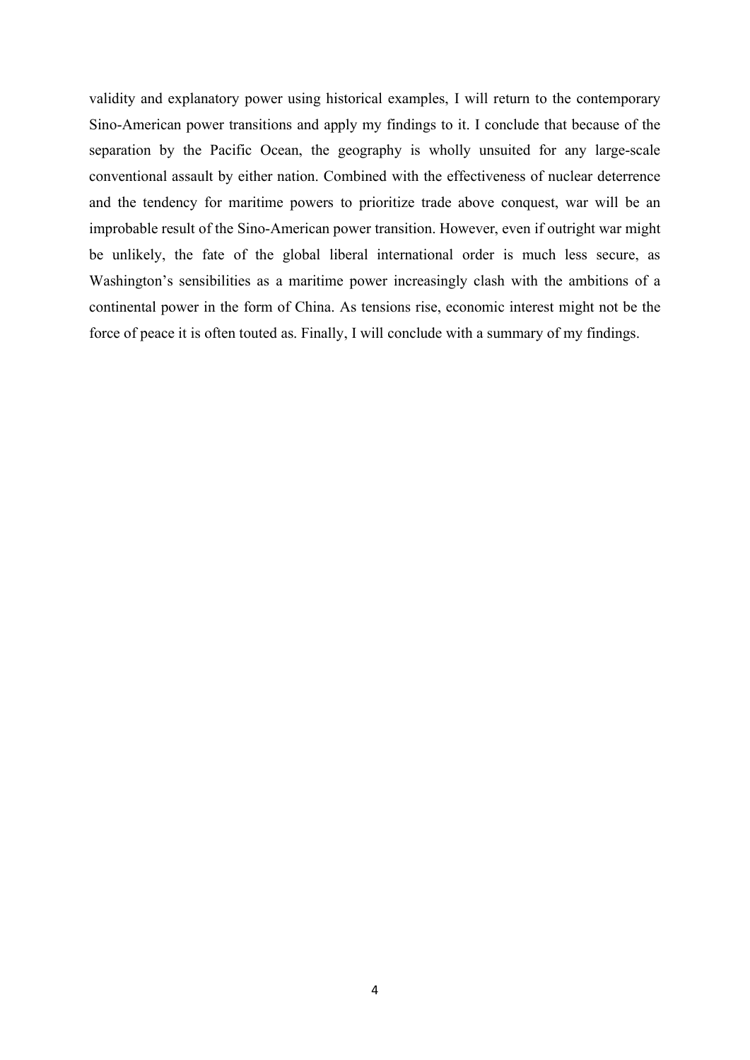validity and explanatory power using historical examples, I will return to the contemporary Sino-American power transitions and apply my findings to it. I conclude that because of the separation by the Pacific Ocean, the geography is wholly unsuited for any large-scale conventional assault by either nation. Combined with the effectiveness of nuclear deterrence and the tendency for maritime powers to prioritize trade above conquest, war will be an improbable result of the Sino-American power transition. However, even if outright war might be unlikely, the fate of the global liberal international order is much less secure, as Washington's sensibilities as a maritime power increasingly clash with the ambitions of a continental power in the form of China. As tensions rise, economic interest might not be the force of peace it is often touted as. Finally, I will conclude with a summary of my findings.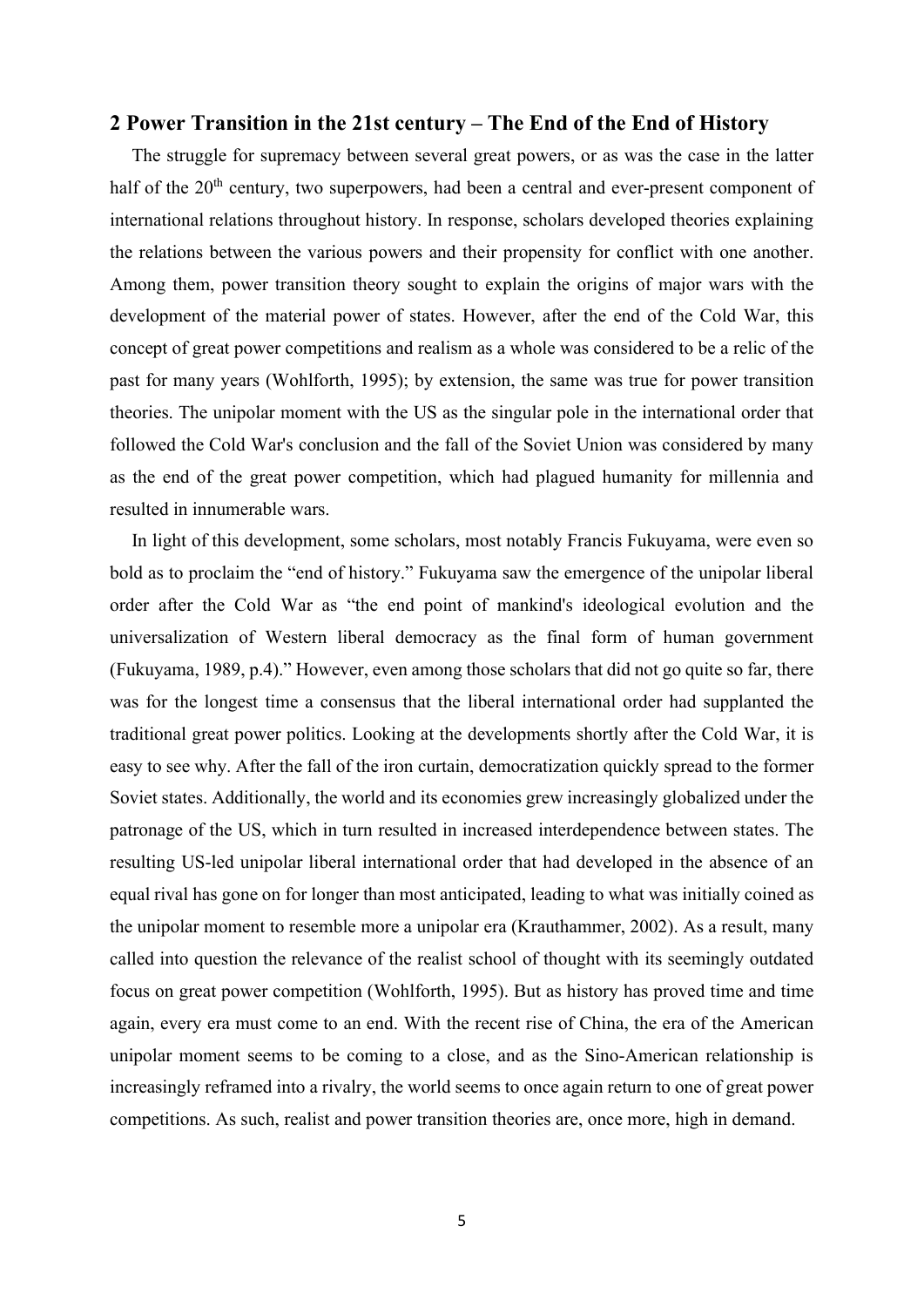## 2 Power Transition in the 21st century – The End of the End of History

The struggle for supremacy between several great powers, or as was the case in the latter half of the 20th century, two superpowers, had been a central and ever-present component of international relations throughout history. In response, scholars developed theories explaining the relations between the various powers and their propensity for conflict with one another. Among them, power transition theory sought to explain the origins of major wars with the development of the material power of states. However, after the end of the Cold War, this concept of great power competitions and realism as a whole was considered to be a relic of the past for many years (Wohlforth, 1995); by extension, the same was true for power transition theories. The unipolar moment with the US as the singular pole in the international order that followed the Cold War's conclusion and the fall of the Soviet Union was considered by many as the end of the great power competition, which had plagued humanity for millennia and resulted in innumerable wars.

In light of this development, some scholars, most notably Francis Fukuyama, were even so bold as to proclaim the "end of history." Fukuyama saw the emergence of the unipolar liberal order after the Cold War as "the end point of mankind's ideological evolution and the universalization of Western liberal democracy as the final form of human government (Fukuyama, 1989, p.4)." However, even among those scholars that did not go quite so far, there was for the longest time a consensus that the liberal international order had supplanted the traditional great power politics. Looking at the developments shortly after the Cold War, it is easy to see why. After the fall of the iron curtain, democratization quickly spread to the former Soviet states. Additionally, the world and its economies grew increasingly globalized under the patronage of the US, which in turn resulted in increased interdependence between states. The resulting US-led unipolar liberal international order that had developed in the absence of an equal rival has gone on for longer than most anticipated, leading to what was initially coined as the unipolar moment to resemble more a unipolar era (Krauthammer, 2002). As a result, many called into question the relevance of the realist school of thought with its seemingly outdated focus on great power competition (Wohlforth, 1995). But as history has proved time and time again, every era must come to an end. With the recent rise of China, the era of the American unipolar moment seems to be coming to a close, and as the Sino-American relationship is increasingly reframed into a rivalry, the world seems to once again return to one of great power competitions. As such, realist and power transition theories are, once more, high in demand.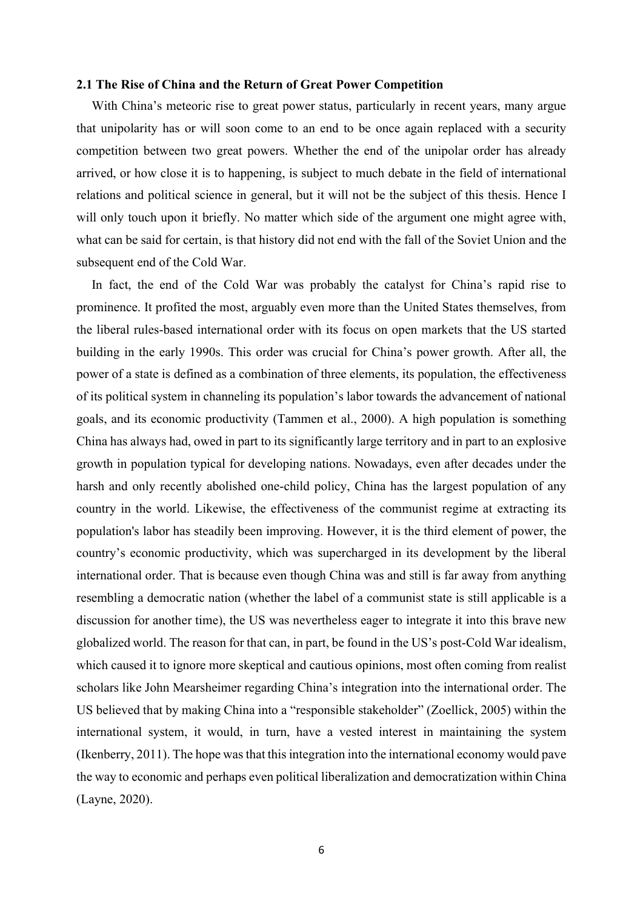## 2.1 The Rise of China and the Return of Great Power Competition

With China's meteoric rise to great power status, particularly in recent years, many argue that unipolarity has or will soon come to an end to be once again replaced with a security competition between two great powers. Whether the end of the unipolar order has already arrived, or how close it is to happening, is subject to much debate in the field of international relations and political science in general, but it will not be the subject of this thesis. Hence I will only touch upon it briefly. No matter which side of the argument one might agree with, what can be said for certain, is that history did not end with the fall of the Soviet Union and the subsequent end of the Cold War.

In fact, the end of the Cold War was probably the catalyst for China's rapid rise to prominence. It profited the most, arguably even more than the United States themselves, from the liberal rules-based international order with its focus on open markets that the US started building in the early 1990s. This order was crucial for China's power growth. After all, the power of a state is defined as a combination of three elements, its population, the effectiveness of its political system in channeling its population's labor towards the advancement of national goals, and its economic productivity (Tammen et al., 2000). A high population is something China has always had, owed in part to its significantly large territory and in part to an explosive growth in population typical for developing nations. Nowadays, even after decades under the harsh and only recently abolished one-child policy, China has the largest population of any country in the world. Likewise, the effectiveness of the communist regime at extracting its population's labor has steadily been improving. However, it is the third element of power, the country's economic productivity, which was supercharged in its development by the liberal international order. That is because even though China was and still is far away from anything resembling a democratic nation (whether the label of a communist state is still applicable is a discussion for another time), the US was nevertheless eager to integrate it into this brave new globalized world. The reason for that can, in part, be found in the US's post-Cold War idealism, which caused it to ignore more skeptical and cautious opinions, most often coming from realist scholars like John Mearsheimer regarding China's integration into the international order. The US believed that by making China into a "responsible stakeholder" (Zoellick, 2005) within the international system, it would, in turn, have a vested interest in maintaining the system (Ikenberry, 2011). The hope was that this integration into the international economy would pave the way to economic and perhaps even political liberalization and democratization within China (Layne, 2020).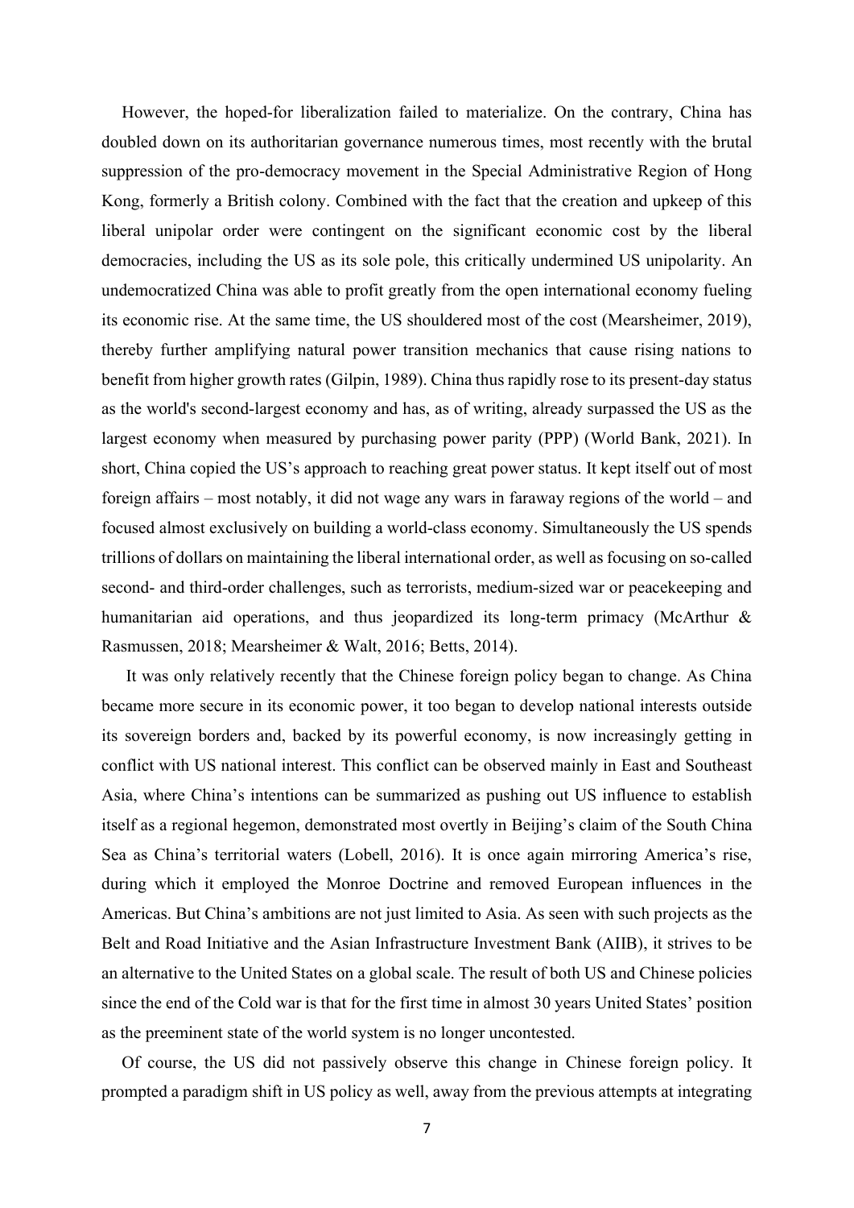However, the hoped-for liberalization failed to materialize. On the contrary, China has doubled down on its authoritarian governance numerous times, most recently with the brutal suppression of the pro-democracy movement in the Special Administrative Region of Hong Kong, formerly a British colony. Combined with the fact that the creation and upkeep of this liberal unipolar order were contingent on the significant economic cost by the liberal democracies, including the US as its sole pole, this critically undermined US unipolarity. An undemocratized China was able to profit greatly from the open international economy fueling its economic rise. At the same time, the US shouldered most of the cost (Mearsheimer, 2019), thereby further amplifying natural power transition mechanics that cause rising nations to benefit from higher growth rates (Gilpin, 1989). China thus rapidly rose to its present-day status as the world's second-largest economy and has, as of writing, already surpassed the US as the largest economy when measured by purchasing power parity (PPP) (World Bank, 2021). In short, China copied the US's approach to reaching great power status. It kept itself out of most foreign affairs – most notably, it did not wage any wars in faraway regions of the world – and focused almost exclusively on building a world-class economy. Simultaneously the US spends trillions of dollars on maintaining the liberal international order, as well as focusing on so-called second- and third-order challenges, such as terrorists, medium-sized war or peacekeeping and humanitarian aid operations, and thus jeopardized its long-term primacy (McArthur & Rasmussen, 2018; Mearsheimer & Walt, 2016; Betts, 2014).

It was only relatively recently that the Chinese foreign policy began to change. As China became more secure in its economic power, it too began to develop national interests outside its sovereign borders and, backed by its powerful economy, is now increasingly getting in conflict with US national interest. This conflict can be observed mainly in East and Southeast Asia, where China's intentions can be summarized as pushing out US influence to establish itself as a regional hegemon, demonstrated most overtly in Beijing's claim of the South China Sea as China's territorial waters (Lobell, 2016). It is once again mirroring America's rise, during which it employed the Monroe Doctrine and removed European influences in the Americas. But China's ambitions are not just limited to Asia. As seen with such projects as the Belt and Road Initiative and the Asian Infrastructure Investment Bank (AIIB), it strives to be an alternative to the United States on a global scale. The result of both US and Chinese policies since the end of the Cold war is that for the first time in almost 30 years United States' position as the preeminent state of the world system is no longer uncontested.

Of course, the US did not passively observe this change in Chinese foreign policy. It prompted a paradigm shift in US policy as well, away from the previous attempts at integrating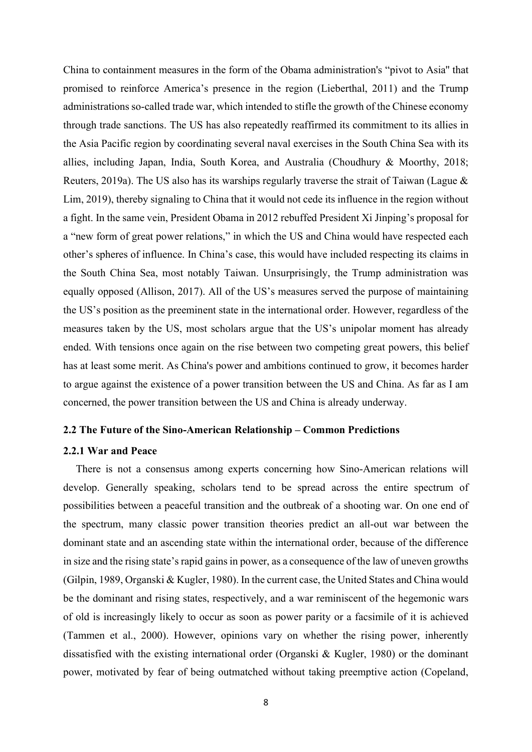China to containment measures in the form of the Obama administration's "pivot to Asia" that promised to reinforce America's presence in the region (Lieberthal, 2011) and the Trump administrations so-called trade war, which intended to stifle the growth of the Chinese economy through trade sanctions. The US has also repeatedly reaffirmed its commitment to its allies in the Asia Pacific region by coordinating several naval exercises in the South China Sea with its allies, including Japan, India, South Korea, and Australia (Choudhury & Moorthy, 2018; Reuters, 2019a). The US also has its warships regularly traverse the strait of Taiwan (Lague & Lim, 2019), thereby signaling to China that it would not cede its influence in the region without a fight. In the same vein, President Obama in 2012 rebuffed President Xi Jinping's proposal for a "new form of great power relations," in which the US and China would have respected each other's spheres of influence. In China's case, this would have included respecting its claims in the South China Sea, most notably Taiwan. Unsurprisingly, the Trump administration was equally opposed (Allison, 2017). All of the US's measures served the purpose of maintaining the US's position as the preeminent state in the international order. However, regardless of the measures taken by the US, most scholars argue that the US's unipolar moment has already ended. With tensions once again on the rise between two competing great powers, this belief has at least some merit. As China's power and ambitions continued to grow, it becomes harder to argue against the existence of a power transition between the US and China. As far as I am concerned, the power transition between the US and China is already underway.

### 2.2 The Future of the Sino-American Relationship – Common Predictions

#### 2.2.1 War and Peace

There is not a consensus among experts concerning how Sino-American relations will develop. Generally speaking, scholars tend to be spread across the entire spectrum of possibilities between a peaceful transition and the outbreak of a shooting war. On one end of the spectrum, many classic power transition theories predict an all-out war between the dominant state and an ascending state within the international order, because of the difference in size and the rising state's rapid gains in power, as a consequence of the law of uneven growths (Gilpin, 1989, Organski & Kugler, 1980). In the current case, the United States and China would be the dominant and rising states, respectively, and a war reminiscent of the hegemonic wars of old is increasingly likely to occur as soon as power parity or a facsimile of it is achieved (Tammen et al., 2000). However, opinions vary on whether the rising power, inherently dissatisfied with the existing international order (Organski & Kugler, 1980) or the dominant power, motivated by fear of being outmatched without taking preemptive action (Copeland,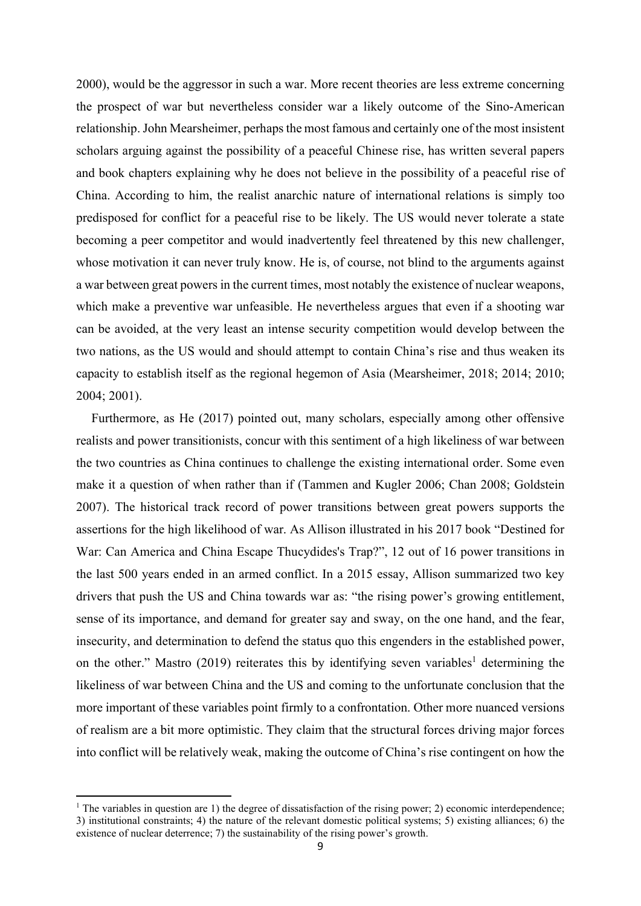2000), would be the aggressor in such a war. More recent theories are less extreme concerning the prospect of war but nevertheless consider war a likely outcome of the Sino-American relationship. John Mearsheimer, perhaps the most famous and certainly one of the most insistent scholars arguing against the possibility of a peaceful Chinese rise, has written several papers and book chapters explaining why he does not believe in the possibility of a peaceful rise of China. According to him, the realist anarchic nature of international relations is simply too predisposed for conflict for a peaceful rise to be likely. The US would never tolerate a state becoming a peer competitor and would inadvertently feel threatened by this new challenger, whose motivation it can never truly know. He is, of course, not blind to the arguments against a war between great powers in the current times, most notably the existence of nuclear weapons, which make a preventive war unfeasible. He nevertheless argues that even if a shooting war can be avoided, at the very least an intense security competition would develop between the two nations, as the US would and should attempt to contain China's rise and thus weaken its capacity to establish itself as the regional hegemon of Asia (Mearsheimer, 2018; 2014; 2010; 2004; 2001).

Furthermore, as He (2017) pointed out, many scholars, especially among other offensive realists and power transitionists, concur with this sentiment of a high likeliness of war between the two countries as China continues to challenge the existing international order. Some even make it a question of when rather than if (Tammen and Kugler 2006; Chan 2008; Goldstein 2007). The historical track record of power transitions between great powers supports the assertions for the high likelihood of war. As Allison illustrated in his 2017 book "Destined for War: Can America and China Escape Thucydides's Trap?", 12 out of 16 power transitions in the last 500 years ended in an armed conflict. In a 2015 essay, Allison summarized two key drivers that push the US and China towards war as: "the rising power's growing entitlement, sense of its importance, and demand for greater say and sway, on the one hand, and the fear, insecurity, and determination to defend the status quo this engenders in the established power, on the other." Mastro (2019) reiterates this by identifying seven variables[1] determining the likeliness of war between China and the US and coming to the unfortunate conclusion that the more important of these variables point firmly to a confrontation. Other more nuanced versions of realism are a bit more optimistic. They claim that the structural forces driving major forces into conflict will be relatively weak, making the outcome of China's rise contingent on how the

---

[1] The variables in question are 1) the degree of dissatisfaction of the rising power; 2) economic interdependence; 3) institutional constraints; 4) the nature of the relevant domestic political systems; 5) existing alliances; 6) the existence of nuclear deterrence; 7) the sustainability of the rising power's growth.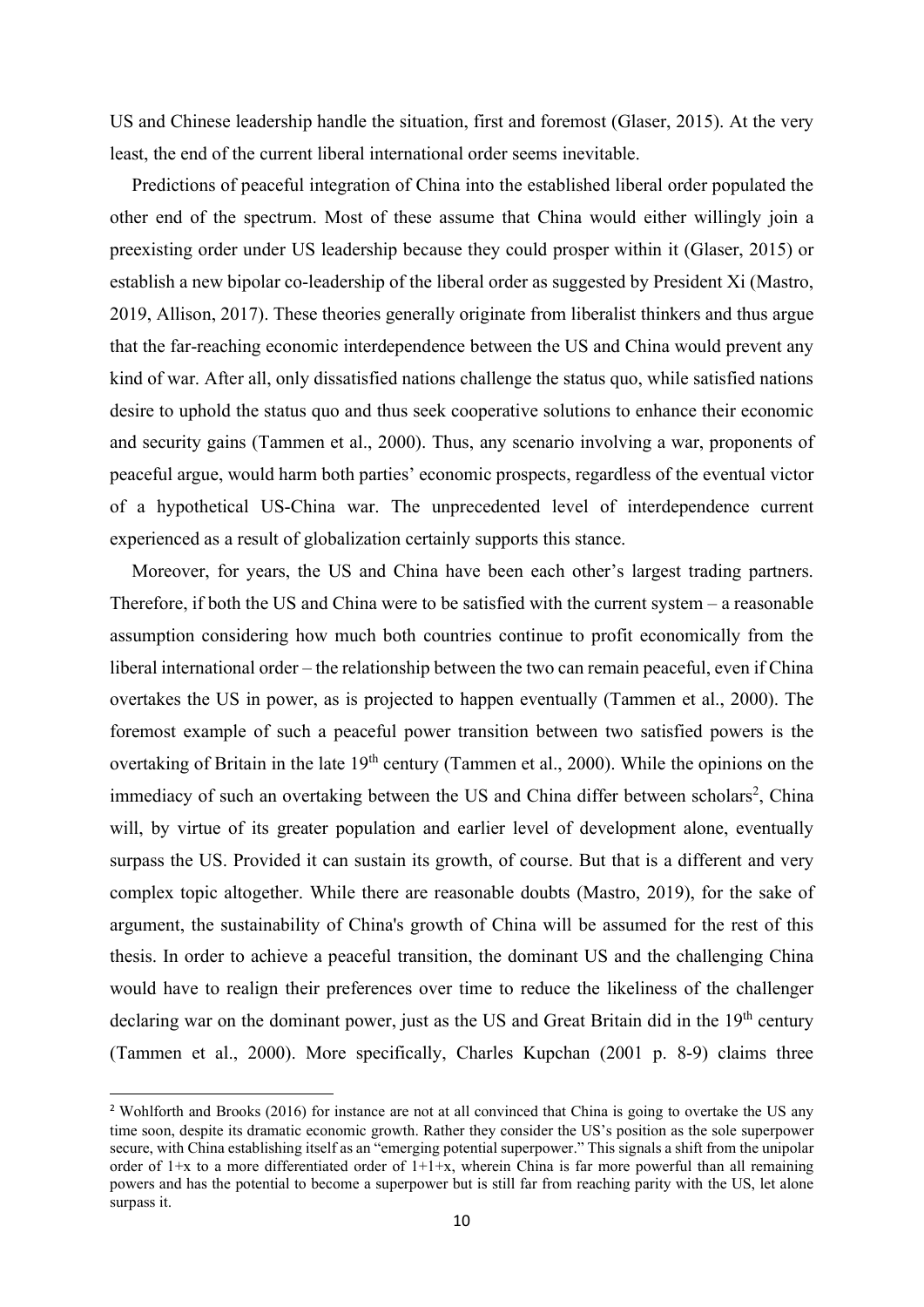US and Chinese leadership handle the situation, first and foremost (Glaser, 2015). At the very least, the end of the current liberal international order seems inevitable.

Predictions of peaceful integration of China into the established liberal order populated the other end of the spectrum. Most of these assume that China would either willingly join a preexisting order under US leadership because they could prosper within it (Glaser, 2015) or establish a new bipolar co-leadership of the liberal order as suggested by President Xi (Mastro, 2019, Allison, 2017). These theories generally originate from liberalist thinkers and thus argue that the far-reaching economic interdependence between the US and China would prevent any kind of war. After all, only dissatisfied nations challenge the status quo, while satisfied nations desire to uphold the status quo and thus seek cooperative solutions to enhance their economic and security gains (Tammen et al., 2000). Thus, any scenario involving a war, proponents of peaceful argue, would harm both parties' economic prospects, regardless of the eventual victor of a hypothetical US-China war. The unprecedented level of interdependence current experienced as a result of globalization certainly supports this stance.

Moreover, for years, the US and China have been each other's largest trading partners. Therefore, if both the US and China were to be satisfied with the current system – a reasonable assumption considering how much both countries continue to profit economically from the liberal international order – the relationship between the two can remain peaceful, even if China overtakes the US in power, as is projected to happen eventually (Tammen et al., 2000). The foremost example of such a peaceful power transition between two satisfied powers is the overtaking of Britain in the late 19th century (Tammen et al., 2000). While the opinions on the immediacy of such an overtaking between the US and China differ between scholars[2], China will, by virtue of its greater population and earlier level of development alone, eventually surpass the US. Provided it can sustain its growth, of course. But that is a different and very complex topic altogether. While there are reasonable doubts (Mastro, 2019), for the sake of argument, the sustainability of China's growth of China will be assumed for the rest of this thesis. In order to achieve a peaceful transition, the dominant US and the challenging China would have to realign their preferences over time to reduce the likeliness of the challenger declaring war on the dominant power, just as the US and Great Britain did in the 19th century (Tammen et al., 2000). More specifically, Charles Kupchan (2001 p. 8-9) claims three

[2] Wohlforth and Brooks (2016) for instance are not at all convinced that China is going to overtake the US any time soon, despite its dramatic economic growth. Rather they consider the US's position as the sole superpower secure, with China establishing itself as an "emerging potential superpower." This signals a shift from the unipolar order of 1+x to a more differentiated order of 1+1+x, wherein China is far more powerful than all remaining powers and has the potential to become a superpower but is still far from reaching parity with the US, let alone surpass it.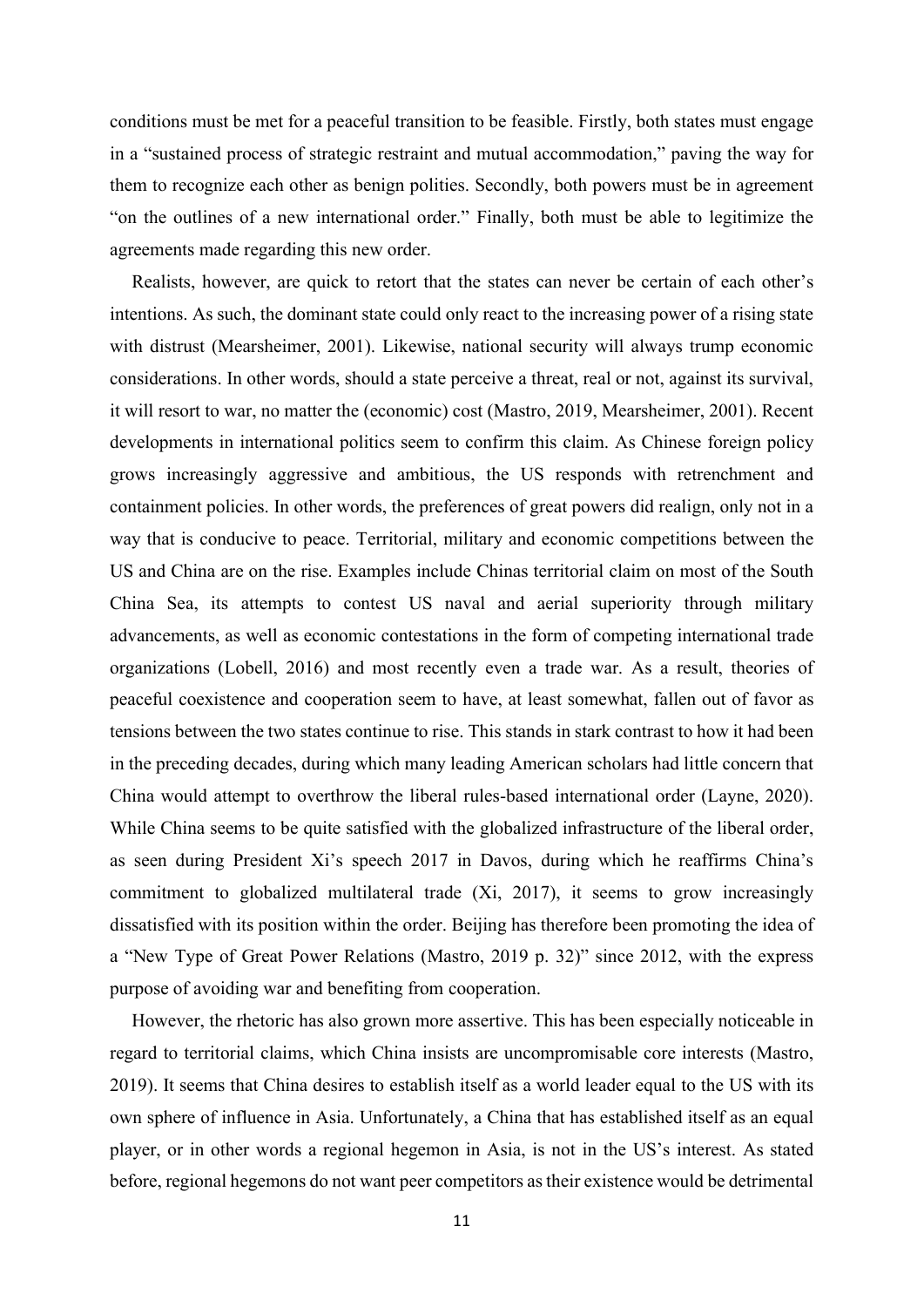conditions must be met for a peaceful transition to be feasible. Firstly, both states must engage in a "sustained process of strategic restraint and mutual accommodation," paving the way for them to recognize each other as benign polities. Secondly, both powers must be in agreement "on the outlines of a new international order." Finally, both must be able to legitimize the agreements made regarding this new order.

Realists, however, are quick to retort that the states can never be certain of each other's intentions. As such, the dominant state could only react to the increasing power of a rising state with distrust (Mearsheimer, 2001). Likewise, national security will always trump economic considerations. In other words, should a state perceive a threat, real or not, against its survival, it will resort to war, no matter the (economic) cost (Mastro, 2019, Mearsheimer, 2001). Recent developments in international politics seem to confirm this claim. As Chinese foreign policy grows increasingly aggressive and ambitious, the US responds with retrenchment and containment policies. In other words, the preferences of great powers did realign, only not in a way that is conducive to peace. Territorial, military and economic competitions between the US and China are on the rise. Examples include Chinas territorial claim on most of the South China Sea, its attempts to contest US naval and aerial superiority through military advancements, as well as economic contestations in the form of competing international trade organizations (Lobell, 2016) and most recently even a trade war. As a result, theories of peaceful coexistence and cooperation seem to have, at least somewhat, fallen out of favor as tensions between the two states continue to rise. This stands in stark contrast to how it had been in the preceding decades, during which many leading American scholars had little concern that China would attempt to overthrow the liberal rules-based international order (Layne, 2020). While China seems to be quite satisfied with the globalized infrastructure of the liberal order, as seen during President Xi's speech 2017 in Davos, during which he reaffirms China's commitment to globalized multilateral trade (Xi, 2017), it seems to grow increasingly dissatisfied with its position within the order. Beijing has therefore been promoting the idea of a "New Type of Great Power Relations (Mastro, 2019 p. 32)" since 2012, with the express purpose of avoiding war and benefiting from cooperation.

However, the rhetoric has also grown more assertive. This has been especially noticeable in regard to territorial claims, which China insists are uncompromisable core interests (Mastro, 2019). It seems that China desires to establish itself as a world leader equal to the US with its own sphere of influence in Asia. Unfortunately, a China that has established itself as an equal player, or in other words a regional hegemon in Asia, is not in the US's interest. As stated before, regional hegemons do not want peer competitors as their existence would be detrimental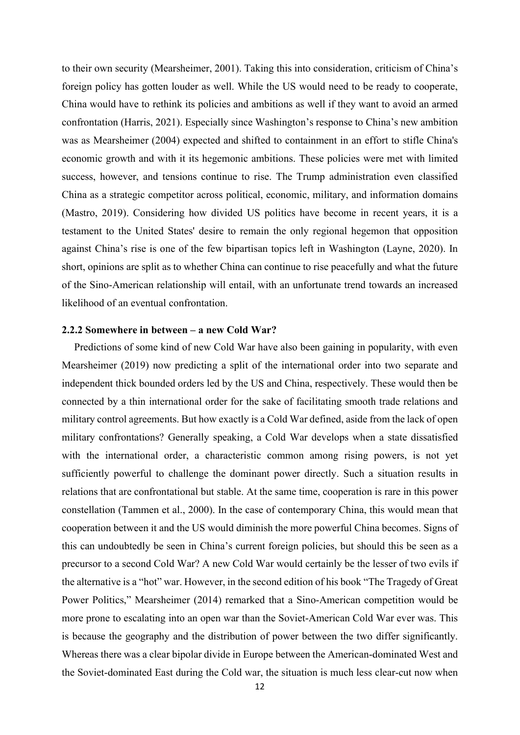to their own security (Mearsheimer, 2001). Taking this into consideration, criticism of China's foreign policy has gotten louder as well. While the US would need to be ready to cooperate, China would have to rethink its policies and ambitions as well if they want to avoid an armed confrontation (Harris, 2021). Especially since Washington's response to China's new ambition was as Mearsheimer (2004) expected and shifted to containment in an effort to stifle China's economic growth and with it its hegemonic ambitions. These policies were met with limited success, however, and tensions continue to rise. The Trump administration even classified China as a strategic competitor across political, economic, military, and information domains (Mastro, 2019). Considering how divided US politics have become in recent years, it is a testament to the United States' desire to remain the only regional hegemon that opposition against China's rise is one of the few bipartisan topics left in Washington (Layne, 2020). In short, opinions are split as to whether China can continue to rise peacefully and what the future of the Sino-American relationship will entail, with an unfortunate trend towards an increased likelihood of an eventual confrontation.

### 2.2.2 Somewhere in between – a new Cold War?

Predictions of some kind of new Cold War have also been gaining in popularity, with even Mearsheimer (2019) now predicting a split of the international order into two separate and independent thick bounded orders led by the US and China, respectively. These would then be connected by a thin international order for the sake of facilitating smooth trade relations and military control agreements. But how exactly is a Cold War defined, aside from the lack of open military confrontations? Generally speaking, a Cold War develops when a state dissatisfied with the international order, a characteristic common among rising powers, is not yet sufficiently powerful to challenge the dominant power directly. Such a situation results in relations that are confrontational but stable. At the same time, cooperation is rare in this power constellation (Tammen et al., 2000). In the case of contemporary China, this would mean that cooperation between it and the US would diminish the more powerful China becomes. Signs of this can undoubtedly be seen in China's current foreign policies, but should this be seen as a precursor to a second Cold War? A new Cold War would certainly be the lesser of two evils if the alternative is a "hot" war. However, in the second edition of his book "The Tragedy of Great Power Politics," Mearsheimer (2014) remarked that a Sino-American competition would be more prone to escalating into an open war than the Soviet-American Cold War ever was. This is because the geography and the distribution of power between the two differ significantly. Whereas there was a clear bipolar divide in Europe between the American-dominated West and the Soviet-dominated East during the Cold war, the situation is much less clear-cut now when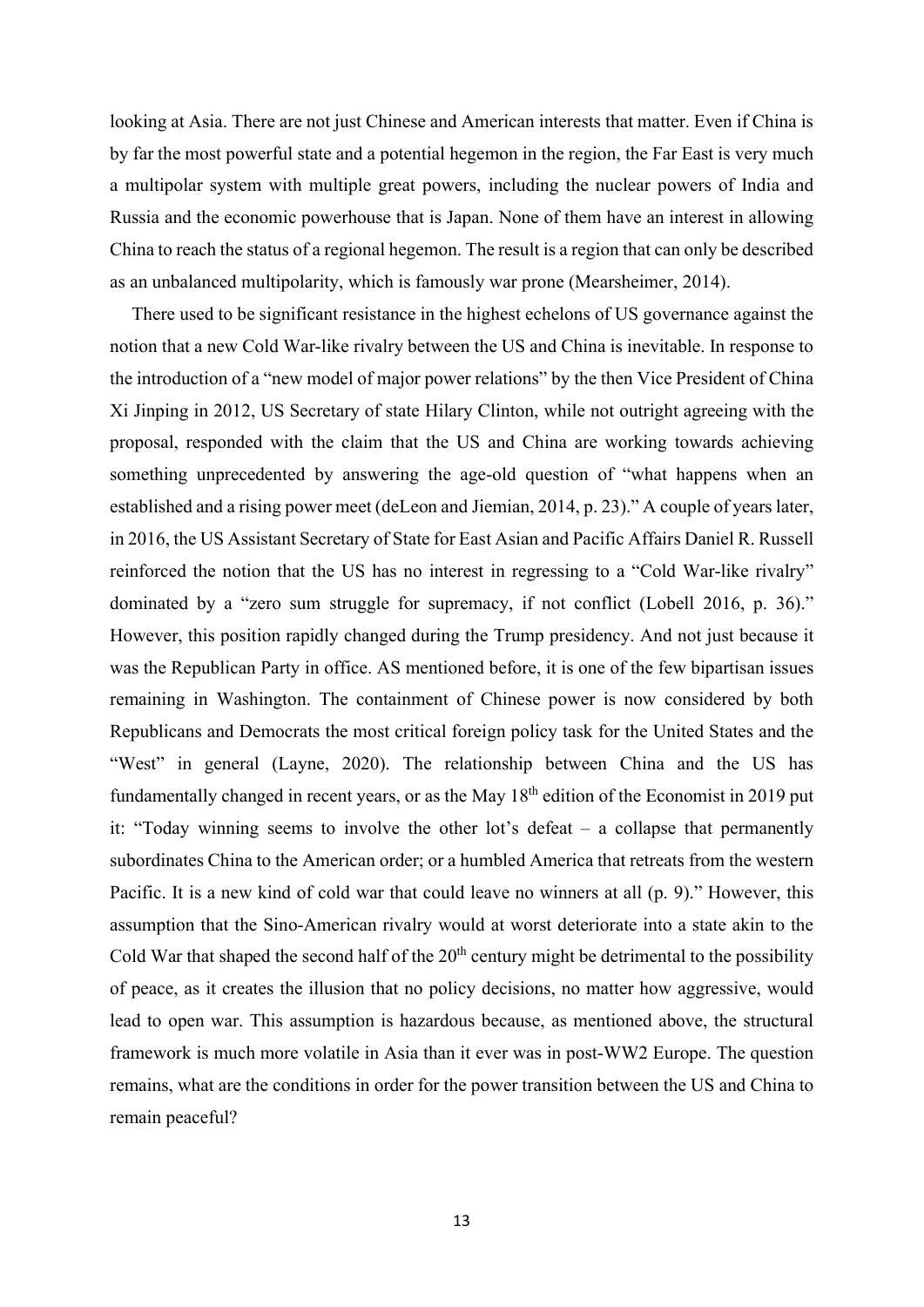looking at Asia. There are not just Chinese and American interests that matter. Even if China is by far the most powerful state and a potential hegemon in the region, the Far East is very much a multipolar system with multiple great powers, including the nuclear powers of India and Russia and the economic powerhouse that is Japan. None of them have an interest in allowing China to reach the status of a regional hegemon. The result is a region that can only be described as an unbalanced multipolarity, which is famously war prone (Mearsheimer, 2014).

There used to be significant resistance in the highest echelons of US governance against the notion that a new Cold War-like rivalry between the US and China is inevitable. In response to the introduction of a "new model of major power relations" by the then Vice President of China Xi Jinping in 2012, US Secretary of state Hilary Clinton, while not outright agreeing with the proposal, responded with the claim that the US and China are working towards achieving something unprecedented by answering the age-old question of "what happens when an established and a rising power meet (deLeon and Jiemian, 2014, p. 23)." A couple of years later, in 2016, the US Assistant Secretary of State for East Asian and Pacific Affairs Daniel R. Russell reinforced the notion that the US has no interest in regressing to a "Cold War-like rivalry" dominated by a "zero sum struggle for supremacy, if not conflict (Lobell 2016, p. 36)." However, this position rapidly changed during the Trump presidency. And not just because it was the Republican Party in office. AS mentioned before, it is one of the few bipartisan issues remaining in Washington. The containment of Chinese power is now considered by both Republicans and Democrats the most critical foreign policy task for the United States and the "West" in general (Layne, 2020). The relationship between China and the US has fundamentally changed in recent years, or as the May 18th edition of the Economist in 2019 put it: "Today winning seems to involve the other lot's defeat – a collapse that permanently subordinates China to the American order; or a humbled America that retreats from the western Pacific. It is a new kind of cold war that could leave no winners at all (p. 9)." However, this assumption that the Sino-American rivalry would at worst deteriorate into a state akin to the Cold War that shaped the second half of the 20th century might be detrimental to the possibility of peace, as it creates the illusion that no policy decisions, no matter how aggressive, would lead to open war. This assumption is hazardous because, as mentioned above, the structural framework is much more volatile in Asia than it ever was in post-WW2 Europe. The question remains, what are the conditions in order for the power transition between the US and China to remain peaceful?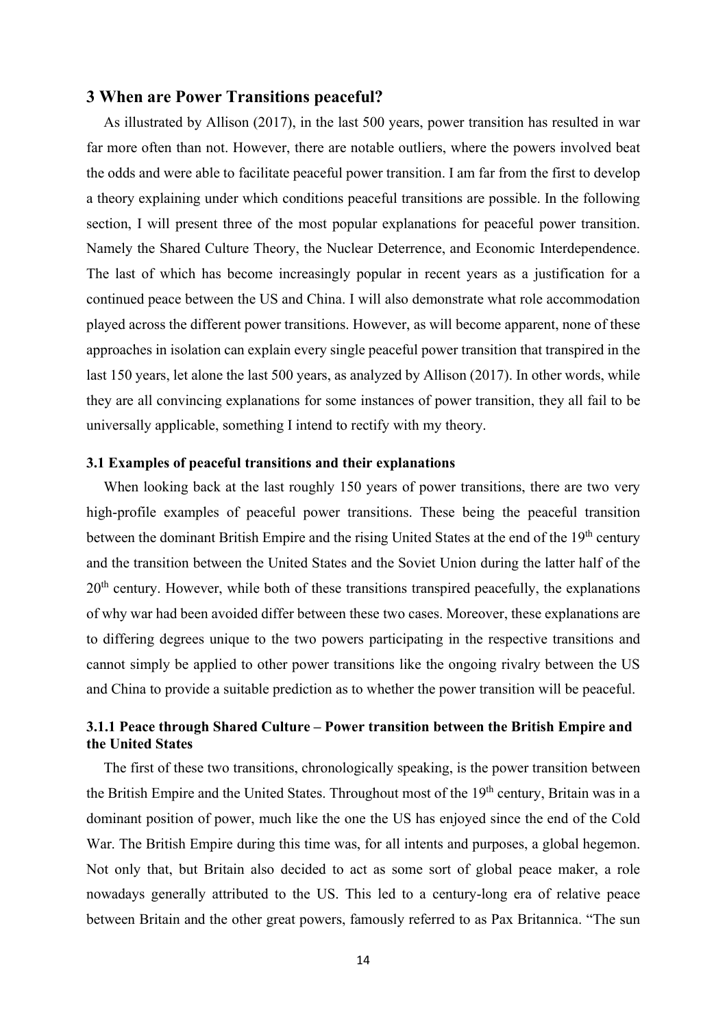## 3 When are Power Transitions peaceful?

As illustrated by Allison (2017), in the last 500 years, power transition has resulted in war far more often than not. However, there are notable outliers, where the powers involved beat the odds and were able to facilitate peaceful power transition. I am far from the first to develop a theory explaining under which conditions peaceful transitions are possible. In the following section, I will present three of the most popular explanations for peaceful power transition. Namely the Shared Culture Theory, the Nuclear Deterrence, and Economic Interdependence. The last of which has become increasingly popular in recent years as a justification for a continued peace between the US and China. I will also demonstrate what role accommodation played across the different power transitions. However, as will become apparent, none of these approaches in isolation can explain every single peaceful power transition that transpired in the last 150 years, let alone the last 500 years, as analyzed by Allison (2017). In other words, while they are all convincing explanations for some instances of power transition, they all fail to be universally applicable, something I intend to rectify with my theory.

### 3.1 Examples of peaceful transitions and their explanations

When looking back at the last roughly 150 years of power transitions, there are two very high-profile examples of peaceful power transitions. These being the peaceful transition between the dominant British Empire and the rising United States at the end of the 19th century and the transition between the United States and the Soviet Union during the latter half of the 20th century. However, while both of these transitions transpired peacefully, the explanations of why war had been avoided differ between these two cases. Moreover, these explanations are to differing degrees unique to the two powers participating in the respective transitions and cannot simply be applied to other power transitions like the ongoing rivalry between the US and China to provide a suitable prediction as to whether the power transition will be peaceful.

#### 3.1.1 Peace through Shared Culture – Power transition between the British Empire and the United States

The first of these two transitions, chronologically speaking, is the power transition between the British Empire and the United States. Throughout most of the 19th century, Britain was in a dominant position of power, much like the one the US has enjoyed since the end of the Cold War. The British Empire during this time was, for all intents and purposes, a global hegemon. Not only that, but Britain also decided to act as some sort of global peace maker, a role nowadays generally attributed to the US. This led to a century-long era of relative peace between Britain and the other great powers, famously referred to as Pax Britannica. "The sun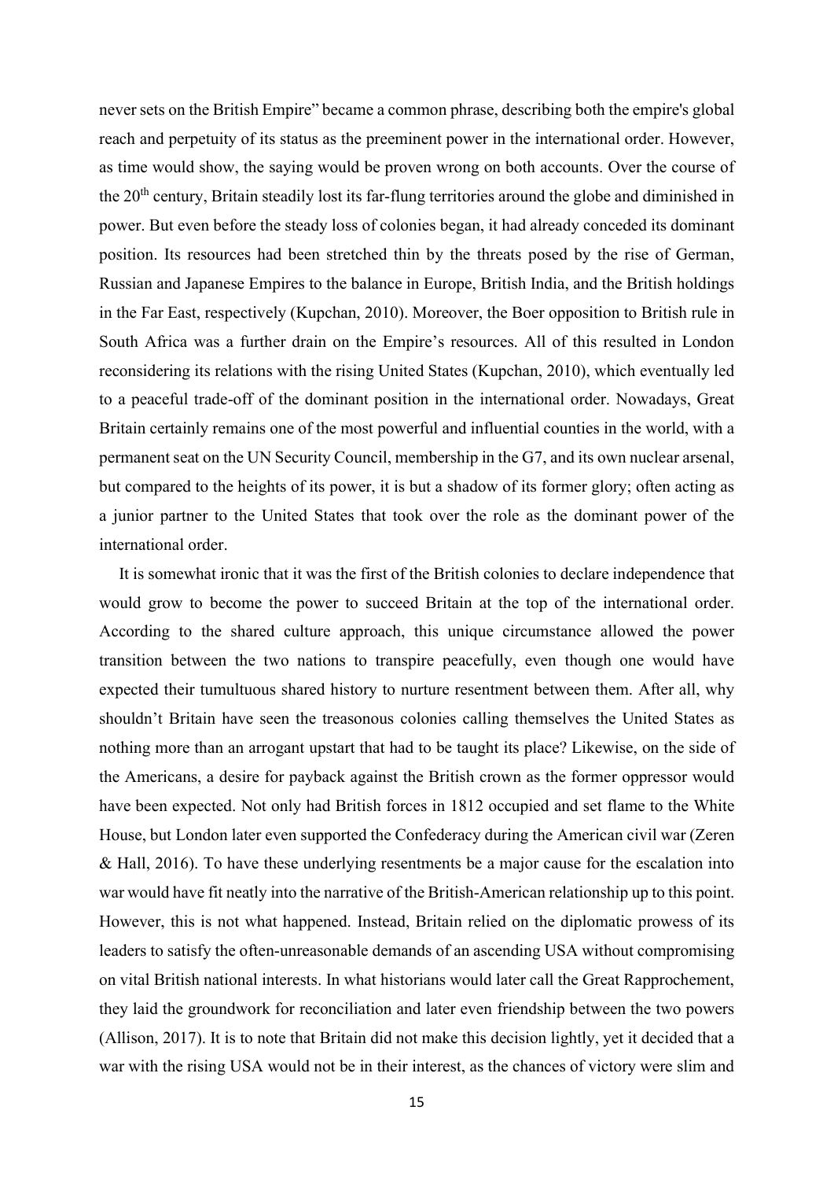never sets on the British Empire" became a common phrase, describing both the empire's global reach and perpetuity of its status as the preeminent power in the international order. However, as time would show, the saying would be proven wrong on both accounts. Over the course of the 20th century, Britain steadily lost its far-flung territories around the globe and diminished in power. But even before the steady loss of colonies began, it had already conceded its dominant position. Its resources had been stretched thin by the threats posed by the rise of German, Russian and Japanese Empires to the balance in Europe, British India, and the British holdings in the Far East, respectively (Kupchan, 2010). Moreover, the Boer opposition to British rule in South Africa was a further drain on the Empire's resources. All of this resulted in London reconsidering its relations with the rising United States (Kupchan, 2010), which eventually led to a peaceful trade-off of the dominant position in the international order. Nowadays, Great Britain certainly remains one of the most powerful and influential counties in the world, with a permanent seat on the UN Security Council, membership in the G7, and its own nuclear arsenal, but compared to the heights of its power, it is but a shadow of its former glory; often acting as a junior partner to the United States that took over the role as the dominant power of the international order.

It is somewhat ironic that it was the first of the British colonies to declare independence that would grow to become the power to succeed Britain at the top of the international order. According to the shared culture approach, this unique circumstance allowed the power transition between the two nations to transpire peacefully, even though one would have expected their tumultuous shared history to nurture resentment between them. After all, why shouldn't Britain have seen the treasonous colonies calling themselves the United States as nothing more than an arrogant upstart that had to be taught its place? Likewise, on the side of the Americans, a desire for payback against the British crown as the former oppressor would have been expected. Not only had British forces in 1812 occupied and set flame to the White House, but London later even supported the Confederacy during the American civil war (Zeren & Hall, 2016). To have these underlying resentments be a major cause for the escalation into war would have fit neatly into the narrative of the British-American relationship up to this point. However, this is not what happened. Instead, Britain relied on the diplomatic prowess of its leaders to satisfy the often-unreasonable demands of an ascending USA without compromising on vital British national interests. In what historians would later call the Great Rapprochement, they laid the groundwork for reconciliation and later even friendship between the two powers (Allison, 2017). It is to note that Britain did not make this decision lightly, yet it decided that a war with the rising USA would not be in their interest, as the chances of victory were slim and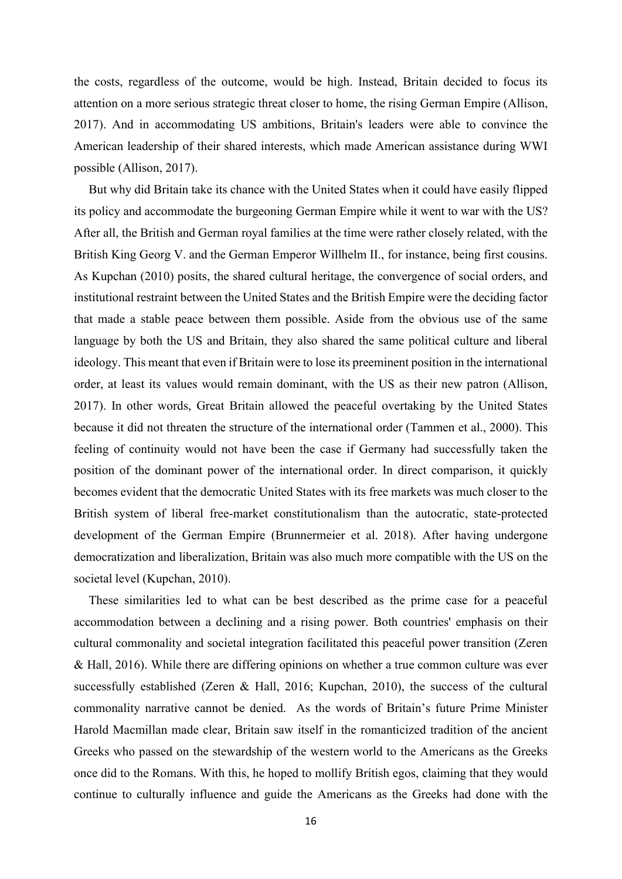the costs, regardless of the outcome, would be high. Instead, Britain decided to focus its attention on a more serious strategic threat closer to home, the rising German Empire (Allison, 2017). And in accommodating US ambitions, Britain's leaders were able to convince the American leadership of their shared interests, which made American assistance during WWI possible (Allison, 2017).

But why did Britain take its chance with the United States when it could have easily flipped its policy and accommodate the burgeoning German Empire while it went to war with the US? After all, the British and German royal families at the time were rather closely related, with the British King Georg V. and the German Emperor Willhelm II., for instance, being first cousins. As Kupchan (2010) posits, the shared cultural heritage, the convergence of social orders, and institutional restraint between the United States and the British Empire were the deciding factor that made a stable peace between them possible. Aside from the obvious use of the same language by both the US and Britain, they also shared the same political culture and liberal ideology. This meant that even if Britain were to lose its preeminent position in the international order, at least its values would remain dominant, with the US as their new patron (Allison, 2017). In other words, Great Britain allowed the peaceful overtaking by the United States because it did not threaten the structure of the international order (Tammen et al., 2000). This feeling of continuity would not have been the case if Germany had successfully taken the position of the dominant power of the international order. In direct comparison, it quickly becomes evident that the democratic United States with its free markets was much closer to the British system of liberal free-market constitutionalism than the autocratic, state-protected development of the German Empire (Brunnermeier et al. 2018). After having undergone democratization and liberalization, Britain was also much more compatible with the US on the societal level (Kupchan, 2010).

These similarities led to what can be best described as the prime case for a peaceful accommodation between a declining and a rising power. Both countries' emphasis on their cultural commonality and societal integration facilitated this peaceful power transition (Zeren & Hall, 2016). While there are differing opinions on whether a true common culture was ever successfully established (Zeren & Hall, 2016; Kupchan, 2010), the success of the cultural commonality narrative cannot be denied. As the words of Britain's future Prime Minister Harold Macmillan made clear, Britain saw itself in the romanticized tradition of the ancient Greeks who passed on the stewardship of the western world to the Americans as the Greeks once did to the Romans. With this, he hoped to mollify British egos, claiming that they would continue to culturally influence and guide the Americans as the Greeks had done with the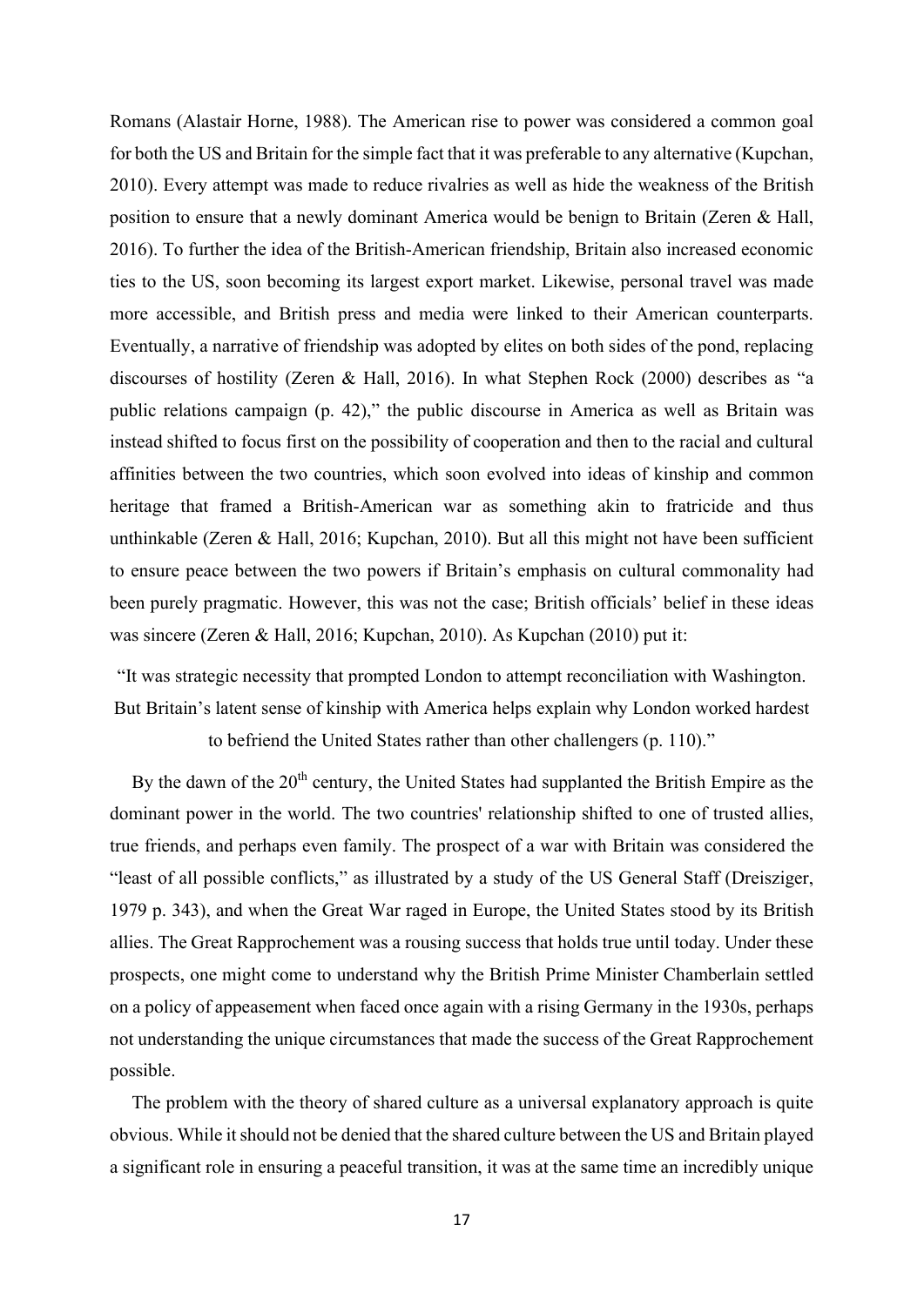Romans (Alastair Horne, 1988). The American rise to power was considered a common goal for both the US and Britain for the simple fact that it was preferable to any alternative (Kupchan, 2010). Every attempt was made to reduce rivalries as well as hide the weakness of the British position to ensure that a newly dominant America would be benign to Britain (Zeren & Hall, 2016). To further the idea of the British-American friendship, Britain also increased economic ties to the US, soon becoming its largest export market. Likewise, personal travel was made more accessible, and British press and media were linked to their American counterparts. Eventually, a narrative of friendship was adopted by elites on both sides of the pond, replacing discourses of hostility (Zeren & Hall, 2016). In what Stephen Rock (2000) describes as "a public relations campaign (p. 42)," the public discourse in America as well as Britain was instead shifted to focus first on the possibility of cooperation and then to the racial and cultural affinities between the two countries, which soon evolved into ideas of kinship and common heritage that framed a British-American war as something akin to fratricide and thus unthinkable (Zeren & Hall, 2016; Kupchan, 2010). But all this might not have been sufficient to ensure peace between the two powers if Britain's emphasis on cultural commonality had been purely pragmatic. However, this was not the case; British officials' belief in these ideas was sincere (Zeren & Hall, 2016; Kupchan, 2010). As Kupchan (2010) put it:

> "It was strategic necessity that prompted London to attempt reconciliation with Washington. But Britain's latent sense of kinship with America helps explain why London worked hardest to befriend the United States rather than other challengers (p. 110)."

By the dawn of the 20th century, the United States had supplanted the British Empire as the dominant power in the world. The two countries' relationship shifted to one of trusted allies, true friends, and perhaps even family. The prospect of a war with Britain was considered the "least of all possible conflicts," as illustrated by a study of the US General Staff (Dreisziger, 1979 p. 343), and when the Great War raged in Europe, the United States stood by its British allies. The Great Rapprochement was a rousing success that holds true until today. Under these prospects, one might come to understand why the British Prime Minister Chamberlain settled on a policy of appeasement when faced once again with a rising Germany in the 1930s, perhaps not understanding the unique circumstances that made the success of the Great Rapprochement possible.

The problem with the theory of shared culture as a universal explanatory approach is quite obvious. While it should not be denied that the shared culture between the US and Britain played a significant role in ensuring a peaceful transition, it was at the same time an incredibly unique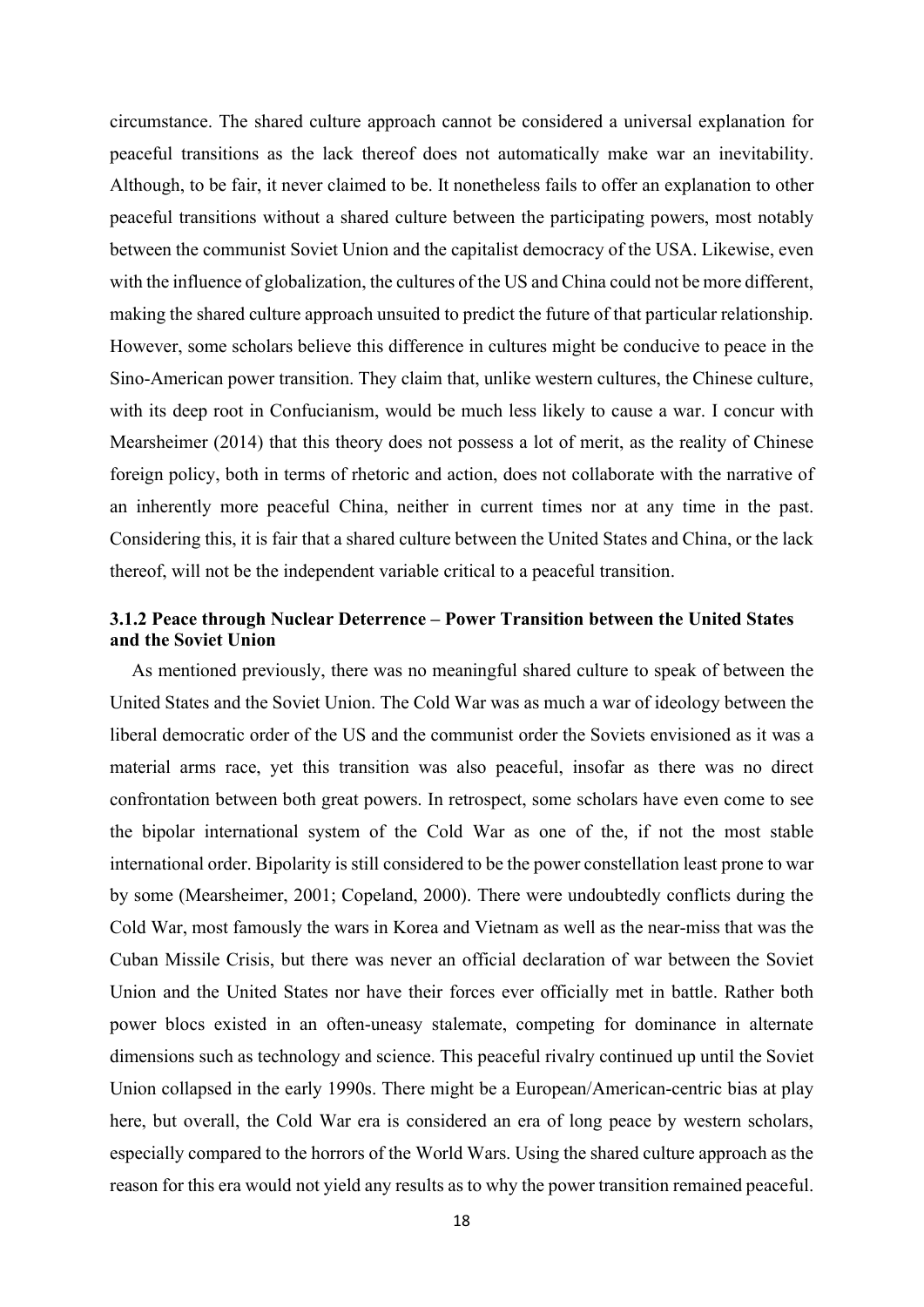circumstance. The shared culture approach cannot be considered a universal explanation for peaceful transitions as the lack thereof does not automatically make war an inevitability. Although, to be fair, it never claimed to be. It nonetheless fails to offer an explanation to other peaceful transitions without a shared culture between the participating powers, most notably between the communist Soviet Union and the capitalist democracy of the USA. Likewise, even with the influence of globalization, the cultures of the US and China could not be more different, making the shared culture approach unsuited to predict the future of that particular relationship. However, some scholars believe this difference in cultures might be conducive to peace in the Sino-American power transition. They claim that, unlike western cultures, the Chinese culture, with its deep root in Confucianism, would be much less likely to cause a war. I concur with Mearsheimer (2014) that this theory does not possess a lot of merit, as the reality of Chinese foreign policy, both in terms of rhetoric and action, does not collaborate with the narrative of an inherently more peaceful China, neither in current times nor at any time in the past. Considering this, it is fair that a shared culture between the United States and China, or the lack thereof, will not be the independent variable critical to a peaceful transition.

### 3.1.2 Peace through Nuclear Deterrence – Power Transition between the United States and the Soviet Union

As mentioned previously, there was no meaningful shared culture to speak of between the United States and the Soviet Union. The Cold War was as much a war of ideology between the liberal democratic order of the US and the communist order the Soviets envisioned as it was a material arms race, yet this transition was also peaceful, insofar as there was no direct confrontation between both great powers. In retrospect, some scholars have even come to see the bipolar international system of the Cold War as one of the, if not the most stable international order. Bipolarity is still considered to be the power constellation least prone to war by some (Mearsheimer, 2001; Copeland, 2000). There were undoubtedly conflicts during the Cold War, most famously the wars in Korea and Vietnam as well as the near-miss that was the Cuban Missile Crisis, but there was never an official declaration of war between the Soviet Union and the United States nor have their forces ever officially met in battle. Rather both power blocs existed in an often-uneasy stalemate, competing for dominance in alternate dimensions such as technology and science. This peaceful rivalry continued up until the Soviet Union collapsed in the early 1990s. There might be a European/American-centric bias at play here, but overall, the Cold War era is considered an era of long peace by western scholars, especially compared to the horrors of the World Wars. Using the shared culture approach as the reason for this era would not yield any results as to why the power transition remained peaceful.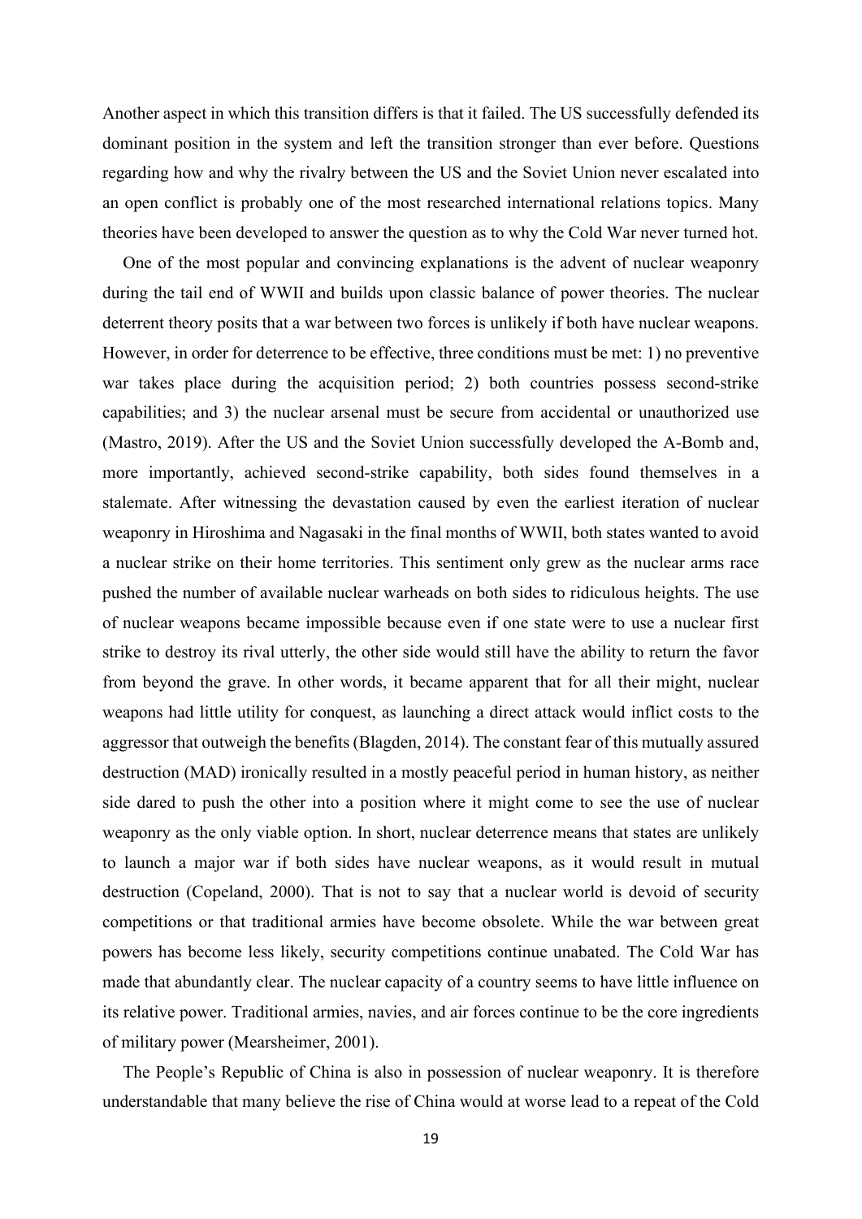Another aspect in which this transition differs is that it failed. The US successfully defended its dominant position in the system and left the transition stronger than ever before. Questions regarding how and why the rivalry between the US and the Soviet Union never escalated into an open conflict is probably one of the most researched international relations topics. Many theories have been developed to answer the question as to why the Cold War never turned hot.

One of the most popular and convincing explanations is the advent of nuclear weaponry during the tail end of WWII and builds upon classic balance of power theories. The nuclear deterrent theory posits that a war between two forces is unlikely if both have nuclear weapons. However, in order for deterrence to be effective, three conditions must be met: 1) no preventive war takes place during the acquisition period; 2) both countries possess second-strike capabilities; and 3) the nuclear arsenal must be secure from accidental or unauthorized use (Mastro, 2019). After the US and the Soviet Union successfully developed the A-Bomb and, more importantly, achieved second-strike capability, both sides found themselves in a stalemate. After witnessing the devastation caused by even the earliest iteration of nuclear weaponry in Hiroshima and Nagasaki in the final months of WWII, both states wanted to avoid a nuclear strike on their home territories. This sentiment only grew as the nuclear arms race pushed the number of available nuclear warheads on both sides to ridiculous heights. The use of nuclear weapons became impossible because even if one state were to use a nuclear first strike to destroy its rival utterly, the other side would still have the ability to return the favor from beyond the grave. In other words, it became apparent that for all their might, nuclear weapons had little utility for conquest, as launching a direct attack would inflict costs to the aggressor that outweigh the benefits (Blagden, 2014). The constant fear of this mutually assured destruction (MAD) ironically resulted in a mostly peaceful period in human history, as neither side dared to push the other into a position where it might come to see the use of nuclear weaponry as the only viable option. In short, nuclear deterrence means that states are unlikely to launch a major war if both sides have nuclear weapons, as it would result in mutual destruction (Copeland, 2000). That is not to say that a nuclear world is devoid of security competitions or that traditional armies have become obsolete. While the war between great powers has become less likely, security competitions continue unabated. The Cold War has made that abundantly clear. The nuclear capacity of a country seems to have little influence on its relative power. Traditional armies, navies, and air forces continue to be the core ingredients of military power (Mearsheimer, 2001).

The People's Republic of China is also in possession of nuclear weaponry. It is therefore understandable that many believe the rise of China would at worse lead to a repeat of the Cold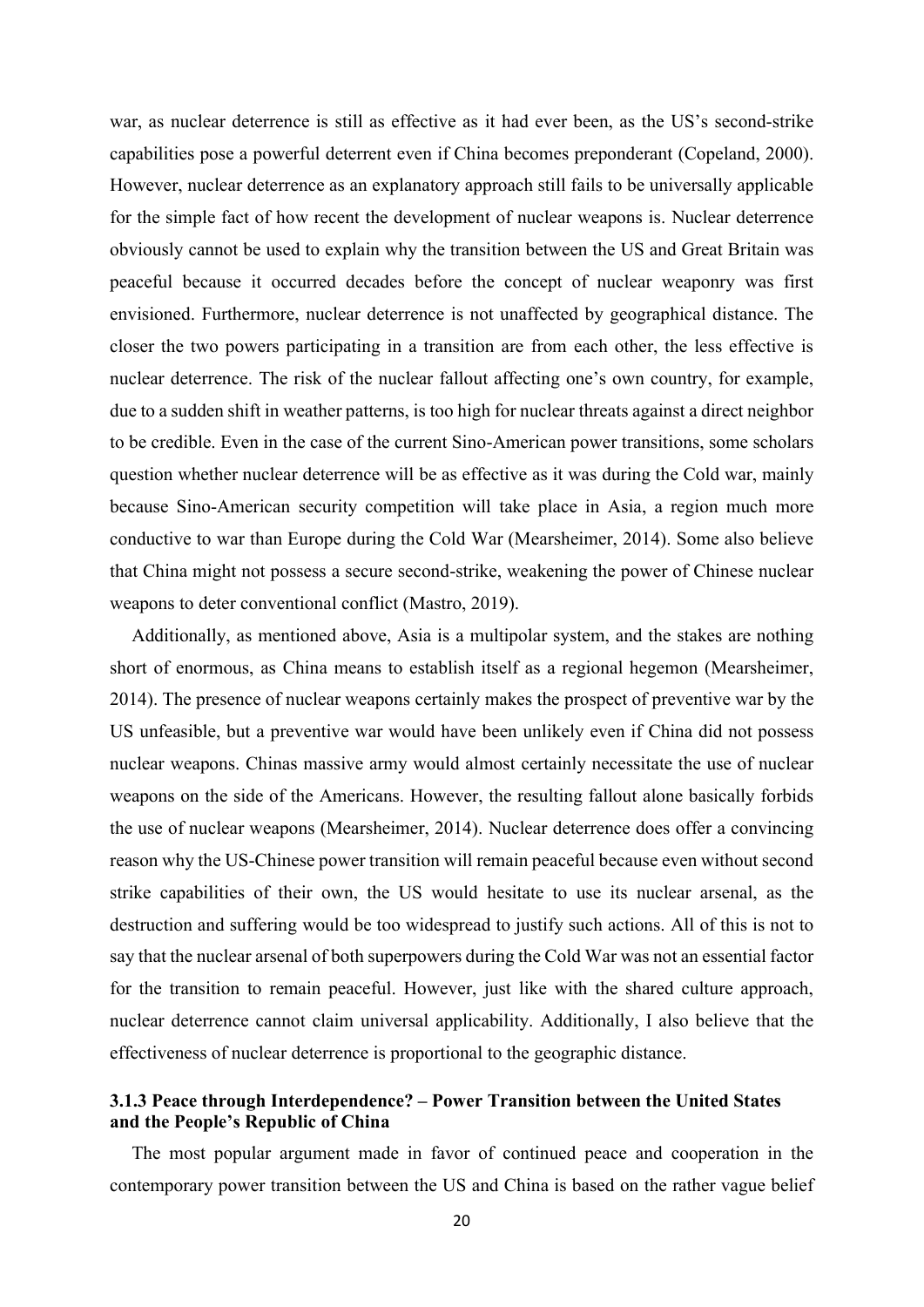war, as nuclear deterrence is still as effective as it had ever been, as the US's second-strike capabilities pose a powerful deterrent even if China becomes preponderant (Copeland, 2000). However, nuclear deterrence as an explanatory approach still fails to be universally applicable for the simple fact of how recent the development of nuclear weapons is. Nuclear deterrence obviously cannot be used to explain why the transition between the US and Great Britain was peaceful because it occurred decades before the concept of nuclear weaponry was first envisioned. Furthermore, nuclear deterrence is not unaffected by geographical distance. The closer the two powers participating in a transition are from each other, the less effective is nuclear deterrence. The risk of the nuclear fallout affecting one's own country, for example, due to a sudden shift in weather patterns, is too high for nuclear threats against a direct neighbor to be credible. Even in the case of the current Sino-American power transitions, some scholars question whether nuclear deterrence will be as effective as it was during the Cold war, mainly because Sino-American security competition will take place in Asia, a region much more conductive to war than Europe during the Cold War (Mearsheimer, 2014). Some also believe that China might not possess a secure second-strike, weakening the power of Chinese nuclear weapons to deter conventional conflict (Mastro, 2019).

Additionally, as mentioned above, Asia is a multipolar system, and the stakes are nothing short of enormous, as China means to establish itself as a regional hegemon (Mearsheimer, 2014). The presence of nuclear weapons certainly makes the prospect of preventive war by the US unfeasible, but a preventive war would have been unlikely even if China did not possess nuclear weapons. Chinas massive army would almost certainly necessitate the use of nuclear weapons on the side of the Americans. However, the resulting fallout alone basically forbids the use of nuclear weapons (Mearsheimer, 2014). Nuclear deterrence does offer a convincing reason why the US-Chinese power transition will remain peaceful because even without second strike capabilities of their own, the US would hesitate to use its nuclear arsenal, as the destruction and suffering would be too widespread to justify such actions. All of this is not to say that the nuclear arsenal of both superpowers during the Cold War was not an essential factor for the transition to remain peaceful. However, just like with the shared culture approach, nuclear deterrence cannot claim universal applicability. Additionally, I also believe that the effectiveness of nuclear deterrence is proportional to the geographic distance.

### 3.1.3 Peace through Interdependence? – Power Transition between the United States and the People's Republic of China

The most popular argument made in favor of continued peace and cooperation in the contemporary power transition between the US and China is based on the rather vague belief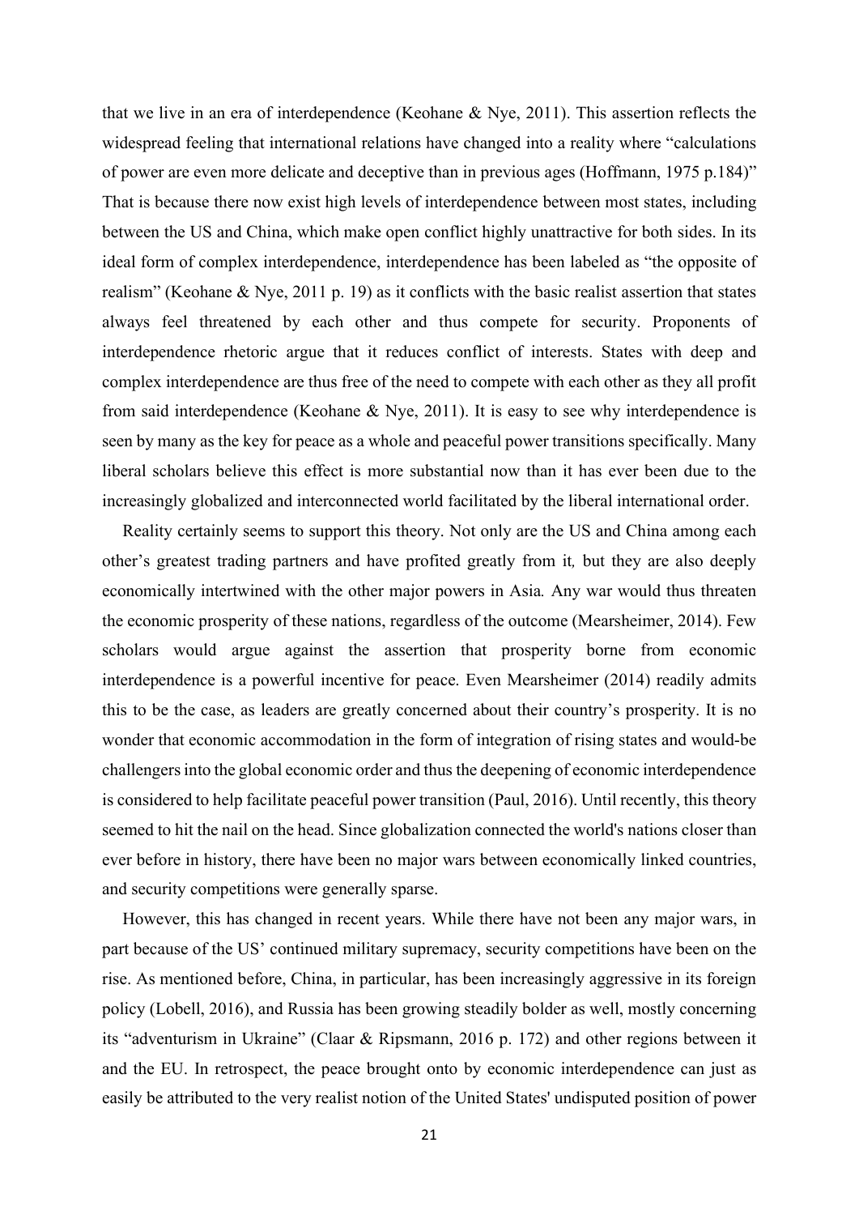that we live in an era of interdependence (Keohane & Nye, 2011). This assertion reflects the widespread feeling that international relations have changed into a reality where "calculations of power are even more delicate and deceptive than in previous ages (Hoffmann, 1975 p.184)" That is because there now exist high levels of interdependence between most states, including between the US and China, which make open conflict highly unattractive for both sides. In its ideal form of complex interdependence, interdependence has been labeled as "the opposite of realism" (Keohane & Nye, 2011 p. 19) as it conflicts with the basic realist assertion that states always feel threatened by each other and thus compete for security. Proponents of interdependence rhetoric argue that it reduces conflict of interests. States with deep and complex interdependence are thus free of the need to compete with each other as they all profit from said interdependence (Keohane & Nye, 2011). It is easy to see why interdependence is seen by many as the key for peace as a whole and peaceful power transitions specifically. Many liberal scholars believe this effect is more substantial now than it has ever been due to the increasingly globalized and interconnected world facilitated by the liberal international order.

Reality certainly seems to support this theory. Not only are the US and China among each other's greatest trading partners and have profited greatly from it*,* but they are also deeply economically intertwined with the other major powers in Asia*.* Any war would thus threaten the economic prosperity of these nations, regardless of the outcome (Mearsheimer, 2014). Few scholars would argue against the assertion that prosperity borne from economic interdependence is a powerful incentive for peace. Even Mearsheimer (2014) readily admits this to be the case, as leaders are greatly concerned about their country's prosperity. It is no wonder that economic accommodation in the form of integration of rising states and would-be challengers into the global economic order and thus the deepening of economic interdependence is considered to help facilitate peaceful power transition (Paul, 2016). Until recently, this theory seemed to hit the nail on the head. Since globalization connected the world's nations closer than ever before in history, there have been no major wars between economically linked countries, and security competitions were generally sparse.

However, this has changed in recent years. While there have not been any major wars, in part because of the US' continued military supremacy, security competitions have been on the rise. As mentioned before, China, in particular, has been increasingly aggressive in its foreign policy (Lobell, 2016), and Russia has been growing steadily bolder as well, mostly concerning its "adventurism in Ukraine" (Claar & Ripsmann, 2016 p. 172) and other regions between it and the EU. In retrospect, the peace brought onto by economic interdependence can just as easily be attributed to the very realist notion of the United States' undisputed position of power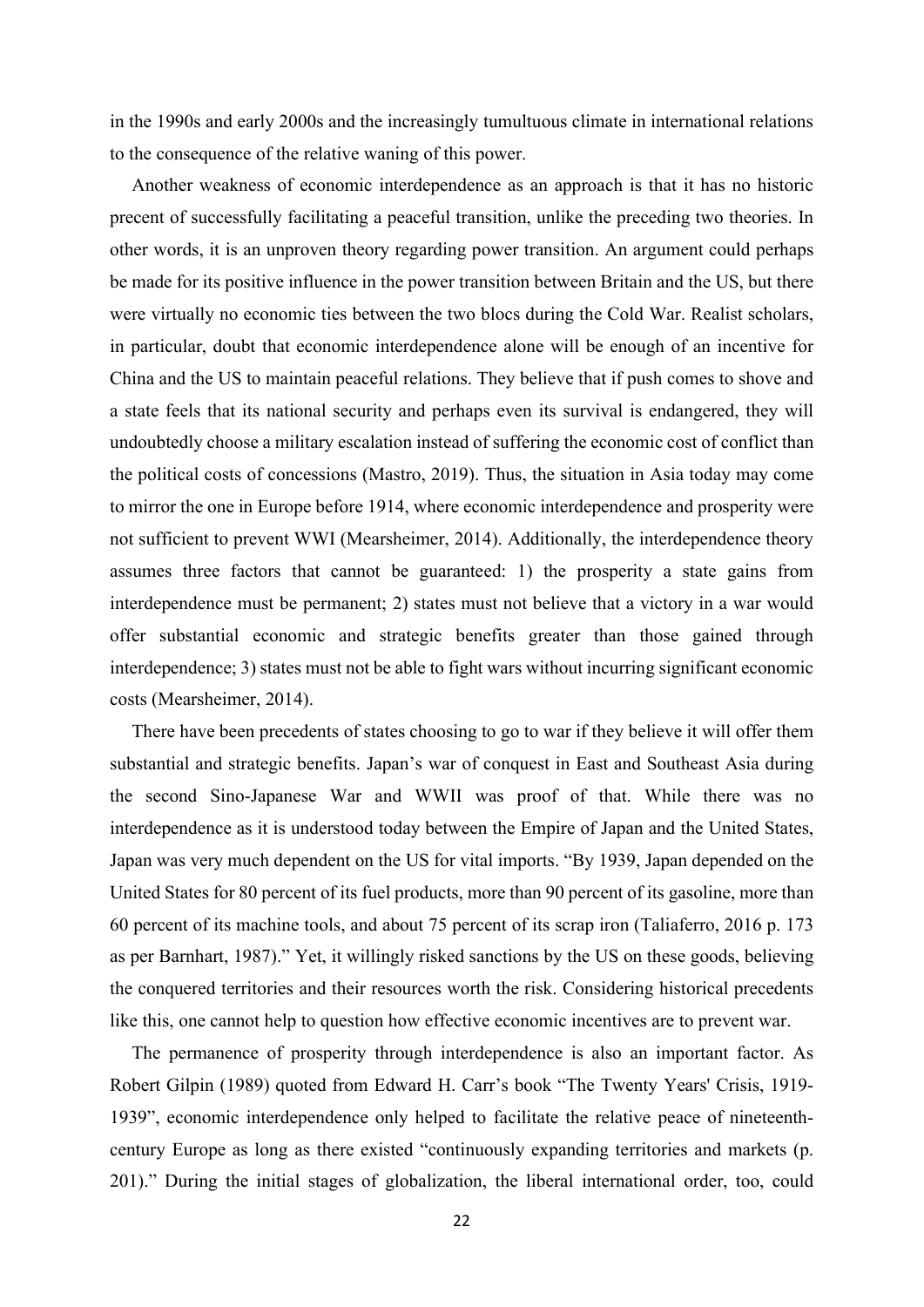in the 1990s and early 2000s and the increasingly tumultuous climate in international relations to the consequence of the relative waning of this power.

Another weakness of economic interdependence as an approach is that it has no historic precent of successfully facilitating a peaceful transition, unlike the preceding two theories. In other words, it is an unproven theory regarding power transition. An argument could perhaps be made for its positive influence in the power transition between Britain and the US, but there were virtually no economic ties between the two blocs during the Cold War. Realist scholars, in particular, doubt that economic interdependence alone will be enough of an incentive for China and the US to maintain peaceful relations. They believe that if push comes to shove and a state feels that its national security and perhaps even its survival is endangered, they will undoubtedly choose a military escalation instead of suffering the economic cost of conflict than the political costs of concessions (Mastro, 2019). Thus, the situation in Asia today may come to mirror the one in Europe before 1914, where economic interdependence and prosperity were not sufficient to prevent WWI (Mearsheimer, 2014). Additionally, the interdependence theory assumes three factors that cannot be guaranteed: 1) the prosperity a state gains from interdependence must be permanent; 2) states must not believe that a victory in a war would offer substantial economic and strategic benefits greater than those gained through interdependence; 3) states must not be able to fight wars without incurring significant economic costs (Mearsheimer, 2014).

There have been precedents of states choosing to go to war if they believe it will offer them substantial and strategic benefits. Japan's war of conquest in East and Southeast Asia during the second Sino-Japanese War and WWII was proof of that. While there was no interdependence as it is understood today between the Empire of Japan and the United States, Japan was very much dependent on the US for vital imports. "By 1939, Japan depended on the United States for 80 percent of its fuel products, more than 90 percent of its gasoline, more than 60 percent of its machine tools, and about 75 percent of its scrap iron (Taliaferro, 2016 p. 173 as per Barnhart, 1987)." Yet, it willingly risked sanctions by the US on these goods, believing the conquered territories and their resources worth the risk. Considering historical precedents like this, one cannot help to question how effective economic incentives are to prevent war.

The permanence of prosperity through interdependence is also an important factor. As Robert Gilpin (1989) quoted from Edward H. Carr's book "The Twenty Years' Crisis, 1919-1939", economic interdependence only helped to facilitate the relative peace of nineteenth-century Europe as long as there existed "continuously expanding territories and markets (p. 201)." During the initial stages of globalization, the liberal international order, too, could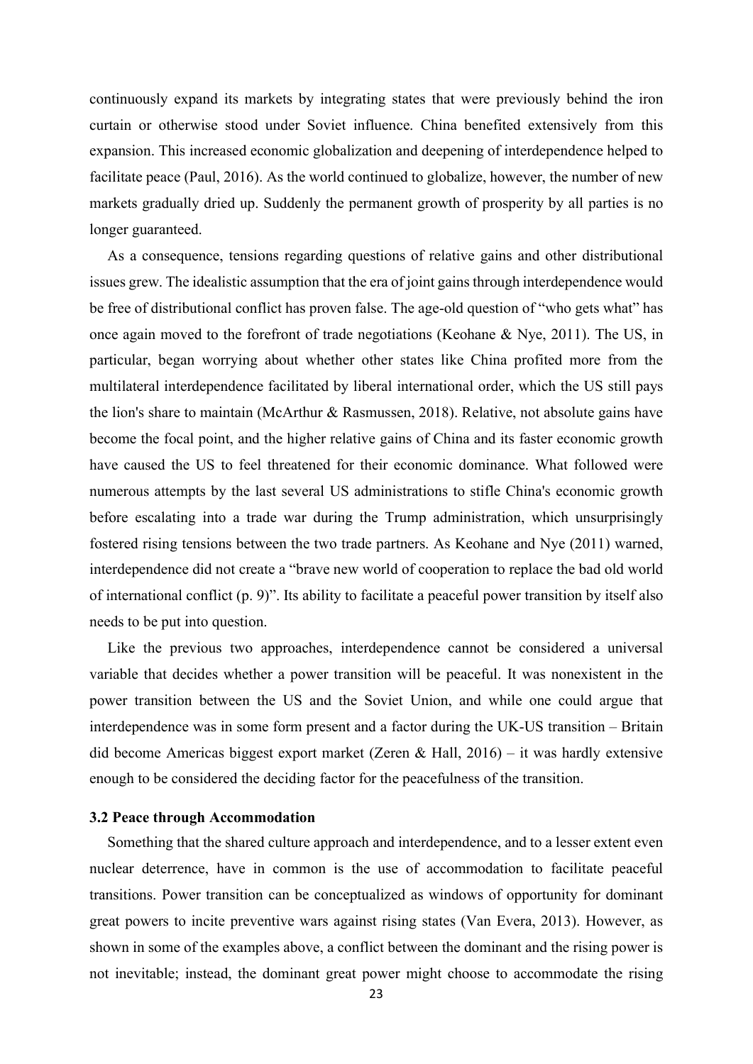continuously expand its markets by integrating states that were previously behind the iron curtain or otherwise stood under Soviet influence. China benefited extensively from this expansion. This increased economic globalization and deepening of interdependence helped to facilitate peace (Paul, 2016). As the world continued to globalize, however, the number of new markets gradually dried up. Suddenly the permanent growth of prosperity by all parties is no longer guaranteed.

As a consequence, tensions regarding questions of relative gains and other distributional issues grew. The idealistic assumption that the era of joint gains through interdependence would be free of distributional conflict has proven false. The age-old question of "who gets what" has once again moved to the forefront of trade negotiations (Keohane & Nye, 2011). The US, in particular, began worrying about whether other states like China profited more from the multilateral interdependence facilitated by liberal international order, which the US still pays the lion's share to maintain (McArthur & Rasmussen, 2018). Relative, not absolute gains have become the focal point, and the higher relative gains of China and its faster economic growth have caused the US to feel threatened for their economic dominance. What followed were numerous attempts by the last several US administrations to stifle China's economic growth before escalating into a trade war during the Trump administration, which unsurprisingly fostered rising tensions between the two trade partners. As Keohane and Nye (2011) warned, interdependence did not create a "brave new world of cooperation to replace the bad old world of international conflict (p. 9)". Its ability to facilitate a peaceful power transition by itself also needs to be put into question.

Like the previous two approaches, interdependence cannot be considered a universal variable that decides whether a power transition will be peaceful. It was nonexistent in the power transition between the US and the Soviet Union, and while one could argue that interdependence was in some form present and a factor during the UK-US transition – Britain did become Americas biggest export market (Zeren & Hall, 2016) – it was hardly extensive enough to be considered the deciding factor for the peacefulness of the transition.

### 3.2 Peace through Accommodation

Something that the shared culture approach and interdependence, and to a lesser extent even nuclear deterrence, have in common is the use of accommodation to facilitate peaceful transitions. Power transition can be conceptualized as windows of opportunity for dominant great powers to incite preventive wars against rising states (Van Evera, 2013). However, as shown in some of the examples above, a conflict between the dominant and the rising power is not inevitable; instead, the dominant great power might choose to accommodate the rising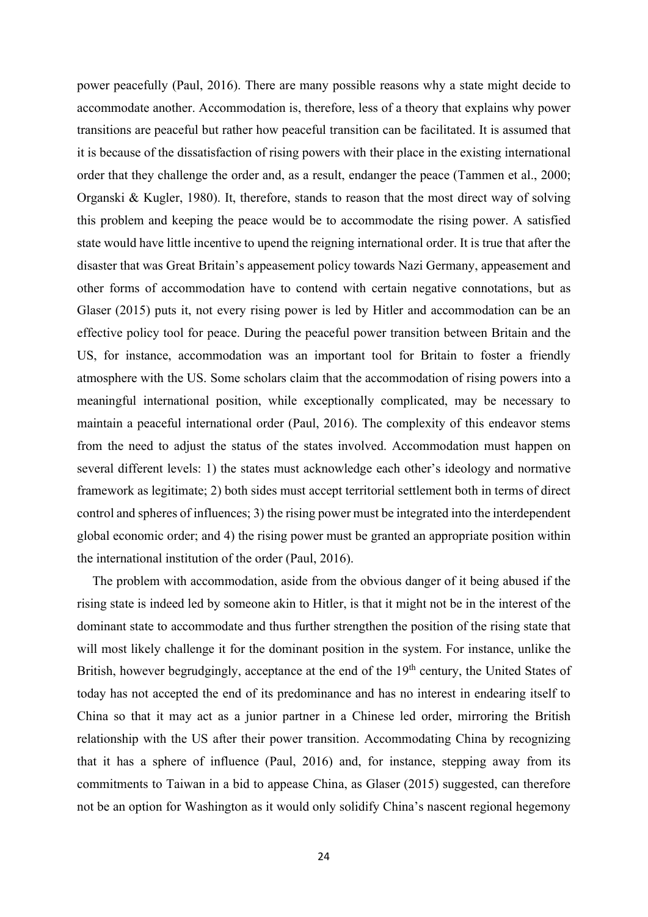power peacefully (Paul, 2016). There are many possible reasons why a state might decide to accommodate another. Accommodation is, therefore, less of a theory that explains why power transitions are peaceful but rather how peaceful transition can be facilitated. It is assumed that it is because of the dissatisfaction of rising powers with their place in the existing international order that they challenge the order and, as a result, endanger the peace (Tammen et al., 2000; Organski & Kugler, 1980). It, therefore, stands to reason that the most direct way of solving this problem and keeping the peace would be to accommodate the rising power. A satisfied state would have little incentive to upend the reigning international order. It is true that after the disaster that was Great Britain's appeasement policy towards Nazi Germany, appeasement and other forms of accommodation have to contend with certain negative connotations, but as Glaser (2015) puts it, not every rising power is led by Hitler and accommodation can be an effective policy tool for peace. During the peaceful power transition between Britain and the US, for instance, accommodation was an important tool for Britain to foster a friendly atmosphere with the US. Some scholars claim that the accommodation of rising powers into a meaningful international position, while exceptionally complicated, may be necessary to maintain a peaceful international order (Paul, 2016). The complexity of this endeavor stems from the need to adjust the status of the states involved. Accommodation must happen on several different levels: 1) the states must acknowledge each other's ideology and normative framework as legitimate; 2) both sides must accept territorial settlement both in terms of direct control and spheres of influences; 3) the rising power must be integrated into the interdependent global economic order; and 4) the rising power must be granted an appropriate position within the international institution of the order (Paul, 2016).

The problem with accommodation, aside from the obvious danger of it being abused if the rising state is indeed led by someone akin to Hitler, is that it might not be in the interest of the dominant state to accommodate and thus further strengthen the position of the rising state that will most likely challenge it for the dominant position in the system. For instance, unlike the British, however begrudgingly, acceptance at the end of the 19th century, the United States of today has not accepted the end of its predominance and has no interest in endearing itself to China so that it may act as a junior partner in a Chinese led order, mirroring the British relationship with the US after their power transition. Accommodating China by recognizing that it has a sphere of influence (Paul, 2016) and, for instance, stepping away from its commitments to Taiwan in a bid to appease China, as Glaser (2015) suggested, can therefore not be an option for Washington as it would only solidify China's nascent regional hegemony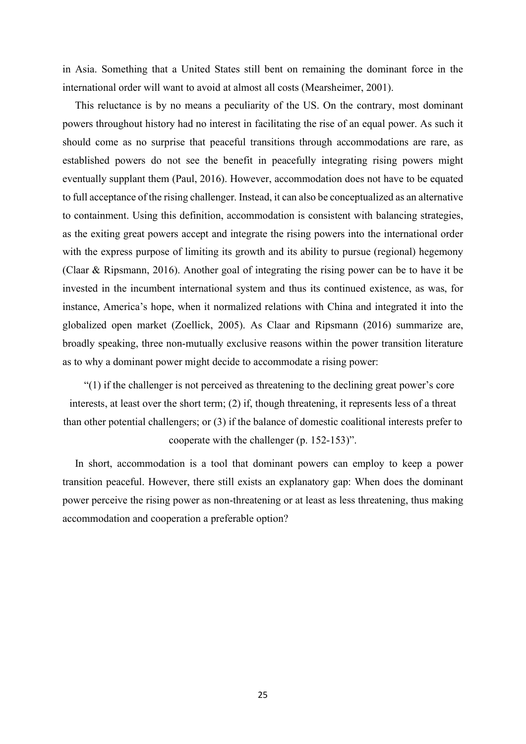in Asia. Something that a United States still bent on remaining the dominant force in the international order will want to avoid at almost all costs (Mearsheimer, 2001).

This reluctance is by no means a peculiarity of the US. On the contrary, most dominant powers throughout history had no interest in facilitating the rise of an equal power. As such it should come as no surprise that peaceful transitions through accommodations are rare, as established powers do not see the benefit in peacefully integrating rising powers might eventually supplant them (Paul, 2016). However, accommodation does not have to be equated to full acceptance of the rising challenger. Instead, it can also be conceptualized as an alternative to containment. Using this definition, accommodation is consistent with balancing strategies, as the exiting great powers accept and integrate the rising powers into the international order with the express purpose of limiting its growth and its ability to pursue (regional) hegemony (Claar & Ripsmann, 2016). Another goal of integrating the rising power can be to have it be invested in the incumbent international system and thus its continued existence, as was, for instance, America's hope, when it normalized relations with China and integrated it into the globalized open market (Zoellick, 2005). As Claar and Ripsmann (2016) summarize are, broadly speaking, three non-mutually exclusive reasons within the power transition literature as to why a dominant power might decide to accommodate a rising power:

> "(1) if the challenger is not perceived as threatening to the declining great power's core interests, at least over the short term; (2) if, though threatening, it represents less of a threat than other potential challengers; or (3) if the balance of domestic coalitional interests prefer to cooperate with the challenger (p. 152-153)".

In short, accommodation is a tool that dominant powers can employ to keep a power transition peaceful. However, there still exists an explanatory gap: When does the dominant power perceive the rising power as non-threatening or at least as less threatening, thus making accommodation and cooperation a preferable option?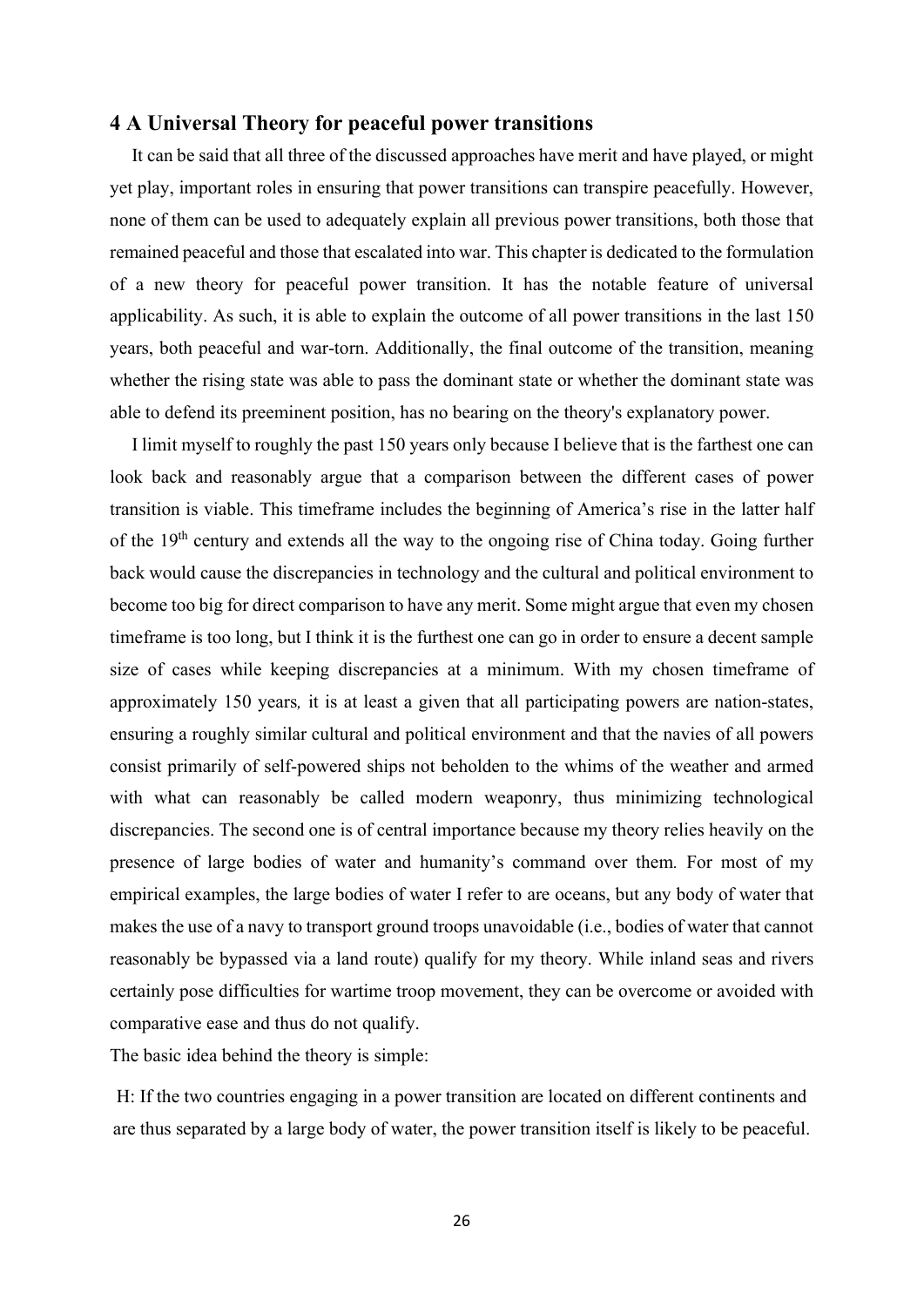## 4 A Universal Theory for peaceful power transitions

It can be said that all three of the discussed approaches have merit and have played, or might yet play, important roles in ensuring that power transitions can transpire peacefully. However, none of them can be used to adequately explain all previous power transitions, both those that remained peaceful and those that escalated into war. This chapter is dedicated to the formulation of a new theory for peaceful power transition. It has the notable feature of universal applicability. As such, it is able to explain the outcome of all power transitions in the last 150 years, both peaceful and war-torn. Additionally, the final outcome of the transition, meaning whether the rising state was able to pass the dominant state or whether the dominant state was able to defend its preeminent position, has no bearing on the theory's explanatory power.

I limit myself to roughly the past 150 years only because I believe that is the farthest one can look back and reasonably argue that a comparison between the different cases of power transition is viable. This timeframe includes the beginning of America's rise in the latter half of the 19th century and extends all the way to the ongoing rise of China today. Going further back would cause the discrepancies in technology and the cultural and political environment to become too big for direct comparison to have any merit. Some might argue that even my chosen timeframe is too long, but I think it is the furthest one can go in order to ensure a decent sample size of cases while keeping discrepancies at a minimum. With my chosen timeframe of approximately 150 years, it is at least a given that all participating powers are nation-states, ensuring a roughly similar cultural and political environment and that the navies of all powers consist primarily of self-powered ships not beholden to the whims of the weather and armed with what can reasonably be called modern weaponry, thus minimizing technological discrepancies. The second one is of central importance because my theory relies heavily on the presence of large bodies of water and humanity's command over them. For most of my empirical examples, the large bodies of water I refer to are oceans, but any body of water that makes the use of a navy to transport ground troops unavoidable (i.e., bodies of water that cannot reasonably be bypassed via a land route) qualify for my theory. While inland seas and rivers certainly pose difficulties for wartime troop movement, they can be overcome or avoided with comparative ease and thus do not qualify.

The basic idea behind the theory is simple:

H: If the two countries engaging in a power transition are located on different continents and are thus separated by a large body of water, the power transition itself is likely to be peaceful.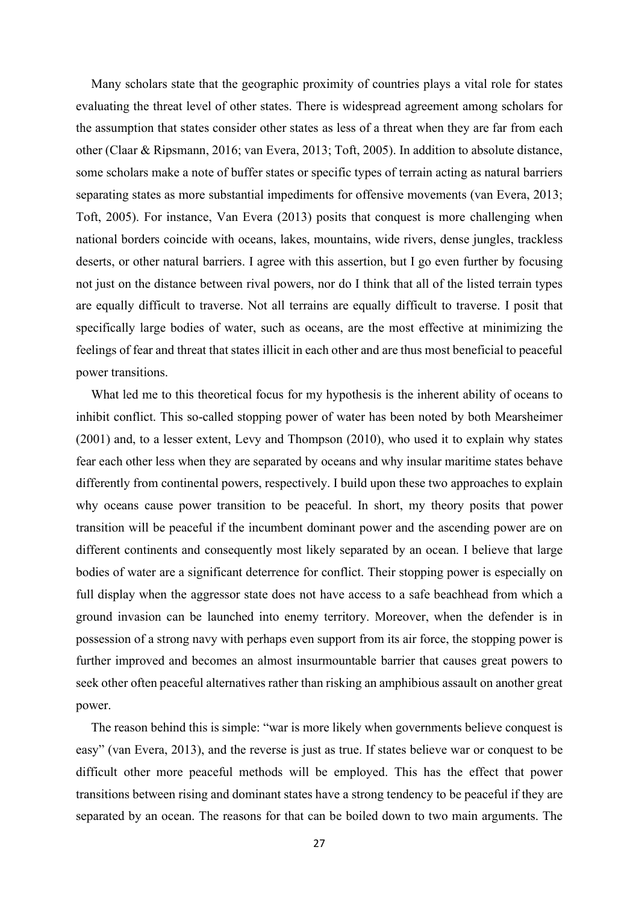Many scholars state that the geographic proximity of countries plays a vital role for states evaluating the threat level of other states. There is widespread agreement among scholars for the assumption that states consider other states as less of a threat when they are far from each other (Claar & Ripsmann, 2016; van Evera, 2013; Toft, 2005). In addition to absolute distance, some scholars make a note of buffer states or specific types of terrain acting as natural barriers separating states as more substantial impediments for offensive movements (van Evera, 2013; Toft, 2005). For instance, Van Evera (2013) posits that conquest is more challenging when national borders coincide with oceans, lakes, mountains, wide rivers, dense jungles, trackless deserts, or other natural barriers. I agree with this assertion, but I go even further by focusing not just on the distance between rival powers, nor do I think that all of the listed terrain types are equally difficult to traverse. Not all terrains are equally difficult to traverse. I posit that specifically large bodies of water, such as oceans, are the most effective at minimizing the feelings of fear and threat that states illicit in each other and are thus most beneficial to peaceful power transitions.

What led me to this theoretical focus for my hypothesis is the inherent ability of oceans to inhibit conflict. This so-called stopping power of water has been noted by both Mearsheimer (2001) and, to a lesser extent, Levy and Thompson (2010), who used it to explain why states fear each other less when they are separated by oceans and why insular maritime states behave differently from continental powers, respectively. I build upon these two approaches to explain why oceans cause power transition to be peaceful. In short, my theory posits that power transition will be peaceful if the incumbent dominant power and the ascending power are on different continents and consequently most likely separated by an ocean. I believe that large bodies of water are a significant deterrence for conflict. Their stopping power is especially on full display when the aggressor state does not have access to a safe beachhead from which a ground invasion can be launched into enemy territory. Moreover, when the defender is in possession of a strong navy with perhaps even support from its air force, the stopping power is further improved and becomes an almost insurmountable barrier that causes great powers to seek other often peaceful alternatives rather than risking an amphibious assault on another great power.

The reason behind this is simple: "war is more likely when governments believe conquest is easy" (van Evera, 2013), and the reverse is just as true. If states believe war or conquest to be difficult other more peaceful methods will be employed. This has the effect that power transitions between rising and dominant states have a strong tendency to be peaceful if they are separated by an ocean. The reasons for that can be boiled down to two main arguments. The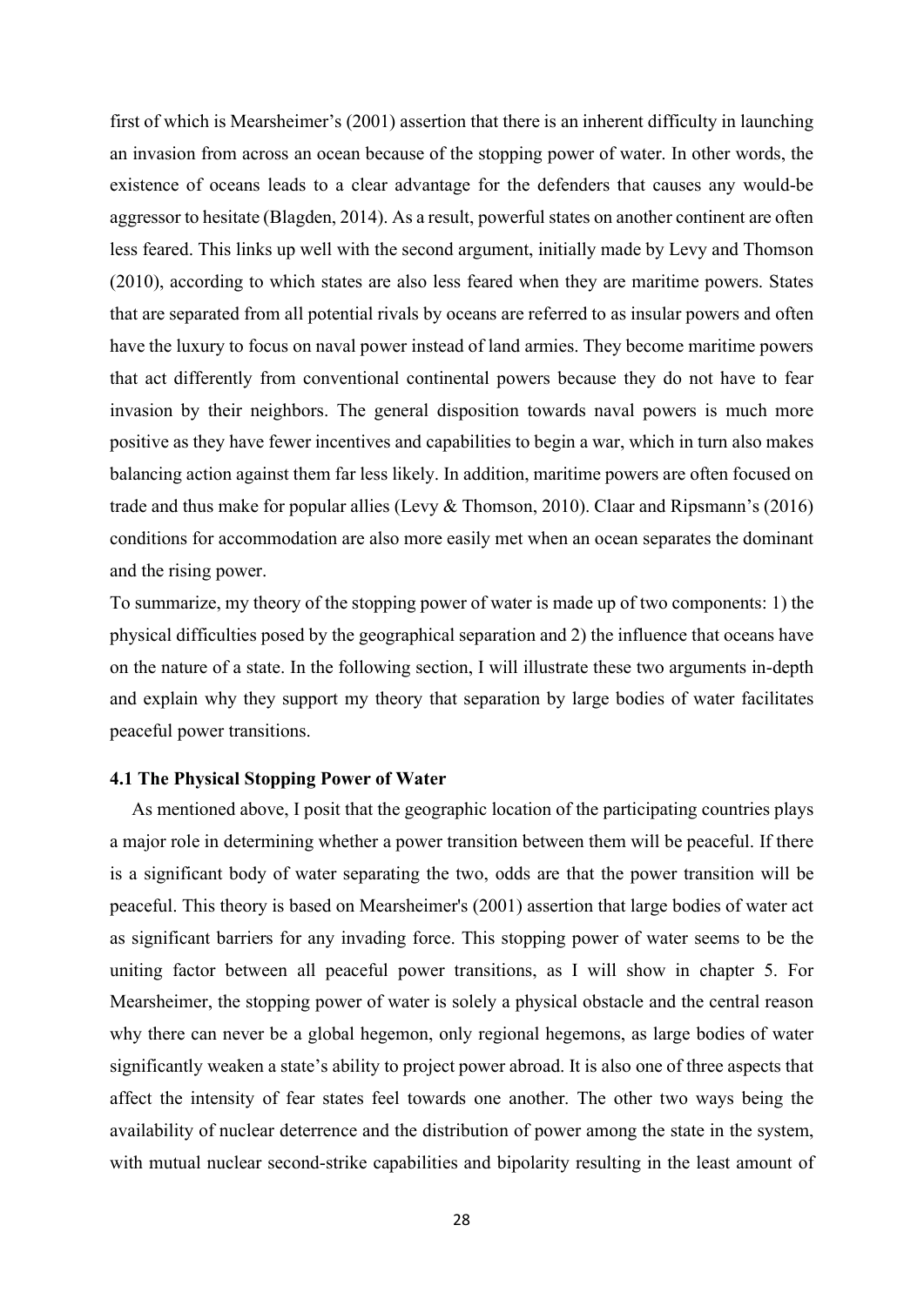first of which is Mearsheimer’s (2001) assertion that there is an inherent difficulty in launching an invasion from across an ocean because of the stopping power of water. In other words, the existence of oceans leads to a clear advantage for the defenders that causes any would-be aggressor to hesitate (Blagden, 2014). As a result, powerful states on another continent are often less feared. This links up well with the second argument, initially made by Levy and Thomson (2010), according to which states are also less feared when they are maritime powers. States that are separated from all potential rivals by oceans are referred to as insular powers and often have the luxury to focus on naval power instead of land armies. They become maritime powers that act differently from conventional continental powers because they do not have to fear invasion by their neighbors. The general disposition towards naval powers is much more positive as they have fewer incentives and capabilities to begin a war, which in turn also makes balancing action against them far less likely. In addition, maritime powers are often focused on trade and thus make for popular allies (Levy & Thomson, 2010). Claar and Ripsmann’s (2016) conditions for accommodation are also more easily met when an ocean separates the dominant and the rising power.

To summarize, my theory of the stopping power of water is made up of two components: 1) the physical difficulties posed by the geographical separation and 2) the influence that oceans have on the nature of a state. In the following section, I will illustrate these two arguments in-depth and explain why they support my theory that separation by large bodies of water facilitates peaceful power transitions.

### 4.1 The Physical Stopping Power of Water

As mentioned above, I posit that the geographic location of the participating countries plays a major role in determining whether a power transition between them will be peaceful. If there is a significant body of water separating the two, odds are that the power transition will be peaceful. This theory is based on Mearsheimer's (2001) assertion that large bodies of water act as significant barriers for any invading force. This stopping power of water seems to be the uniting factor between all peaceful power transitions, as I will show in chapter 5. For Mearsheimer, the stopping power of water is solely a physical obstacle and the central reason why there can never be a global hegemon, only regional hegemons, as large bodies of water significantly weaken a state’s ability to project power abroad. It is also one of three aspects that affect the intensity of fear states feel towards one another. The other two ways being the availability of nuclear deterrence and the distribution of power among the state in the system, with mutual nuclear second-strike capabilities and bipolarity resulting in the least amount of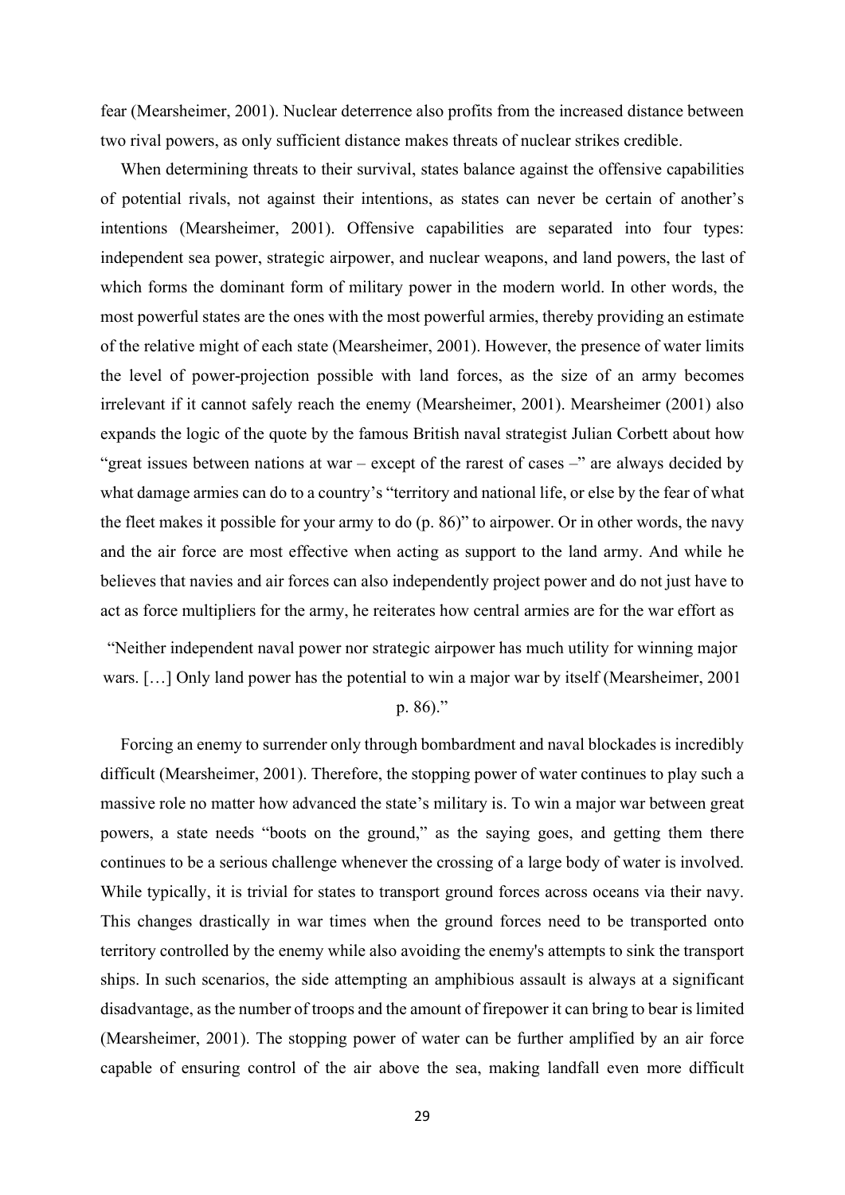fear (Mearsheimer, 2001). Nuclear deterrence also profits from the increased distance between two rival powers, as only sufficient distance makes threats of nuclear strikes credible.

When determining threats to their survival, states balance against the offensive capabilities of potential rivals, not against their intentions, as states can never be certain of another's intentions (Mearsheimer, 2001). Offensive capabilities are separated into four types: independent sea power, strategic airpower, and nuclear weapons, and land powers, the last of which forms the dominant form of military power in the modern world. In other words, the most powerful states are the ones with the most powerful armies, thereby providing an estimate of the relative might of each state (Mearsheimer, 2001). However, the presence of water limits the level of power-projection possible with land forces, as the size of an army becomes irrelevant if it cannot safely reach the enemy (Mearsheimer, 2001). Mearsheimer (2001) also expands the logic of the quote by the famous British naval strategist Julian Corbett about how "great issues between nations at war – except of the rarest of cases –" are always decided by what damage armies can do to a country's "territory and national life, or else by the fear of what the fleet makes it possible for your army to do (p. 86)" to airpower. Or in other words, the navy and the air force are most effective when acting as support to the land army. And while he believes that navies and air forces can also independently project power and do not just have to act as force multipliers for the army, he reiterates how central armies are for the war effort as

> "Neither independent naval power nor strategic airpower has much utility for winning major wars. […] Only land power has the potential to win a major war by itself (Mearsheimer, 2001 p. 86)."

Forcing an enemy to surrender only through bombardment and naval blockades is incredibly difficult (Mearsheimer, 2001). Therefore, the stopping power of water continues to play such a massive role no matter how advanced the state's military is. To win a major war between great powers, a state needs "boots on the ground," as the saying goes, and getting them there continues to be a serious challenge whenever the crossing of a large body of water is involved. While typically, it is trivial for states to transport ground forces across oceans via their navy. This changes drastically in war times when the ground forces need to be transported onto territory controlled by the enemy while also avoiding the enemy's attempts to sink the transport ships. In such scenarios, the side attempting an amphibious assault is always at a significant disadvantage, as the number of troops and the amount of firepower it can bring to bear is limited (Mearsheimer, 2001). The stopping power of water can be further amplified by an air force capable of ensuring control of the air above the sea, making landfall even more difficult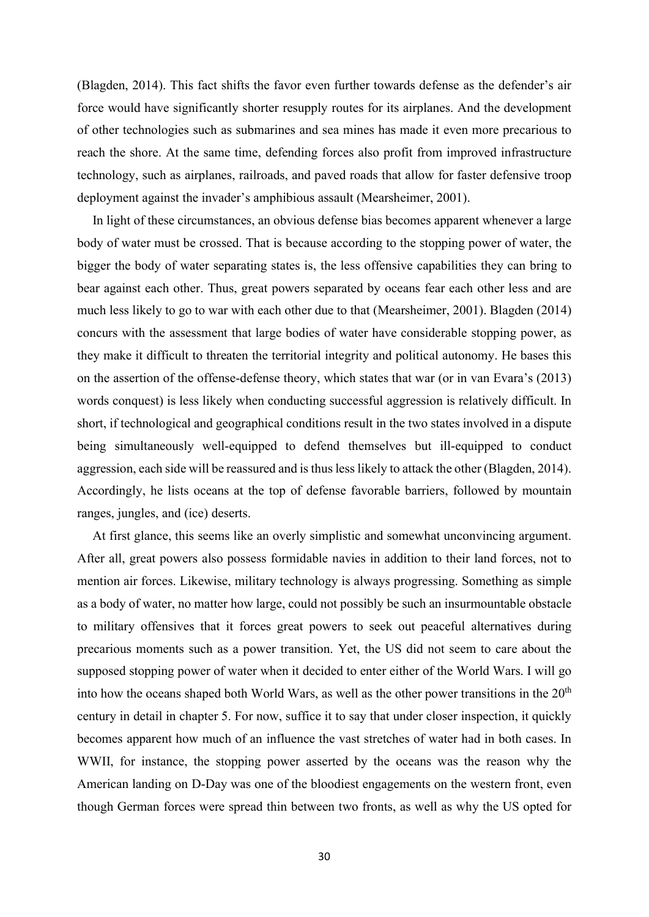(Blagden, 2014). This fact shifts the favor even further towards defense as the defender's air force would have significantly shorter resupply routes for its airplanes. And the development of other technologies such as submarines and sea mines has made it even more precarious to reach the shore. At the same time, defending forces also profit from improved infrastructure technology, such as airplanes, railroads, and paved roads that allow for faster defensive troop deployment against the invader's amphibious assault (Mearsheimer, 2001).

In light of these circumstances, an obvious defense bias becomes apparent whenever a large body of water must be crossed. That is because according to the stopping power of water, the bigger the body of water separating states is, the less offensive capabilities they can bring to bear against each other. Thus, great powers separated by oceans fear each other less and are much less likely to go to war with each other due to that (Mearsheimer, 2001). Blagden (2014) concurs with the assessment that large bodies of water have considerable stopping power, as they make it difficult to threaten the territorial integrity and political autonomy. He bases this on the assertion of the offense-defense theory, which states that war (or in van Evara's (2013) words conquest) is less likely when conducting successful aggression is relatively difficult. In short, if technological and geographical conditions result in the two states involved in a dispute being simultaneously well-equipped to defend themselves but ill-equipped to conduct aggression, each side will be reassured and is thus less likely to attack the other (Blagden, 2014). Accordingly, he lists oceans at the top of defense favorable barriers, followed by mountain ranges, jungles, and (ice) deserts.

At first glance, this seems like an overly simplistic and somewhat unconvincing argument. After all, great powers also possess formidable navies in addition to their land forces, not to mention air forces. Likewise, military technology is always progressing. Something as simple as a body of water, no matter how large, could not possibly be such an insurmountable obstacle to military offensives that it forces great powers to seek out peaceful alternatives during precarious moments such as a power transition. Yet, the US did not seem to care about the supposed stopping power of water when it decided to enter either of the World Wars. I will go into how the oceans shaped both World Wars, as well as the other power transitions in the 20th century in detail in chapter 5. For now, suffice it to say that under closer inspection, it quickly becomes apparent how much of an influence the vast stretches of water had in both cases. In WWII, for instance, the stopping power asserted by the oceans was the reason why the American landing on D-Day was one of the bloodiest engagements on the western front, even though German forces were spread thin between two fronts, as well as why the US opted for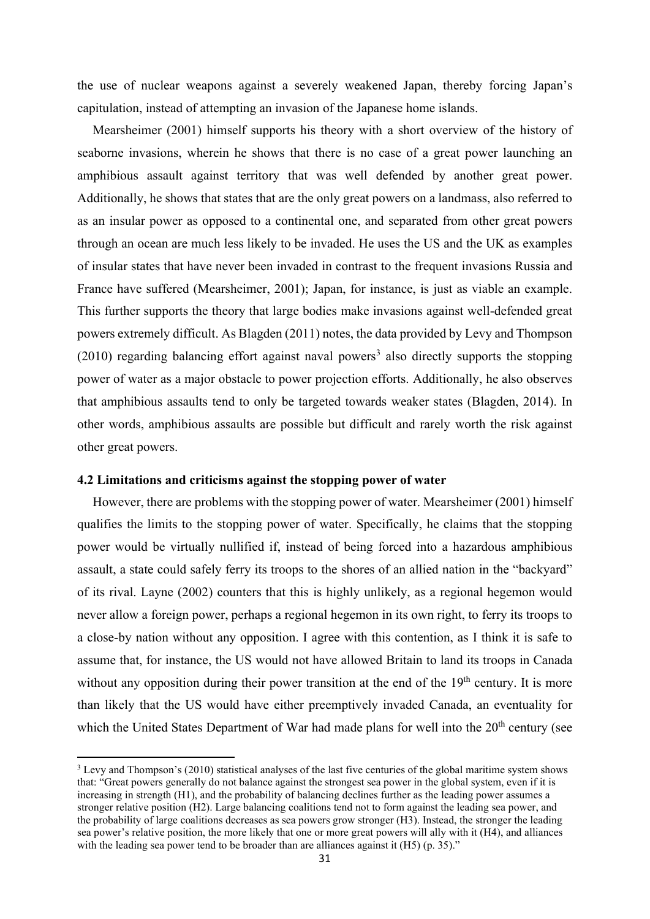the use of nuclear weapons against a severely weakened Japan, thereby forcing Japan's capitulation, instead of attempting an invasion of the Japanese home islands.

Mearsheimer (2001) himself supports his theory with a short overview of the history of seaborne invasions, wherein he shows that there is no case of a great power launching an amphibious assault against territory that was well defended by another great power. Additionally, he shows that states that are the only great powers on a landmass, also referred to as an insular power as opposed to a continental one, and separated from other great powers through an ocean are much less likely to be invaded. He uses the US and the UK as examples of insular states that have never been invaded in contrast to the frequent invasions Russia and France have suffered (Mearsheimer, 2001); Japan, for instance, is just as viable an example. This further supports the theory that large bodies make invasions against well-defended great powers extremely difficult. As Blagden (2011) notes, the data provided by Levy and Thompson (2010) regarding balancing effort against naval powers[3] also directly supports the stopping power of water as a major obstacle to power projection efforts. Additionally, he also observes that amphibious assaults tend to only be targeted towards weaker states (Blagden, 2014). In other words, amphibious assaults are possible but difficult and rarely worth the risk against other great powers.

### 4.2 Limitations and criticisms against the stopping power of water

However, there are problems with the stopping power of water. Mearsheimer (2001) himself qualifies the limits to the stopping power of water. Specifically, he claims that the stopping power would be virtually nullified if, instead of being forced into a hazardous amphibious assault, a state could safely ferry its troops to the shores of an allied nation in the "backyard" of its rival. Layne (2002) counters that this is highly unlikely, as a regional hegemon would never allow a foreign power, perhaps a regional hegemon in its own right, to ferry its troops to a close-by nation without any opposition. I agree with this contention, as I think it is safe to assume that, for instance, the US would not have allowed Britain to land its troops in Canada without any opposition during their power transition at the end of the 19th century. It is more than likely that the US would have either preemptively invaded Canada, an eventuality for which the United States Department of War had made plans for well into the 20th century (see

[3] Levy and Thompson's (2010) statistical analyses of the last five centuries of the global maritime system shows that: "Great powers generally do not balance against the strongest sea power in the global system, even if it is increasing in strength (H1), and the probability of balancing declines further as the leading power assumes a stronger relative position (H2). Large balancing coalitions tend not to form against the leading sea power, and the probability of large coalitions decreases as sea powers grow stronger (H3). Instead, the stronger the leading sea power's relative position, the more likely that one or more great powers will ally with it (H4), and alliances with the leading sea power tend to be broader than are alliances against it (H5) (p. 35)."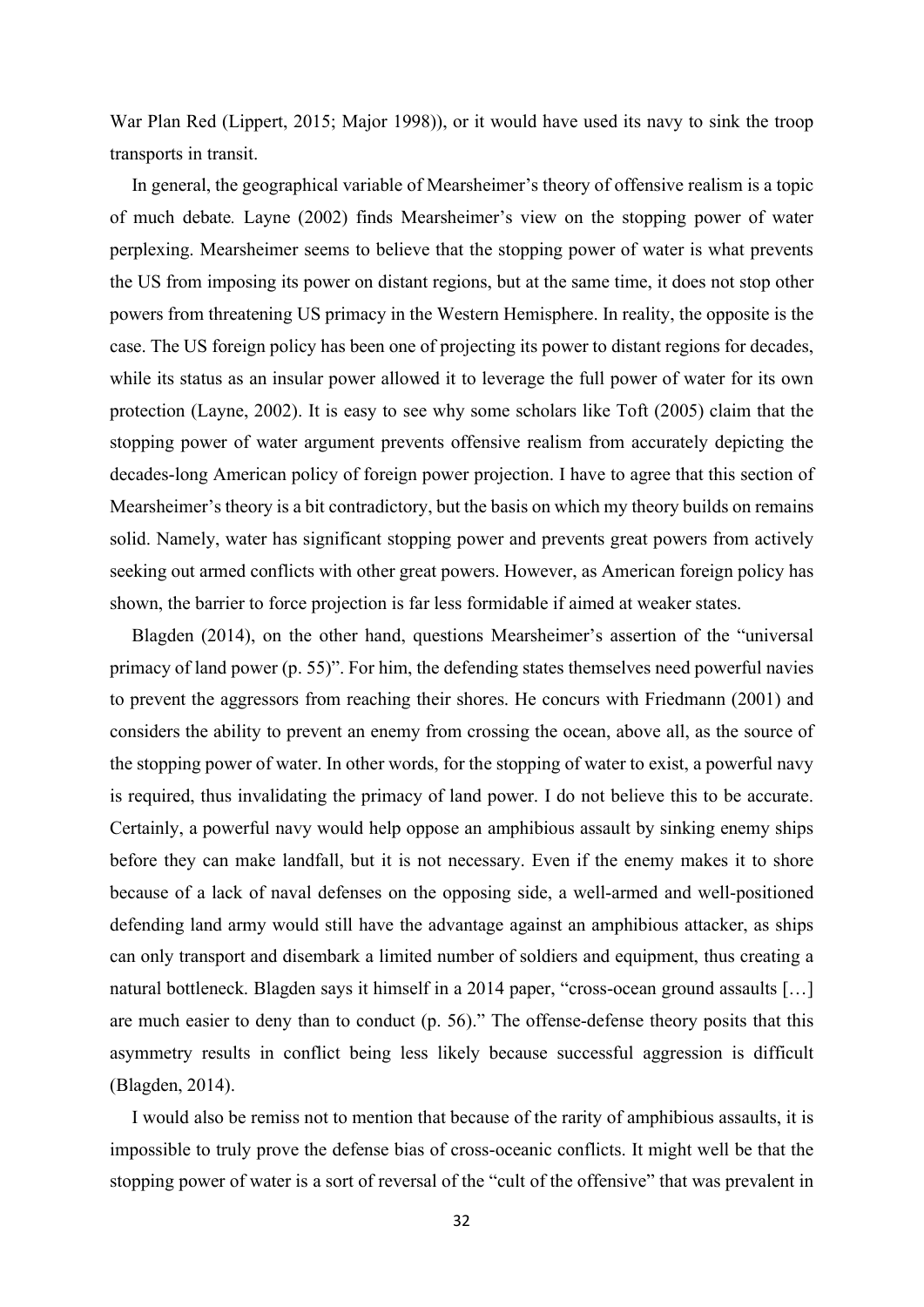War Plan Red (Lippert, 2015; Major 1998)), or it would have used its navy to sink the troop transports in transit.

In general, the geographical variable of Mearsheimer's theory of offensive realism is a topic of much debate. Layne (2002) finds Mearsheimer's view on the stopping power of water perplexing. Mearsheimer seems to believe that the stopping power of water is what prevents the US from imposing its power on distant regions, but at the same time, it does not stop other powers from threatening US primacy in the Western Hemisphere. In reality, the opposite is the case. The US foreign policy has been one of projecting its power to distant regions for decades, while its status as an insular power allowed it to leverage the full power of water for its own protection (Layne, 2002). It is easy to see why some scholars like Toft (2005) claim that the stopping power of water argument prevents offensive realism from accurately depicting the decades-long American policy of foreign power projection. I have to agree that this section of Mearsheimer's theory is a bit contradictory, but the basis on which my theory builds on remains solid. Namely, water has significant stopping power and prevents great powers from actively seeking out armed conflicts with other great powers. However, as American foreign policy has shown, the barrier to force projection is far less formidable if aimed at weaker states.

Blagden (2014), on the other hand, questions Mearsheimer's assertion of the "universal primacy of land power (p. 55)". For him, the defending states themselves need powerful navies to prevent the aggressors from reaching their shores. He concurs with Friedmann (2001) and considers the ability to prevent an enemy from crossing the ocean, above all, as the source of the stopping power of water. In other words, for the stopping of water to exist, a powerful navy is required, thus invalidating the primacy of land power. I do not believe this to be accurate. Certainly, a powerful navy would help oppose an amphibious assault by sinking enemy ships before they can make landfall, but it is not necessary. Even if the enemy makes it to shore because of a lack of naval defenses on the opposing side, a well-armed and well-positioned defending land army would still have the advantage against an amphibious attacker, as ships can only transport and disembark a limited number of soldiers and equipment, thus creating a natural bottleneck. Blagden says it himself in a 2014 paper, "cross-ocean ground assaults […] are much easier to deny than to conduct (p. 56)." The offense-defense theory posits that this asymmetry results in conflict being less likely because successful aggression is difficult (Blagden, 2014).

I would also be remiss not to mention that because of the rarity of amphibious assaults, it is impossible to truly prove the defense bias of cross-oceanic conflicts. It might well be that the stopping power of water is a sort of reversal of the "cult of the offensive" that was prevalent in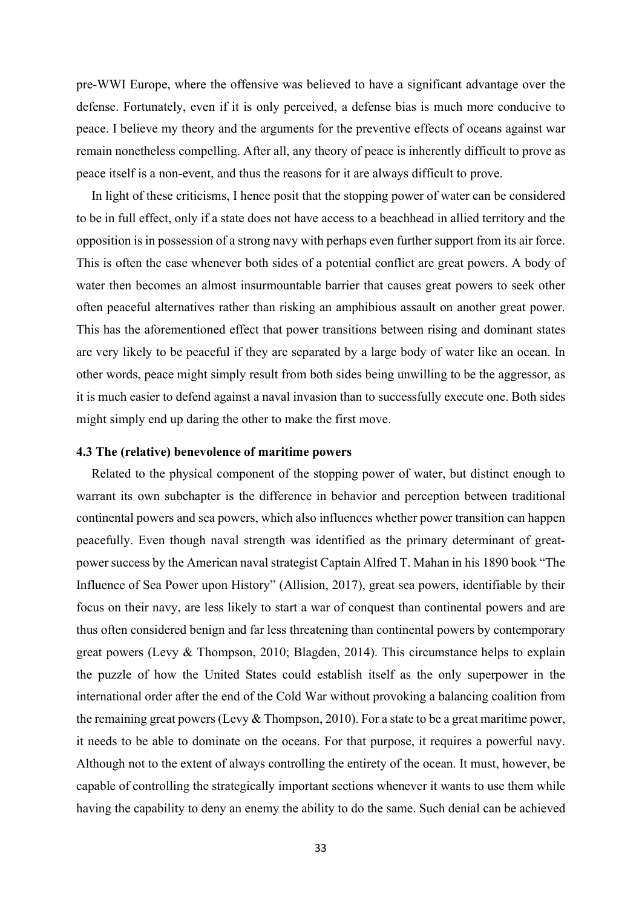pre-WWI Europe, where the offensive was believed to have a significant advantage over the defense. Fortunately, even if it is only perceived, a defense bias is much more conducive to peace. I believe my theory and the arguments for the preventive effects of oceans against war remain nonetheless compelling. After all, any theory of peace is inherently difficult to prove as peace itself is a non-event, and thus the reasons for it are always difficult to prove.

In light of these criticisms, I hence posit that the stopping power of water can be considered to be in full effect, only if a state does not have access to a beachhead in allied territory and the opposition is in possession of a strong navy with perhaps even further support from its air force. This is often the case whenever both sides of a potential conflict are great powers. A body of water then becomes an almost insurmountable barrier that causes great powers to seek other often peaceful alternatives rather than risking an amphibious assault on another great power. This has the aforementioned effect that power transitions between rising and dominant states are very likely to be peaceful if they are separated by a large body of water like an ocean. In other words, peace might simply result from both sides being unwilling to be the aggressor, as it is much easier to defend against a naval invasion than to successfully execute one. Both sides might simply end up daring the other to make the first move.

### 4.3 The (relative) benevolence of maritime powers

Related to the physical component of the stopping power of water, but distinct enough to warrant its own subchapter is the difference in behavior and perception between traditional continental powers and sea powers, which also influences whether power transition can happen peacefully. Even though naval strength was identified as the primary determinant of great-power success by the American naval strategist Captain Alfred T. Mahan in his 1890 book "The Influence of Sea Power upon History" (Allision, 2017), great sea powers, identifiable by their focus on their navy, are less likely to start a war of conquest than continental powers and are thus often considered benign and far less threatening than continental powers by contemporary great powers (Levy & Thompson, 2010; Blagden, 2014). This circumstance helps to explain the puzzle of how the United States could establish itself as the only superpower in the international order after the end of the Cold War without provoking a balancing coalition from the remaining great powers (Levy & Thompson, 2010). For a state to be a great maritime power, it needs to be able to dominate on the oceans. For that purpose, it requires a powerful navy. Although not to the extent of always controlling the entirety of the ocean. It must, however, be capable of controlling the strategically important sections whenever it wants to use them while having the capability to deny an enemy the ability to do the same. Such denial can be achieved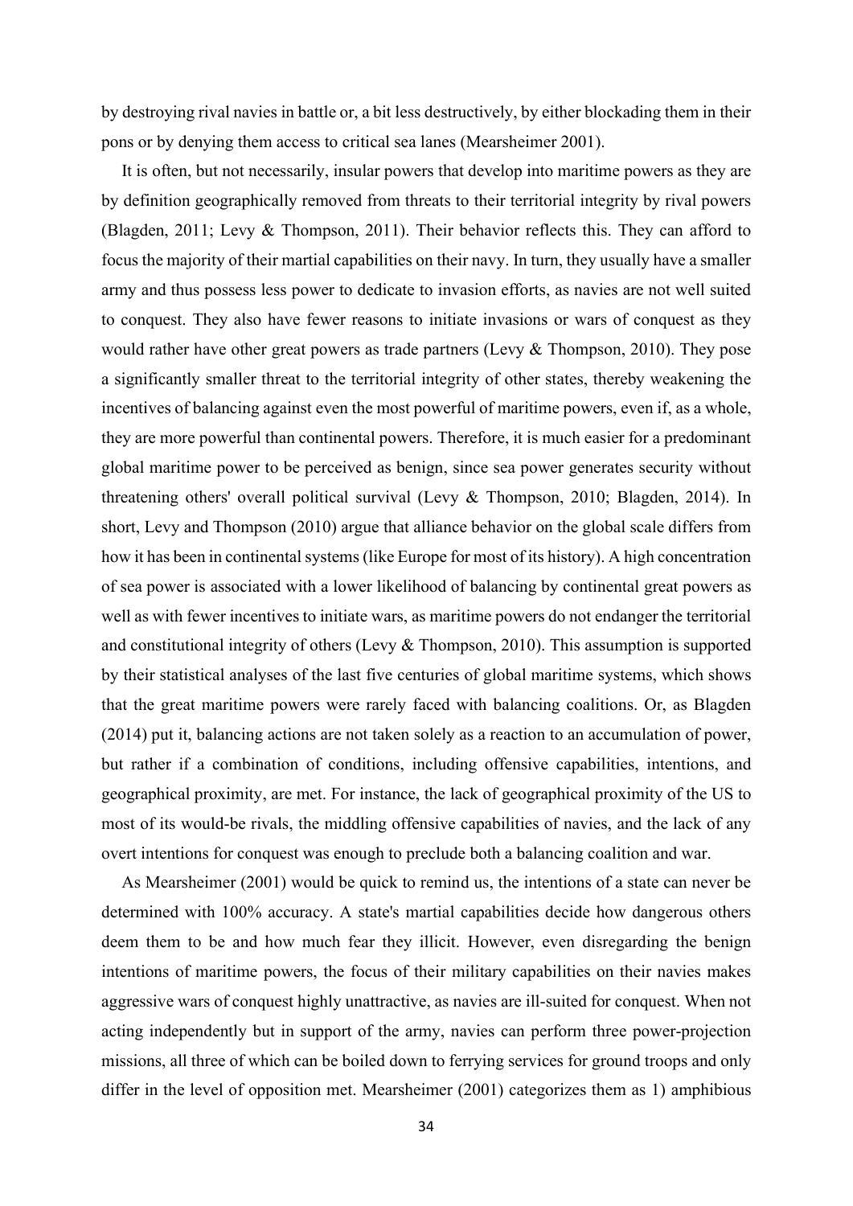by destroying rival navies in battle or, a bit less destructively, by either blockading them in their pons or by denying them access to critical sea lanes (Mearsheimer 2001).

It is often, but not necessarily, insular powers that develop into maritime powers as they are by definition geographically removed from threats to their territorial integrity by rival powers (Blagden, 2011; Levy & Thompson, 2011). Their behavior reflects this. They can afford to focus the majority of their martial capabilities on their navy. In turn, they usually have a smaller army and thus possess less power to dedicate to invasion efforts, as navies are not well suited to conquest. They also have fewer reasons to initiate invasions or wars of conquest as they would rather have other great powers as trade partners (Levy & Thompson, 2010). They pose a significantly smaller threat to the territorial integrity of other states, thereby weakening the incentives of balancing against even the most powerful of maritime powers, even if, as a whole, they are more powerful than continental powers. Therefore, it is much easier for a predominant global maritime power to be perceived as benign, since sea power generates security without threatening others' overall political survival (Levy & Thompson, 2010; Blagden, 2014). In short, Levy and Thompson (2010) argue that alliance behavior on the global scale differs from how it has been in continental systems (like Europe for most of its history). A high concentration of sea power is associated with a lower likelihood of balancing by continental great powers as well as with fewer incentives to initiate wars, as maritime powers do not endanger the territorial and constitutional integrity of others (Levy & Thompson, 2010). This assumption is supported by their statistical analyses of the last five centuries of global maritime systems, which shows that the great maritime powers were rarely faced with balancing coalitions. Or, as Blagden (2014) put it, balancing actions are not taken solely as a reaction to an accumulation of power, but rather if a combination of conditions, including offensive capabilities, intentions, and geographical proximity, are met. For instance, the lack of geographical proximity of the US to most of its would-be rivals, the middling offensive capabilities of navies, and the lack of any overt intentions for conquest was enough to preclude both a balancing coalition and war.

As Mearsheimer (2001) would be quick to remind us, the intentions of a state can never be determined with 100% accuracy. A state's martial capabilities decide how dangerous others deem them to be and how much fear they illicit. However, even disregarding the benign intentions of maritime powers, the focus of their military capabilities on their navies makes aggressive wars of conquest highly unattractive, as navies are ill-suited for conquest. When not acting independently but in support of the army, navies can perform three power-projection missions, all three of which can be boiled down to ferrying services for ground troops and only differ in the level of opposition met. Mearsheimer (2001) categorizes them as 1) amphibious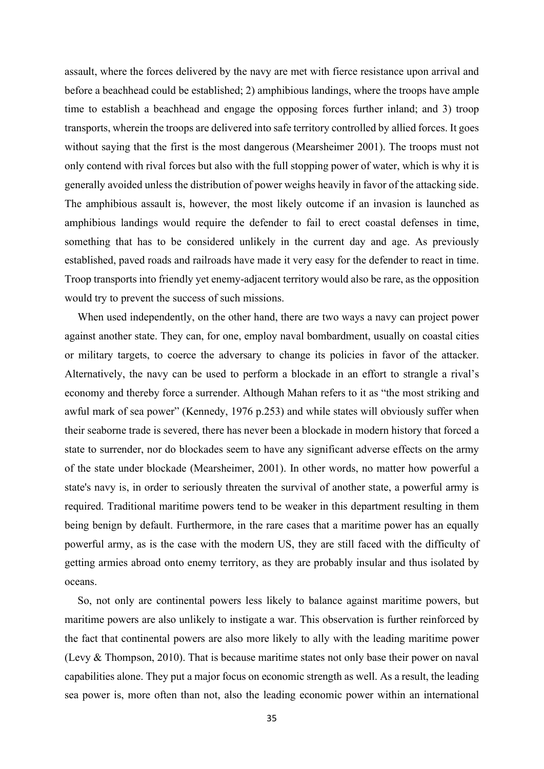assault, where the forces delivered by the navy are met with fierce resistance upon arrival and before a beachhead could be established; 2) amphibious landings, where the troops have ample time to establish a beachhead and engage the opposing forces further inland; and 3) troop transports, wherein the troops are delivered into safe territory controlled by allied forces. It goes without saying that the first is the most dangerous (Mearsheimer 2001). The troops must not only contend with rival forces but also with the full stopping power of water, which is why it is generally avoided unless the distribution of power weighs heavily in favor of the attacking side. The amphibious assault is, however, the most likely outcome if an invasion is launched as amphibious landings would require the defender to fail to erect coastal defenses in time, something that has to be considered unlikely in the current day and age. As previously established, paved roads and railroads have made it very easy for the defender to react in time. Troop transports into friendly yet enemy-adjacent territory would also be rare, as the opposition would try to prevent the success of such missions.

When used independently, on the other hand, there are two ways a navy can project power against another state. They can, for one, employ naval bombardment, usually on coastal cities or military targets, to coerce the adversary to change its policies in favor of the attacker. Alternatively, the navy can be used to perform a blockade in an effort to strangle a rival's economy and thereby force a surrender. Although Mahan refers to it as "the most striking and awful mark of sea power" (Kennedy, 1976 p.253) and while states will obviously suffer when their seaborne trade is severed, there has never been a blockade in modern history that forced a state to surrender, nor do blockades seem to have any significant adverse effects on the army of the state under blockade (Mearsheimer, 2001). In other words, no matter how powerful a state's navy is, in order to seriously threaten the survival of another state, a powerful army is required. Traditional maritime powers tend to be weaker in this department resulting in them being benign by default. Furthermore, in the rare cases that a maritime power has an equally powerful army, as is the case with the modern US, they are still faced with the difficulty of getting armies abroad onto enemy territory, as they are probably insular and thus isolated by oceans.

So, not only are continental powers less likely to balance against maritime powers, but maritime powers are also unlikely to instigate a war. This observation is further reinforced by the fact that continental powers are also more likely to ally with the leading maritime power (Levy & Thompson, 2010). That is because maritime states not only base their power on naval capabilities alone. They put a major focus on economic strength as well. As a result, the leading sea power is, more often than not, also the leading economic power within an international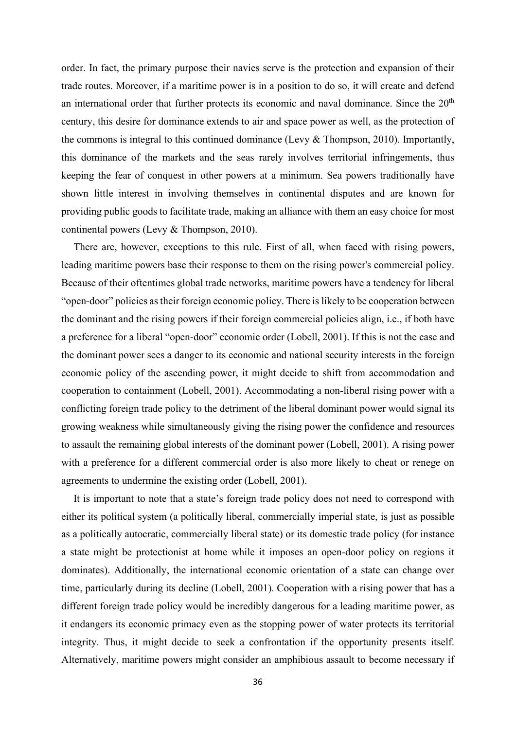order. In fact, the primary purpose their navies serve is the protection and expansion of their trade routes. Moreover, if a maritime power is in a position to do so, it will create and defend an international order that further protects its economic and naval dominance. Since the 20th century, this desire for dominance extends to air and space power as well, as the protection of the commons is integral to this continued dominance (Levy & Thompson, 2010). Importantly, this dominance of the markets and the seas rarely involves territorial infringements, thus keeping the fear of conquest in other powers at a minimum. Sea powers traditionally have shown little interest in involving themselves in continental disputes and are known for providing public goods to facilitate trade, making an alliance with them an easy choice for most continental powers (Levy & Thompson, 2010).

There are, however, exceptions to this rule. First of all, when faced with rising powers, leading maritime powers base their response to them on the rising power's commercial policy. Because of their oftentimes global trade networks, maritime powers have a tendency for liberal "open-door" policies as their foreign economic policy. There is likely to be cooperation between the dominant and the rising powers if their foreign commercial policies align, i.e., if both have a preference for a liberal "open-door" economic order (Lobell, 2001). If this is not the case and the dominant power sees a danger to its economic and national security interests in the foreign economic policy of the ascending power, it might decide to shift from accommodation and cooperation to containment (Lobell, 2001). Accommodating a non-liberal rising power with a conflicting foreign trade policy to the detriment of the liberal dominant power would signal its growing weakness while simultaneously giving the rising power the confidence and resources to assault the remaining global interests of the dominant power (Lobell, 2001). A rising power with a preference for a different commercial order is also more likely to cheat or renege on agreements to undermine the existing order (Lobell, 2001).

It is important to note that a state's foreign trade policy does not need to correspond with either its political system (a politically liberal, commercially imperial state, is just as possible as a politically autocratic, commercially liberal state) or its domestic trade policy (for instance a state might be protectionist at home while it imposes an open-door policy on regions it dominates). Additionally, the international economic orientation of a state can change over time, particularly during its decline (Lobell, 2001). Cooperation with a rising power that has a different foreign trade policy would be incredibly dangerous for a leading maritime power, as it endangers its economic primacy even as the stopping power of water protects its territorial integrity. Thus, it might decide to seek a confrontation if the opportunity presents itself. Alternatively, maritime powers might consider an amphibious assault to become necessary if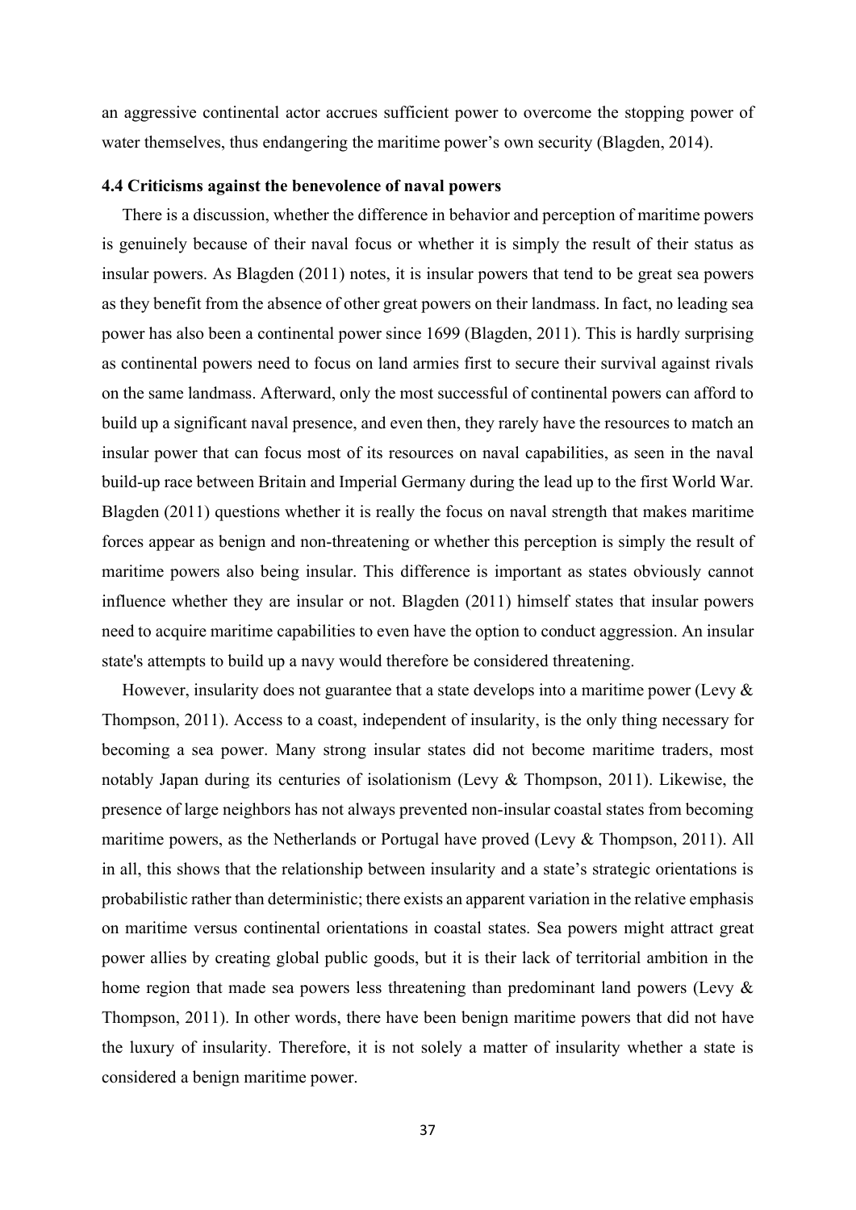an aggressive continental actor accrues sufficient power to overcome the stopping power of water themselves, thus endangering the maritime power's own security (Blagden, 2014).

### 4.4 Criticisms against the benevolence of naval powers

There is a discussion, whether the difference in behavior and perception of maritime powers is genuinely because of their naval focus or whether it is simply the result of their status as insular powers. As Blagden (2011) notes, it is insular powers that tend to be great sea powers as they benefit from the absence of other great powers on their landmass. In fact, no leading sea power has also been a continental power since 1699 (Blagden, 2011). This is hardly surprising as continental powers need to focus on land armies first to secure their survival against rivals on the same landmass. Afterward, only the most successful of continental powers can afford to build up a significant naval presence, and even then, they rarely have the resources to match an insular power that can focus most of its resources on naval capabilities, as seen in the naval build-up race between Britain and Imperial Germany during the lead up to the first World War. Blagden (2011) questions whether it is really the focus on naval strength that makes maritime forces appear as benign and non-threatening or whether this perception is simply the result of maritime powers also being insular. This difference is important as states obviously cannot influence whether they are insular or not. Blagden (2011) himself states that insular powers need to acquire maritime capabilities to even have the option to conduct aggression. An insular state's attempts to build up a navy would therefore be considered threatening.

However, insularity does not guarantee that a state develops into a maritime power (Levy & Thompson, 2011). Access to a coast, independent of insularity, is the only thing necessary for becoming a sea power. Many strong insular states did not become maritime traders, most notably Japan during its centuries of isolationism (Levy & Thompson, 2011). Likewise, the presence of large neighbors has not always prevented non-insular coastal states from becoming maritime powers, as the Netherlands or Portugal have proved (Levy & Thompson, 2011). All in all, this shows that the relationship between insularity and a state's strategic orientations is probabilistic rather than deterministic; there exists an apparent variation in the relative emphasis on maritime versus continental orientations in coastal states. Sea powers might attract great power allies by creating global public goods, but it is their lack of territorial ambition in the home region that made sea powers less threatening than predominant land powers (Levy & Thompson, 2011). In other words, there have been benign maritime powers that did not have the luxury of insularity. Therefore, it is not solely a matter of insularity whether a state is considered a benign maritime power.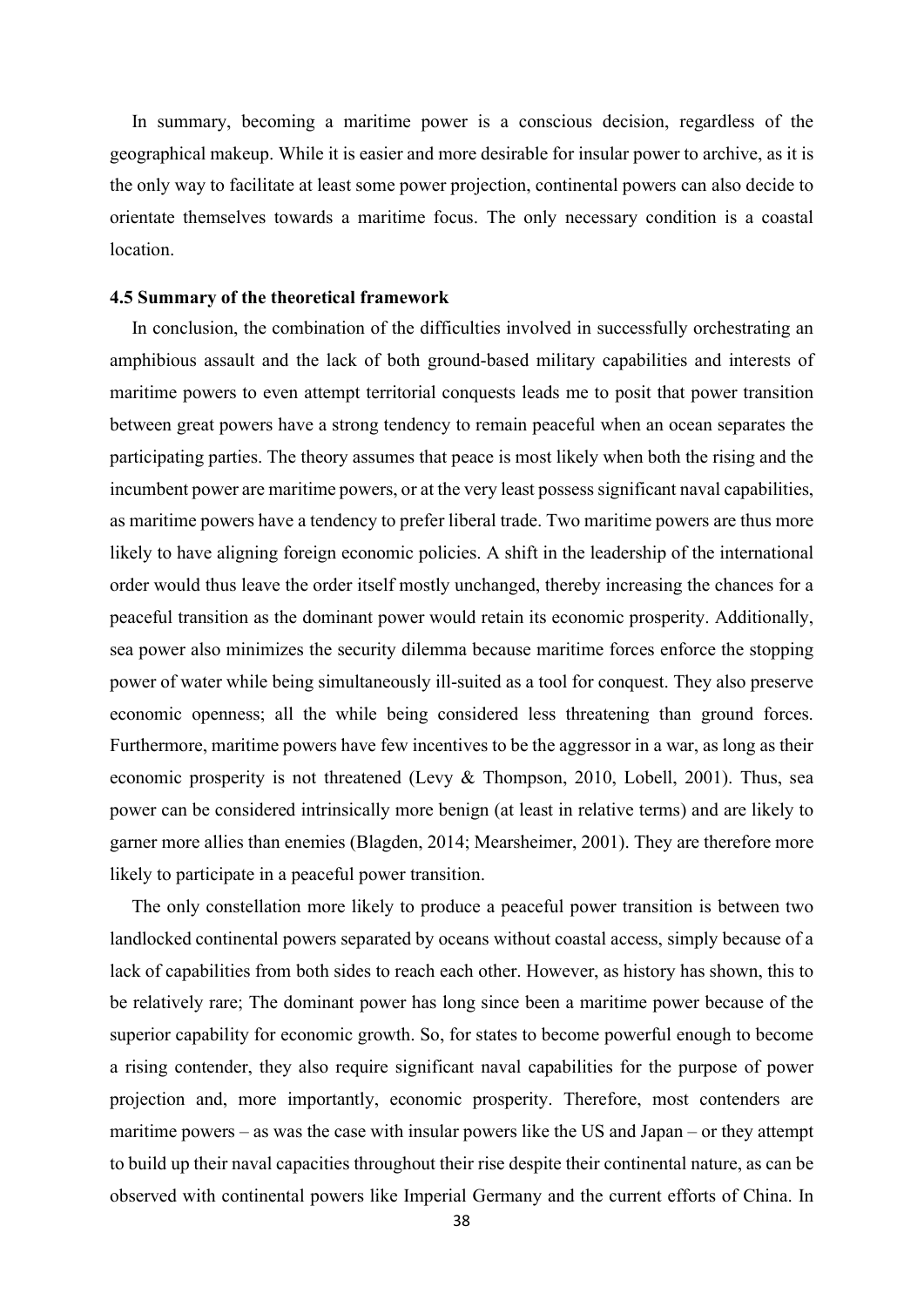In summary, becoming a maritime power is a conscious decision, regardless of the geographical makeup. While it is easier and more desirable for insular power to archive, as it is the only way to facilitate at least some power projection, continental powers can also decide to orientate themselves towards a maritime focus. The only necessary condition is a coastal location.

### 4.5 Summary of the theoretical framework

In conclusion, the combination of the difficulties involved in successfully orchestrating an amphibious assault and the lack of both ground-based military capabilities and interests of maritime powers to even attempt territorial conquests leads me to posit that power transition between great powers have a strong tendency to remain peaceful when an ocean separates the participating parties. The theory assumes that peace is most likely when both the rising and the incumbent power are maritime powers, or at the very least possess significant naval capabilities, as maritime powers have a tendency to prefer liberal trade. Two maritime powers are thus more likely to have aligning foreign economic policies. A shift in the leadership of the international order would thus leave the order itself mostly unchanged, thereby increasing the chances for a peaceful transition as the dominant power would retain its economic prosperity. Additionally, sea power also minimizes the security dilemma because maritime forces enforce the stopping power of water while being simultaneously ill-suited as a tool for conquest. They also preserve economic openness; all the while being considered less threatening than ground forces. Furthermore, maritime powers have few incentives to be the aggressor in a war, as long as their economic prosperity is not threatened (Levy & Thompson, 2010, Lobell, 2001). Thus, sea power can be considered intrinsically more benign (at least in relative terms) and are likely to garner more allies than enemies (Blagden, 2014; Mearsheimer, 2001). They are therefore more likely to participate in a peaceful power transition.

The only constellation more likely to produce a peaceful power transition is between two landlocked continental powers separated by oceans without coastal access, simply because of a lack of capabilities from both sides to reach each other. However, as history has shown, this to be relatively rare; The dominant power has long since been a maritime power because of the superior capability for economic growth. So, for states to become powerful enough to become a rising contender, they also require significant naval capabilities for the purpose of power projection and, more importantly, economic prosperity. Therefore, most contenders are maritime powers – as was the case with insular powers like the US and Japan – or they attempt to build up their naval capacities throughout their rise despite their continental nature, as can be observed with continental powers like Imperial Germany and the current efforts of China. In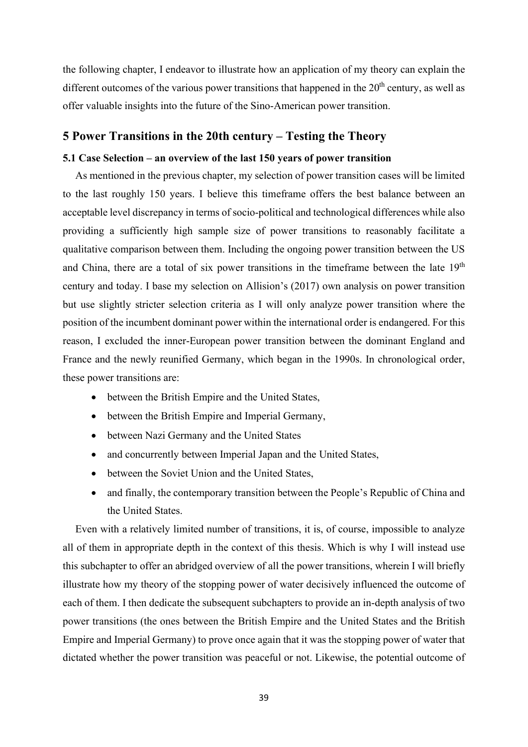the following chapter, I endeavor to illustrate how an application of my theory can explain the different outcomes of the various power transitions that happened in the 20th century, as well as offer valuable insights into the future of the Sino-American power transition.

## 5 Power Transitions in the 20th century – Testing the Theory

### 5.1 Case Selection – an overview of the last 150 years of power transition

As mentioned in the previous chapter, my selection of power transition cases will be limited to the last roughly 150 years. I believe this timeframe offers the best balance between an acceptable level discrepancy in terms of socio-political and technological differences while also providing a sufficiently high sample size of power transitions to reasonably facilitate a qualitative comparison between them. Including the ongoing power transition between the US and China, there are a total of six power transitions in the timeframe between the late 19th century and today. I base my selection on Allison's (2017) own analysis on power transition but use slightly stricter selection criteria as I will only analyze power transition where the position of the incumbent dominant power within the international order is endangered. For this reason, I excluded the inner-European power transition between the dominant England and France and the newly reunified Germany, which began in the 1990s. In chronological order, these power transitions are:

- between the British Empire and the United States,
- between the British Empire and Imperial Germany,
- between Nazi Germany and the United States
- and concurrently between Imperial Japan and the United States,
- between the Soviet Union and the United States,
- and finally, the contemporary transition between the People's Republic of China and the United States.

Even with a relatively limited number of transitions, it is, of course, impossible to analyze all of them in appropriate depth in the context of this thesis. Which is why I will instead use this subchapter to offer an abridged overview of all the power transitions, wherein I will briefly illustrate how my theory of the stopping power of water decisively influenced the outcome of each of them. I then dedicate the subsequent subchapters to provide an in-depth analysis of two power transitions (the ones between the British Empire and the United States and the British Empire and Imperial Germany) to prove once again that it was the stopping power of water that dictated whether the power transition was peaceful or not. Likewise, the potential outcome of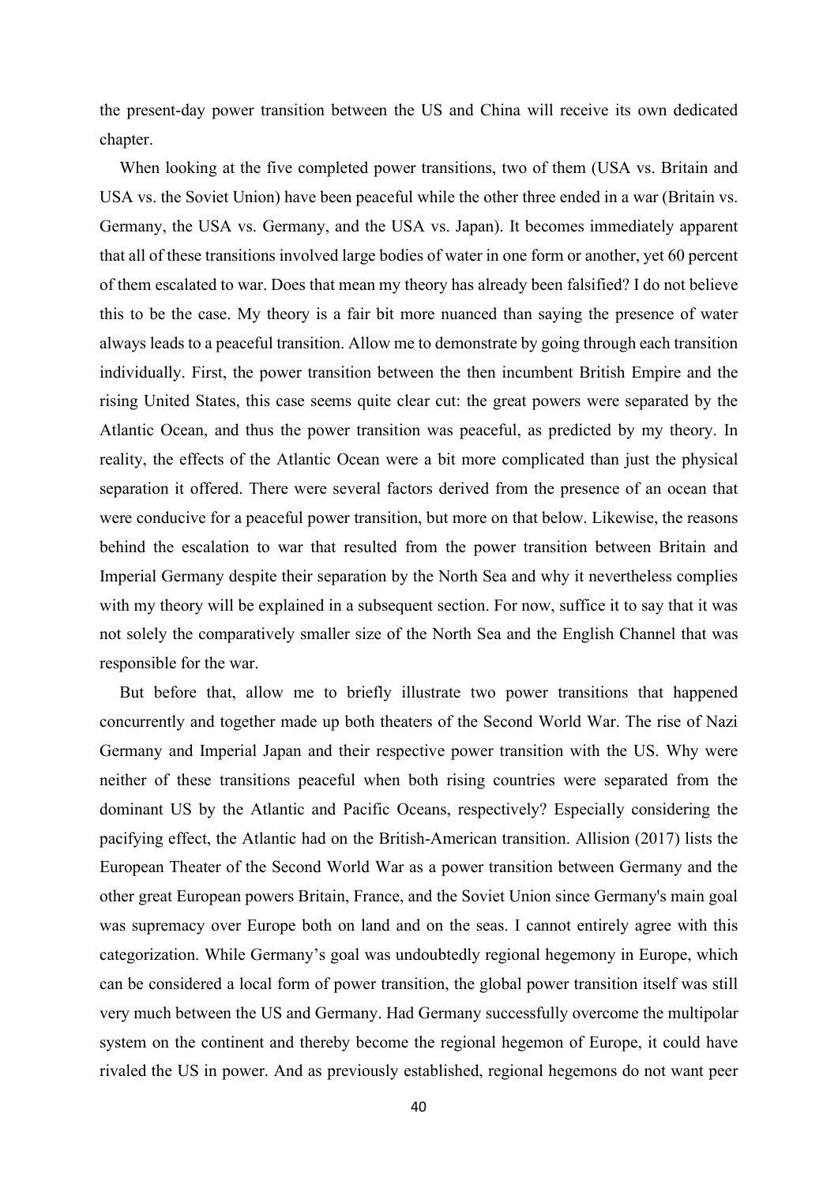the present-day power transition between the US and China will receive its own dedicated chapter.

When looking at the five completed power transitions, two of them (USA vs. Britain and USA vs. the Soviet Union) have been peaceful while the other three ended in a war (Britain vs. Germany, the USA vs. Germany, and the USA vs. Japan). It becomes immediately apparent that all of these transitions involved large bodies of water in one form or another, yet 60 percent of them escalated to war. Does that mean my theory has already been falsified? I do not believe this to be the case. My theory is a fair bit more nuanced than saying the presence of water always leads to a peaceful transition. Allow me to demonstrate by going through each transition individually. First, the power transition between the then incumbent British Empire and the rising United States, this case seems quite clear cut: the great powers were separated by the Atlantic Ocean, and thus the power transition was peaceful, as predicted by my theory. In reality, the effects of the Atlantic Ocean were a bit more complicated than just the physical separation it offered. There were several factors derived from the presence of an ocean that were conducive for a peaceful power transition, but more on that below. Likewise, the reasons behind the escalation to war that resulted from the power transition between Britain and Imperial Germany despite their separation by the North Sea and why it nevertheless complies with my theory will be explained in a subsequent section. For now, suffice it to say that it was not solely the comparatively smaller size of the North Sea and the English Channel that was responsible for the war.

But before that, allow me to briefly illustrate two power transitions that happened concurrently and together made up both theaters of the Second World War. The rise of Nazi Germany and Imperial Japan and their respective power transition with the US. Why were neither of these transitions peaceful when both rising countries were separated from the dominant US by the Atlantic and Pacific Oceans, respectively? Especially considering the pacifying effect, the Atlantic had on the British-American transition. Allision (2017) lists the European Theater of the Second World War as a power transition between Germany and the other great European powers Britain, France, and the Soviet Union since Germany's main goal was supremacy over Europe both on land and on the seas. I cannot entirely agree with this categorization. While Germany's goal was undoubtedly regional hegemony in Europe, which can be considered a local form of power transition, the global power transition itself was still very much between the US and Germany. Had Germany successfully overcome the multipolar system on the continent and thereby become the regional hegemon of Europe, it could have rivaled the US in power. And as previously established, regional hegemons do not want peer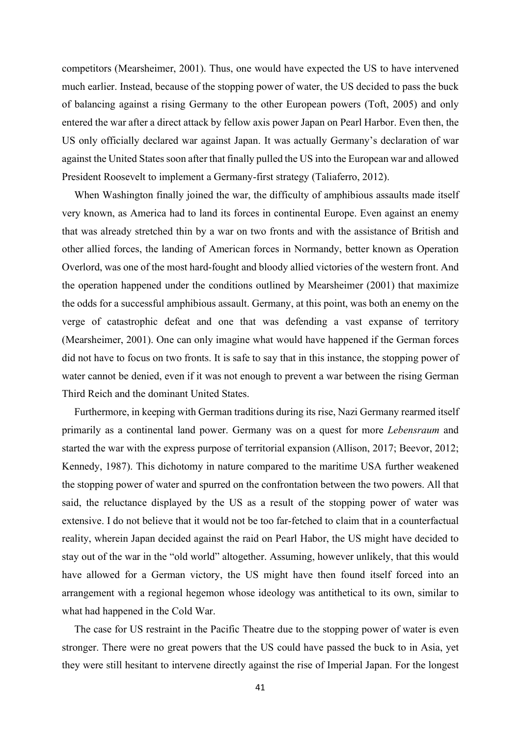competitors (Mearsheimer, 2001). Thus, one would have expected the US to have intervened much earlier. Instead, because of the stopping power of water, the US decided to pass the buck of balancing against a rising Germany to the other European powers (Toft, 2005) and only entered the war after a direct attack by fellow axis power Japan on Pearl Harbor. Even then, the US only officially declared war against Japan. It was actually Germany's declaration of war against the United States soon after that finally pulled the US into the European war and allowed President Roosevelt to implement a Germany-first strategy (Taliaferro, 2012).

When Washington finally joined the war, the difficulty of amphibious assaults made itself very known, as America had to land its forces in continental Europe. Even against an enemy that was already stretched thin by a war on two fronts and with the assistance of British and other allied forces, the landing of American forces in Normandy, better known as Operation Overlord, was one of the most hard-fought and bloody allied victories of the western front. And the operation happened under the conditions outlined by Mearsheimer (2001) that maximize the odds for a successful amphibious assault. Germany, at this point, was both an enemy on the verge of catastrophic defeat and one that was defending a vast expanse of territory (Mearsheimer, 2001). One can only imagine what would have happened if the German forces did not have to focus on two fronts. It is safe to say that in this instance, the stopping power of water cannot be denied, even if it was not enough to prevent a war between the rising German Third Reich and the dominant United States.

Furthermore, in keeping with German traditions during its rise, Nazi Germany rearmed itself primarily as a continental land power. Germany was on a quest for more *Lebensraum* and started the war with the express purpose of territorial expansion (Allison, 2017; Beevor, 2012; Kennedy, 1987). This dichotomy in nature compared to the maritime USA further weakened the stopping power of water and spurred on the confrontation between the two powers. All that said, the reluctance displayed by the US as a result of the stopping power of water was extensive. I do not believe that it would not be too far-fetched to claim that in a counterfactual reality, wherein Japan decided against the raid on Pearl Habor, the US might have decided to stay out of the war in the "old world" altogether. Assuming, however unlikely, that this would have allowed for a German victory, the US might have then found itself forced into an arrangement with a regional hegemon whose ideology was antithetical to its own, similar to what had happened in the Cold War.

The case for US restraint in the Pacific Theatre due to the stopping power of water is even stronger. There were no great powers that the US could have passed the buck to in Asia, yet they were still hesitant to intervene directly against the rise of Imperial Japan. For the longest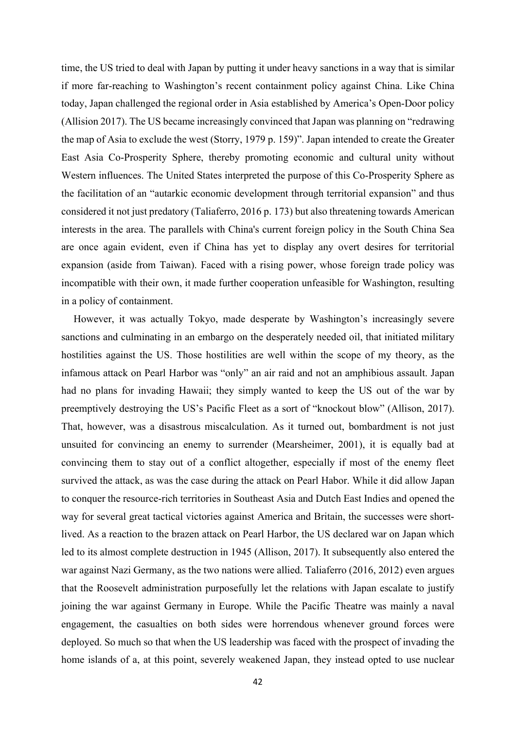time, the US tried to deal with Japan by putting it under heavy sanctions in a way that is similar if more far-reaching to Washington's recent containment policy against China. Like China today, Japan challenged the regional order in Asia established by America's Open-Door policy (Allison 2017). The US became increasingly convinced that Japan was planning on "redrawing the map of Asia to exclude the west (Storry, 1979 p. 159)". Japan intended to create the Greater East Asia Co-Prosperity Sphere, thereby promoting economic and cultural unity without Western influences. The United States interpreted the purpose of this Co-Prosperity Sphere as the facilitation of an "autarkic economic development through territorial expansion" and thus considered it not just predatory (Taliaferro, 2016 p. 173) but also threatening towards American interests in the area. The parallels with China's current foreign policy in the South China Sea are once again evident, even if China has yet to display any overt desires for territorial expansion (aside from Taiwan). Faced with a rising power, whose foreign trade policy was incompatible with their own, it made further cooperation unfeasible for Washington, resulting in a policy of containment.

However, it was actually Tokyo, made desperate by Washington's increasingly severe sanctions and culminating in an embargo on the desperately needed oil, that initiated military hostilities against the US. Those hostilities are well within the scope of my theory, as the infamous attack on Pearl Harbor was "only" an air raid and not an amphibious assault. Japan had no plans for invading Hawaii; they simply wanted to keep the US out of the war by preemptively destroying the US's Pacific Fleet as a sort of "knockout blow" (Allison, 2017). That, however, was a disastrous miscalculation. As it turned out, bombardment is not just unsuited for convincing an enemy to surrender (Mearsheimer, 2001), it is equally bad at convincing them to stay out of a conflict altogether, especially if most of the enemy fleet survived the attack, as was the case during the attack on Pearl Habor. While it did allow Japan to conquer the resource-rich territories in Southeast Asia and Dutch East Indies and opened the way for several great tactical victories against America and Britain, the successes were short-lived. As a reaction to the brazen attack on Pearl Harbor, the US declared war on Japan which led to its almost complete destruction in 1945 (Allison, 2017). It subsequently also entered the war against Nazi Germany, as the two nations were allied. Taliaferro (2016, 2012) even argues that the Roosevelt administration purposefully let the relations with Japan escalate to justify joining the war against Germany in Europe. While the Pacific Theatre was mainly a naval engagement, the casualties on both sides were horrendous whenever ground forces were deployed. So much so that when the US leadership was faced with the prospect of invading the home islands of a, at this point, severely weakened Japan, they instead opted to use nuclear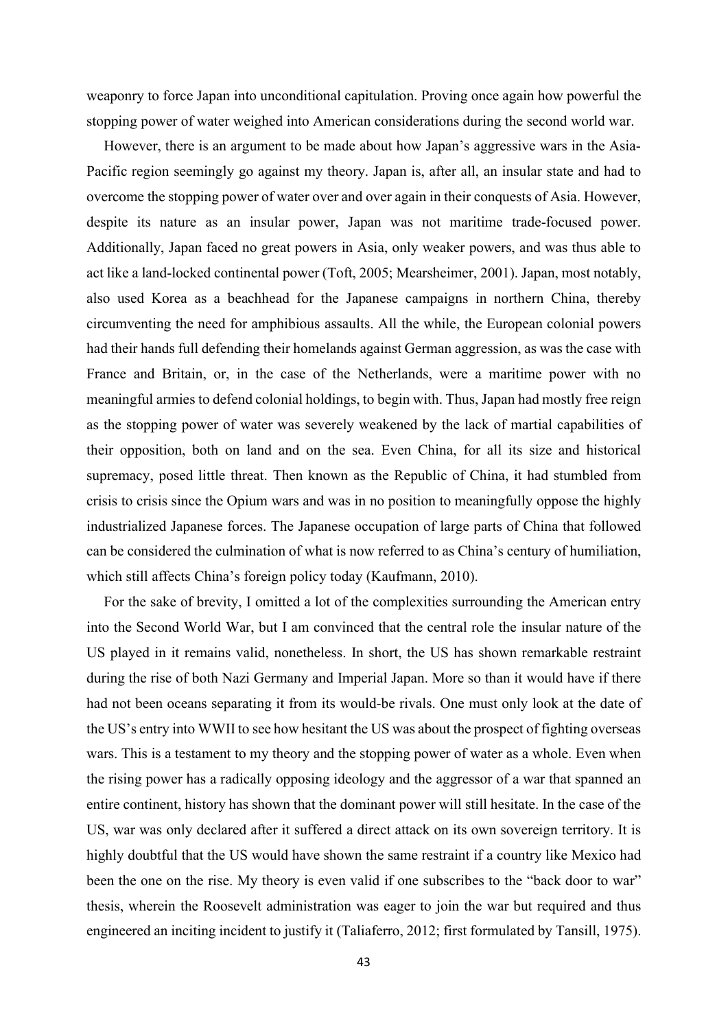weaponry to force Japan into unconditional capitulation. Proving once again how powerful the stopping power of water weighed into American considerations during the second world war.

However, there is an argument to be made about how Japan's aggressive wars in the Asia-Pacific region seemingly go against my theory. Japan is, after all, an insular state and had to overcome the stopping power of water over and over again in their conquests of Asia. However, despite its nature as an insular power, Japan was not maritime trade-focused power. Additionally, Japan faced no great powers in Asia, only weaker powers, and was thus able to act like a land-locked continental power (Toft, 2005; Mearsheimer, 2001). Japan, most notably, also used Korea as a beachhead for the Japanese campaigns in northern China, thereby circumventing the need for amphibious assaults. All the while, the European colonial powers had their hands full defending their homelands against German aggression, as was the case with France and Britain, or, in the case of the Netherlands, were a maritime power with no meaningful armies to defend colonial holdings, to begin with. Thus, Japan had mostly free reign as the stopping power of water was severely weakened by the lack of martial capabilities of their opposition, both on land and on the sea. Even China, for all its size and historical supremacy, posed little threat. Then known as the Republic of China, it had stumbled from crisis to crisis since the Opium wars and was in no position to meaningfully oppose the highly industrialized Japanese forces. The Japanese occupation of large parts of China that followed can be considered the culmination of what is now referred to as China's century of humiliation, which still affects China's foreign policy today (Kaufmann, 2010).

For the sake of brevity, I omitted a lot of the complexities surrounding the American entry into the Second World War, but I am convinced that the central role the insular nature of the US played in it remains valid, nonetheless. In short, the US has shown remarkable restraint during the rise of both Nazi Germany and Imperial Japan. More so than it would have if there had not been oceans separating it from its would-be rivals. One must only look at the date of the US's entry into WWII to see how hesitant the US was about the prospect of fighting overseas wars. This is a testament to my theory and the stopping power of water as a whole. Even when the rising power has a radically opposing ideology and the aggressor of a war that spanned an entire continent, history has shown that the dominant power will still hesitate. In the case of the US, war was only declared after it suffered a direct attack on its own sovereign territory. It is highly doubtful that the US would have shown the same restraint if a country like Mexico had been the one on the rise. My theory is even valid if one subscribes to the "back door to war" thesis, wherein the Roosevelt administration was eager to join the war but required and thus engineered an inciting incident to justify it (Taliaferro, 2012; first formulated by Tansill, 1975).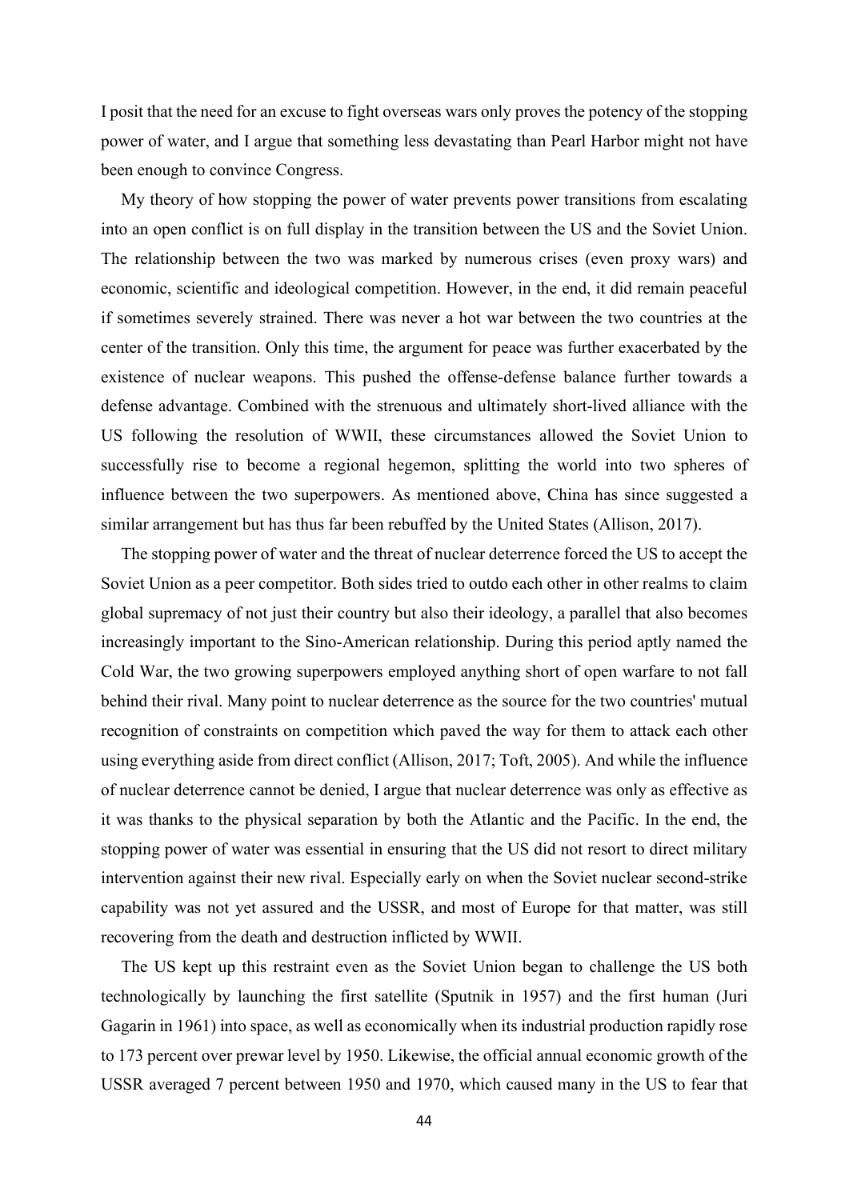I posit that the need for an excuse to fight overseas wars only proves the potency of the stopping power of water, and I argue that something less devastating than Pearl Harbor might not have been enough to convince Congress.

My theory of how stopping the power of water prevents power transitions from escalating into an open conflict is on full display in the transition between the US and the Soviet Union. The relationship between the two was marked by numerous crises (even proxy wars) and economic, scientific and ideological competition. However, in the end, it did remain peaceful if sometimes severely strained. There was never a hot war between the two countries at the center of the transition. Only this time, the argument for peace was further exacerbated by the existence of nuclear weapons. This pushed the offense-defense balance further towards a defense advantage. Combined with the strenuous and ultimately short-lived alliance with the US following the resolution of WWII, these circumstances allowed the Soviet Union to successfully rise to become a regional hegemon, splitting the world into two spheres of influence between the two superpowers. As mentioned above, China has since suggested a similar arrangement but has thus far been rebuffed by the United States (Allison, 2017).

The stopping power of water and the threat of nuclear deterrence forced the US to accept the Soviet Union as a peer competitor. Both sides tried to outdo each other in other realms to claim global supremacy of not just their country but also their ideology, a parallel that also becomes increasingly important to the Sino-American relationship. During this period aptly named the Cold War, the two growing superpowers employed anything short of open warfare to not fall behind their rival. Many point to nuclear deterrence as the source for the two countries' mutual recognition of constraints on competition which paved the way for them to attack each other using everything aside from direct conflict (Allison, 2017; Toft, 2005). And while the influence of nuclear deterrence cannot be denied, I argue that nuclear deterrence was only as effective as it was thanks to the physical separation by both the Atlantic and the Pacific. In the end, the stopping power of water was essential in ensuring that the US did not resort to direct military intervention against their new rival. Especially early on when the Soviet nuclear second-strike capability was not yet assured and the USSR, and most of Europe for that matter, was still recovering from the death and destruction inflicted by WWII.

The US kept up this restraint even as the Soviet Union began to challenge the US both technologically by launching the first satellite (Sputnik in 1957) and the first human (Juri Gagarin in 1961) into space, as well as economically when its industrial production rapidly rose to 173 percent over prewar level by 1950. Likewise, the official annual economic growth of the USSR averaged 7 percent between 1950 and 1970, which caused many in the US to fear that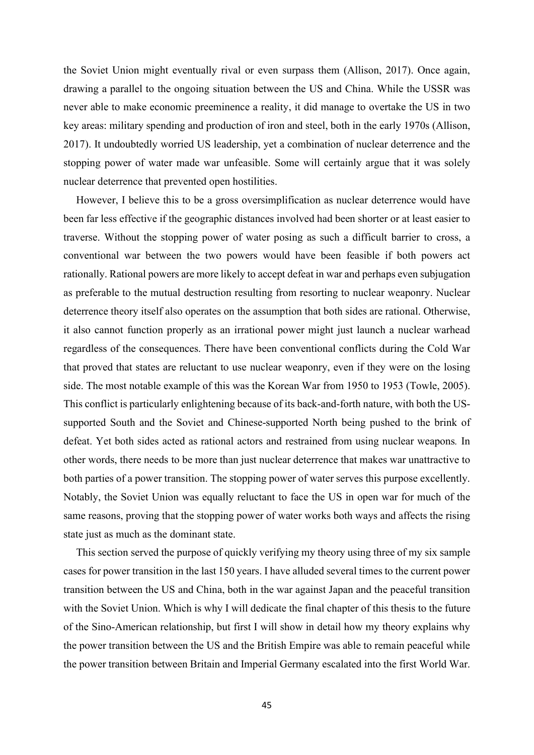the Soviet Union might eventually rival or even surpass them (Allison, 2017). Once again, drawing a parallel to the ongoing situation between the US and China. While the USSR was never able to make economic preeminence a reality, it did manage to overtake the US in two key areas: military spending and production of iron and steel, both in the early 1970s (Allison, 2017). It undoubtedly worried US leadership, yet a combination of nuclear deterrence and the stopping power of water made war unfeasible. Some will certainly argue that it was solely nuclear deterrence that prevented open hostilities.

However, I believe this to be a gross oversimplification as nuclear deterrence would have been far less effective if the geographic distances involved had been shorter or at least easier to traverse. Without the stopping power of water posing as such a difficult barrier to cross, a conventional war between the two powers would have been feasible if both powers act rationally. Rational powers are more likely to accept defeat in war and perhaps even subjugation as preferable to the mutual destruction resulting from resorting to nuclear weaponry. Nuclear deterrence theory itself also operates on the assumption that both sides are rational. Otherwise, it also cannot function properly as an irrational power might just launch a nuclear warhead regardless of the consequences. There have been conventional conflicts during the Cold War that proved that states are reluctant to use nuclear weaponry, even if they were on the losing side. The most notable example of this was the Korean War from 1950 to 1953 (Towle, 2005). This conflict is particularly enlightening because of its back-and-forth nature, with both the US-supported South and the Soviet and Chinese-supported North being pushed to the brink of defeat. Yet both sides acted as rational actors and restrained from using nuclear weapons. In other words, there needs to be more than just nuclear deterrence that makes war unattractive to both parties of a power transition. The stopping power of water serves this purpose excellently. Notably, the Soviet Union was equally reluctant to face the US in open war for much of the same reasons, proving that the stopping power of water works both ways and affects the rising state just as much as the dominant state.

This section served the purpose of quickly verifying my theory using three of my six sample cases for power transition in the last 150 years. I have alluded several times to the current power transition between the US and China, both in the war against Japan and the peaceful transition with the Soviet Union. Which is why I will dedicate the final chapter of this thesis to the future of the Sino-American relationship, but first I will show in detail how my theory explains why the power transition between the US and the British Empire was able to remain peaceful while the power transition between Britain and Imperial Germany escalated into the first World War.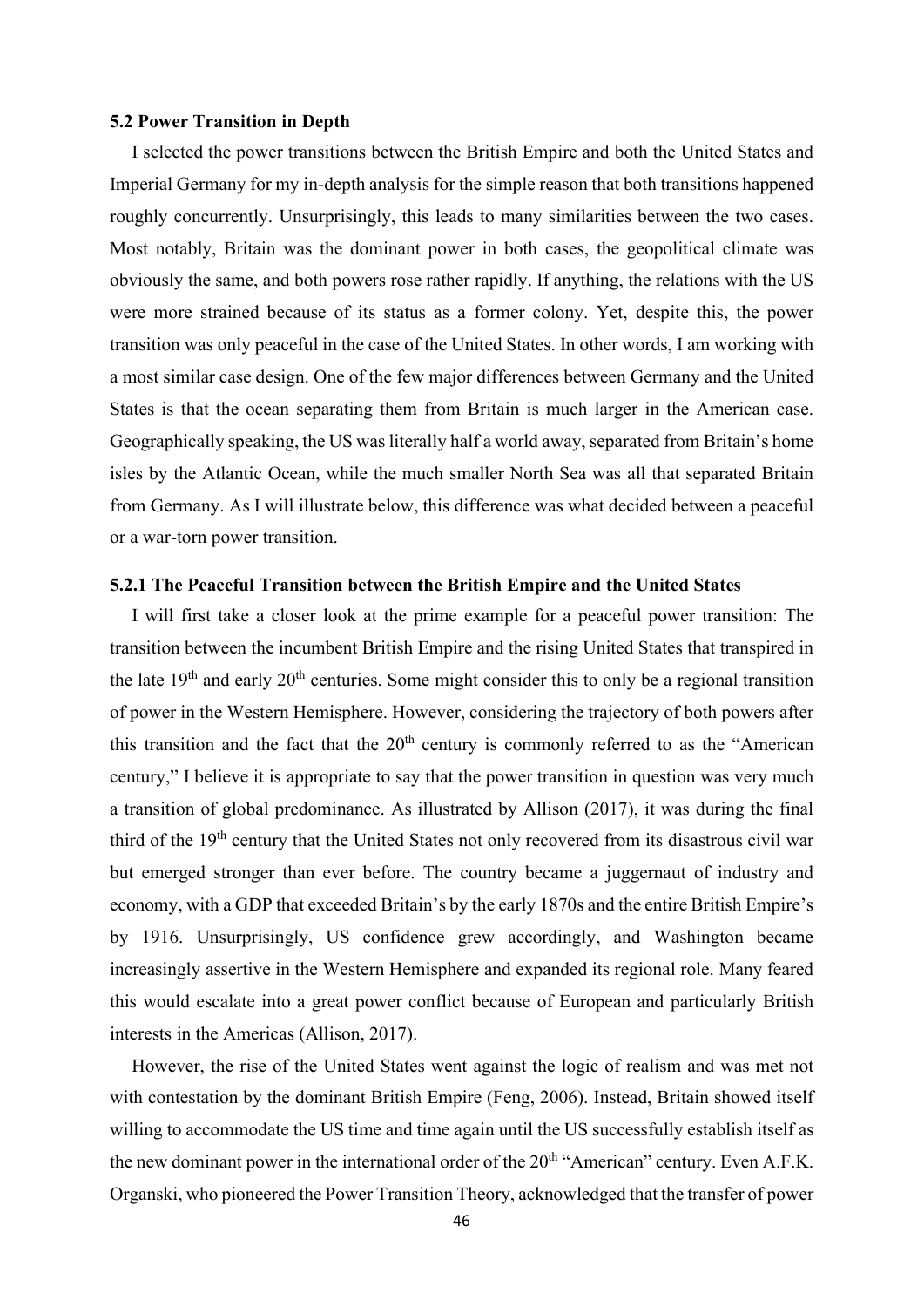### 5.2 Power Transition in Depth

I selected the power transitions between the British Empire and both the United States and Imperial Germany for my in-depth analysis for the simple reason that both transitions happened roughly concurrently. Unsurprisingly, this leads to many similarities between the two cases. Most notably, Britain was the dominant power in both cases, the geopolitical climate was obviously the same, and both powers rose rather rapidly. If anything, the relations with the US were more strained because of its status as a former colony. Yet, despite this, the power transition was only peaceful in the case of the United States. In other words, I am working with a most similar case design. One of the few major differences between Germany and the United States is that the ocean separating them from Britain is much larger in the American case. Geographically speaking, the US was literally half a world away, separated from Britain's home isles by the Atlantic Ocean, while the much smaller North Sea was all that separated Britain from Germany. As I will illustrate below, this difference was what decided between a peaceful or a war-torn power transition.

#### 5.2.1 The Peaceful Transition between the British Empire and the United States

I will first take a closer look at the prime example for a peaceful power transition: The transition between the incumbent British Empire and the rising United States that transpired in the late 19th and early 20th centuries. Some might consider this to only be a regional transition of power in the Western Hemisphere. However, considering the trajectory of both powers after this transition and the fact that the 20th century is commonly referred to as the "American century," I believe it is appropriate to say that the power transition in question was very much a transition of global predominance. As illustrated by Allison (2017), it was during the final third of the 19th century that the United States not only recovered from its disastrous civil war but emerged stronger than ever before. The country became a juggernaut of industry and economy, with a GDP that exceeded Britain's by the early 1870s and the entire British Empire's by 1916. Unsurprisingly, US confidence grew accordingly, and Washington became increasingly assertive in the Western Hemisphere and expanded its regional role. Many feared this would escalate into a great power conflict because of European and particularly British interests in the Americas (Allison, 2017).

However, the rise of the United States went against the logic of realism and was met not with contestation by the dominant British Empire (Feng, 2006). Instead, Britain showed itself willing to accommodate the US time and time again until the US successfully establish itself as the new dominant power in the international order of the 20th "American" century. Even A.F.K. Organski, who pioneered the Power Transition Theory, acknowledged that the transfer of power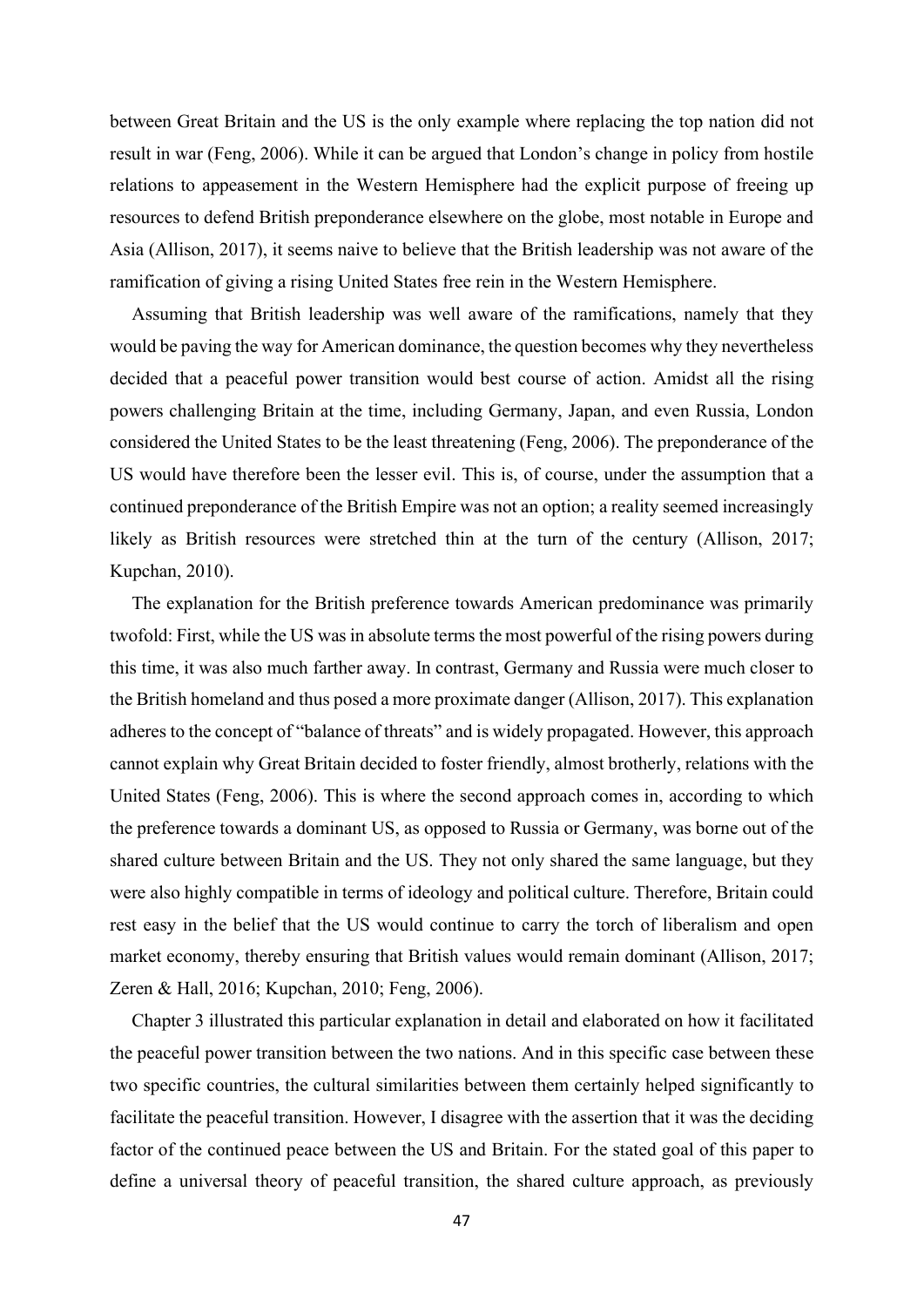between Great Britain and the US is the only example where replacing the top nation did not result in war (Feng, 2006). While it can be argued that London's change in policy from hostile relations to appeasement in the Western Hemisphere had the explicit purpose of freeing up resources to defend British preponderance elsewhere on the globe, most notable in Europe and Asia (Allison, 2017), it seems naive to believe that the British leadership was not aware of the ramification of giving a rising United States free rein in the Western Hemisphere.

Assuming that British leadership was well aware of the ramifications, namely that they would be paving the way for American dominance, the question becomes why they nevertheless decided that a peaceful power transition would best course of action. Amidst all the rising powers challenging Britain at the time, including Germany, Japan, and even Russia, London considered the United States to be the least threatening (Feng, 2006). The preponderance of the US would have therefore been the lesser evil. This is, of course, under the assumption that a continued preponderance of the British Empire was not an option; a reality seemed increasingly likely as British resources were stretched thin at the turn of the century (Allison, 2017; Kupchan, 2010).

The explanation for the British preference towards American predominance was primarily twofold: First, while the US was in absolute terms the most powerful of the rising powers during this time, it was also much farther away. In contrast, Germany and Russia were much closer to the British homeland and thus posed a more proximate danger (Allison, 2017). This explanation adheres to the concept of "balance of threats" and is widely propagated. However, this approach cannot explain why Great Britain decided to foster friendly, almost brotherly, relations with the United States (Feng, 2006). This is where the second approach comes in, according to which the preference towards a dominant US, as opposed to Russia or Germany, was borne out of the shared culture between Britain and the US. They not only shared the same language, but they were also highly compatible in terms of ideology and political culture. Therefore, Britain could rest easy in the belief that the US would continue to carry the torch of liberalism and open market economy, thereby ensuring that British values would remain dominant (Allison, 2017; Zeren & Hall, 2016; Kupchan, 2010; Feng, 2006).

Chapter 3 illustrated this particular explanation in detail and elaborated on how it facilitated the peaceful power transition between the two nations. And in this specific case between these two specific countries, the cultural similarities between them certainly helped significantly to facilitate the peaceful transition. However, I disagree with the assertion that it was the deciding factor of the continued peace between the US and Britain. For the stated goal of this paper to define a universal theory of peaceful transition, the shared culture approach, as previously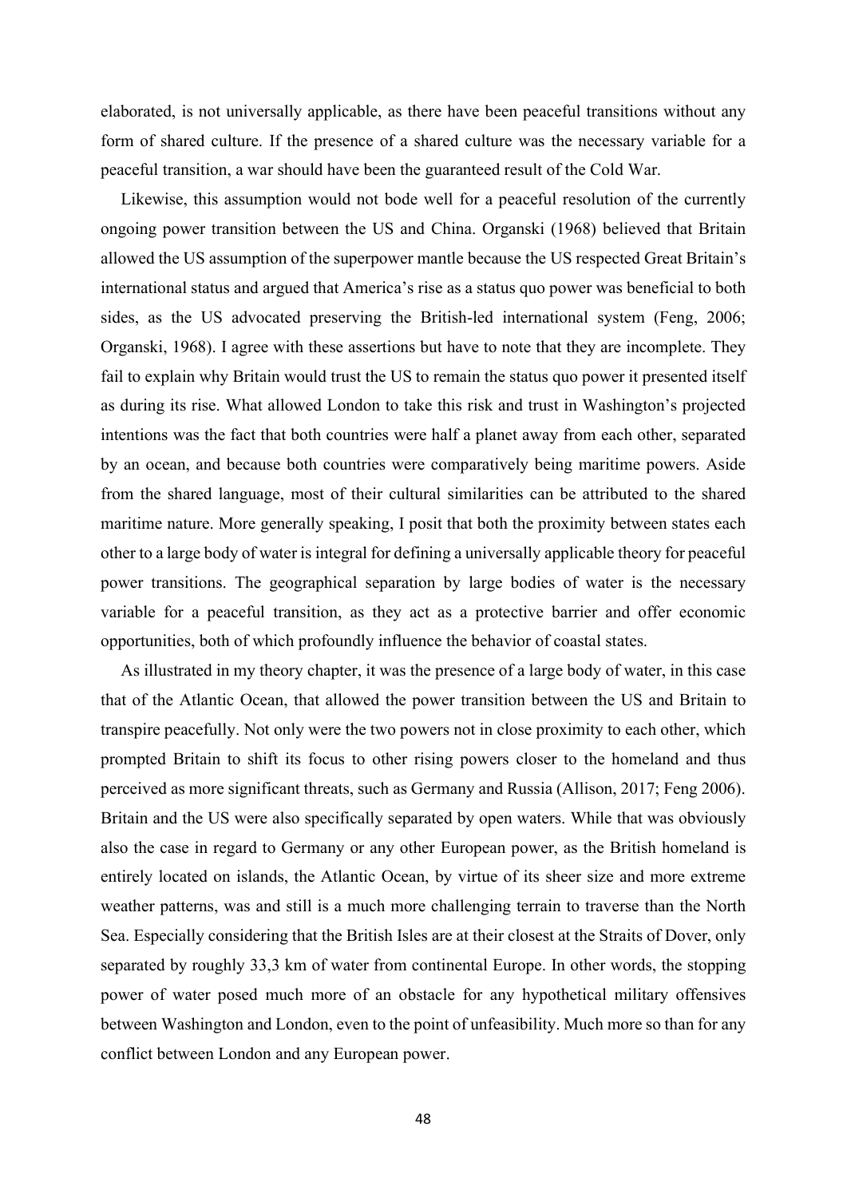elaborated, is not universally applicable, as there have been peaceful transitions without any form of shared culture. If the presence of a shared culture was the necessary variable for a peaceful transition, a war should have been the guaranteed result of the Cold War.

Likewise, this assumption would not bode well for a peaceful resolution of the currently ongoing power transition between the US and China. Organski (1968) believed that Britain allowed the US assumption of the superpower mantle because the US respected Great Britain's international status and argued that America's rise as a status quo power was beneficial to both sides, as the US advocated preserving the British-led international system (Feng, 2006; Organski, 1968). I agree with these assertions but have to note that they are incomplete. They fail to explain why Britain would trust the US to remain the status quo power it presented itself as during its rise. What allowed London to take this risk and trust in Washington's projected intentions was the fact that both countries were half a planet away from each other, separated by an ocean, and because both countries were comparatively being maritime powers. Aside from the shared language, most of their cultural similarities can be attributed to the shared maritime nature. More generally speaking, I posit that both the proximity between states each other to a large body of water is integral for defining a universally applicable theory for peaceful power transitions. The geographical separation by large bodies of water is the necessary variable for a peaceful transition, as they act as a protective barrier and offer economic opportunities, both of which profoundly influence the behavior of coastal states.

As illustrated in my theory chapter, it was the presence of a large body of water, in this case that of the Atlantic Ocean, that allowed the power transition between the US and Britain to transpire peacefully. Not only were the two powers not in close proximity to each other, which prompted Britain to shift its focus to other rising powers closer to the homeland and thus perceived as more significant threats, such as Germany and Russia (Allison, 2017; Feng 2006). Britain and the US were also specifically separated by open waters. While that was obviously also the case in regard to Germany or any other European power, as the British homeland is entirely located on islands, the Atlantic Ocean, by virtue of its sheer size and more extreme weather patterns, was and still is a much more challenging terrain to traverse than the North Sea. Especially considering that the British Isles are at their closest at the Straits of Dover, only separated by roughly 33,3 km of water from continental Europe. In other words, the stopping power of water posed much more of an obstacle for any hypothetical military offensives between Washington and London, even to the point of unfeasibility. Much more so than for any conflict between London and any European power.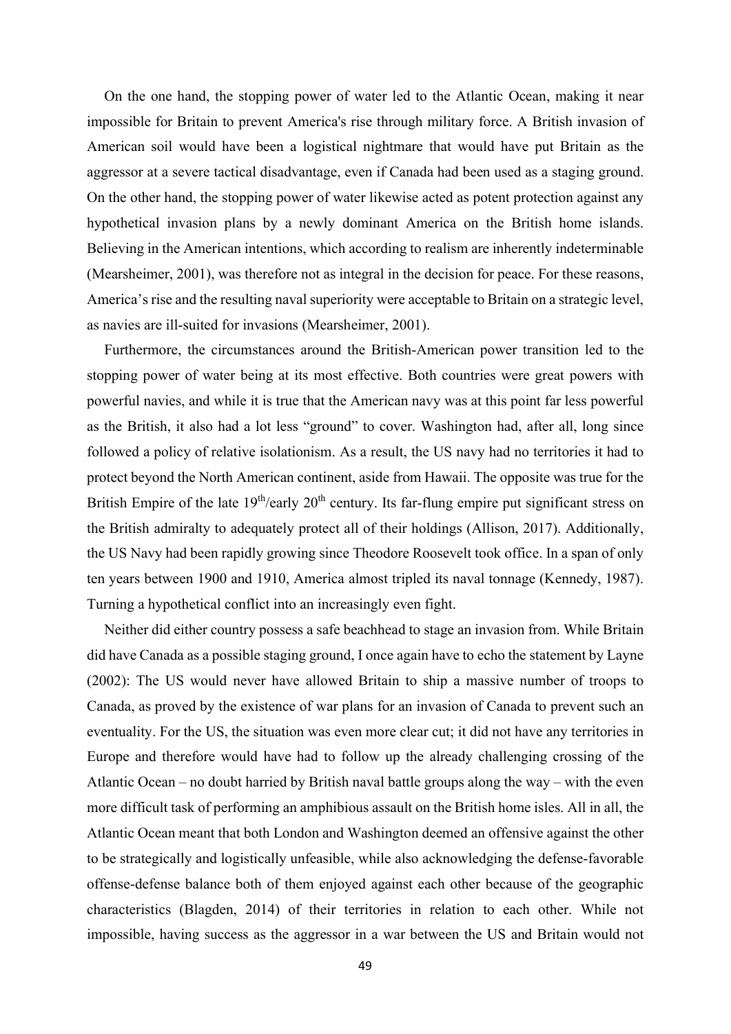On the one hand, the stopping power of water led to the Atlantic Ocean, making it near impossible for Britain to prevent America's rise through military force. A British invasion of American soil would have been a logistical nightmare that would have put Britain as the aggressor at a severe tactical disadvantage, even if Canada had been used as a staging ground. On the other hand, the stopping power of water likewise acted as potent protection against any hypothetical invasion plans by a newly dominant America on the British home islands. Believing in the American intentions, which according to realism are inherently indeterminable (Mearsheimer, 2001), was therefore not as integral in the decision for peace. For these reasons, America's rise and the resulting naval superiority were acceptable to Britain on a strategic level, as navies are ill-suited for invasions (Mearsheimer, 2001).

Furthermore, the circumstances around the British-American power transition led to the stopping power of water being at its most effective. Both countries were great powers with powerful navies, and while it is true that the American navy was at this point far less powerful as the British, it also had a lot less "ground" to cover. Washington had, after all, long since followed a policy of relative isolationism. As a result, the US navy had no territories it had to protect beyond the North American continent, aside from Hawaii. The opposite was true for the British Empire of the late 19th/early 20th century. Its far-flung empire put significant stress on the British admiralty to adequately protect all of their holdings (Allison, 2017). Additionally, the US Navy had been rapidly growing since Theodore Roosevelt took office. In a span of only ten years between 1900 and 1910, America almost tripled its naval tonnage (Kennedy, 1987). Turning a hypothetical conflict into an increasingly even fight.

Neither did either country possess a safe beachhead to stage an invasion from. While Britain did have Canada as a possible staging ground, I once again have to echo the statement by Layne (2002): The US would never have allowed Britain to ship a massive number of troops to Canada, as proved by the existence of war plans for an invasion of Canada to prevent such an eventuality. For the US, the situation was even more clear cut; it did not have any territories in Europe and therefore would have had to follow up the already challenging crossing of the Atlantic Ocean – no doubt harried by British naval battle groups along the way – with the even more difficult task of performing an amphibious assault on the British home isles. All in all, the Atlantic Ocean meant that both London and Washington deemed an offensive against the other to be strategically and logistically unfeasible, while also acknowledging the defense-favorable offense-defense balance both of them enjoyed against each other because of the geographic characteristics (Blagden, 2014) of their territories in relation to each other. While not impossible, having success as the aggressor in a war between the US and Britain would not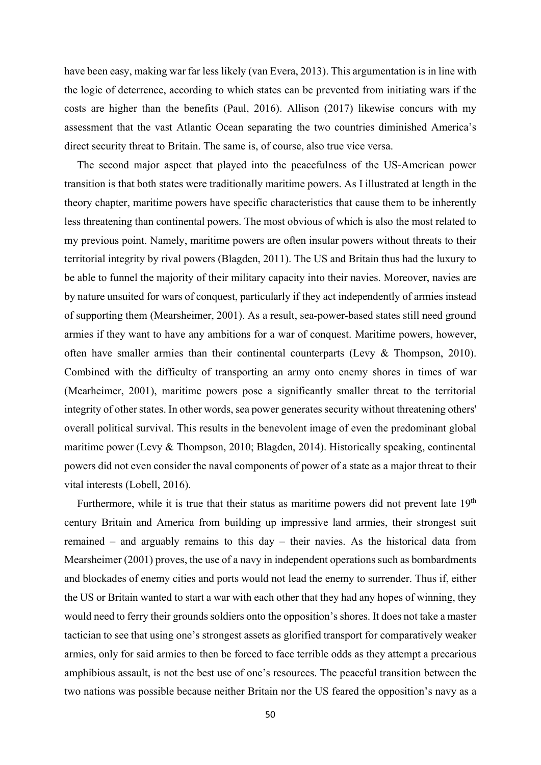have been easy, making war far less likely (van Evera, 2013). This argumentation is in line with the logic of deterrence, according to which states can be prevented from initiating wars if the costs are higher than the benefits (Paul, 2016). Allison (2017) likewise concurs with my assessment that the vast Atlantic Ocean separating the two countries diminished America's direct security threat to Britain. The same is, of course, also true vice versa.

The second major aspect that played into the peacefulness of the US-American power transition is that both states were traditionally maritime powers. As I illustrated at length in the theory chapter, maritime powers have specific characteristics that cause them to be inherently less threatening than continental powers. The most obvious of which is also the most related to my previous point. Namely, maritime powers are often insular powers without threats to their territorial integrity by rival powers (Blagden, 2011). The US and Britain thus had the luxury to be able to funnel the majority of their military capacity into their navies. Moreover, navies are by nature unsuited for wars of conquest, particularly if they act independently of armies instead of supporting them (Mearsheimer, 2001). As a result, sea-power-based states still need ground armies if they want to have any ambitions for a war of conquest. Maritime powers, however, often have smaller armies than their continental counterparts (Levy & Thompson, 2010). Combined with the difficulty of transporting an army onto enemy shores in times of war (Mearheimer, 2001), maritime powers pose a significantly smaller threat to the territorial integrity of other states. In other words, sea power generates security without threatening others' overall political survival. This results in the benevolent image of even the predominant global maritime power (Levy & Thompson, 2010; Blagden, 2014). Historically speaking, continental powers did not even consider the naval components of power of a state as a major threat to their vital interests (Lobell, 2016).

Furthermore, while it is true that their status as maritime powers did not prevent late 19th century Britain and America from building up impressive land armies, their strongest suit remained – and arguably remains to this day – their navies. As the historical data from Mearsheimer (2001) proves, the use of a navy in independent operations such as bombardments and blockades of enemy cities and ports would not lead the enemy to surrender. Thus if, either the US or Britain wanted to start a war with each other that they had any hopes of winning, they would need to ferry their grounds soldiers onto the opposition's shores. It does not take a master tactician to see that using one's strongest assets as glorified transport for comparatively weaker armies, only for said armies to then be forced to face terrible odds as they attempt a precarious amphibious assault, is not the best use of one's resources. The peaceful transition between the two nations was possible because neither Britain nor the US feared the opposition's navy as a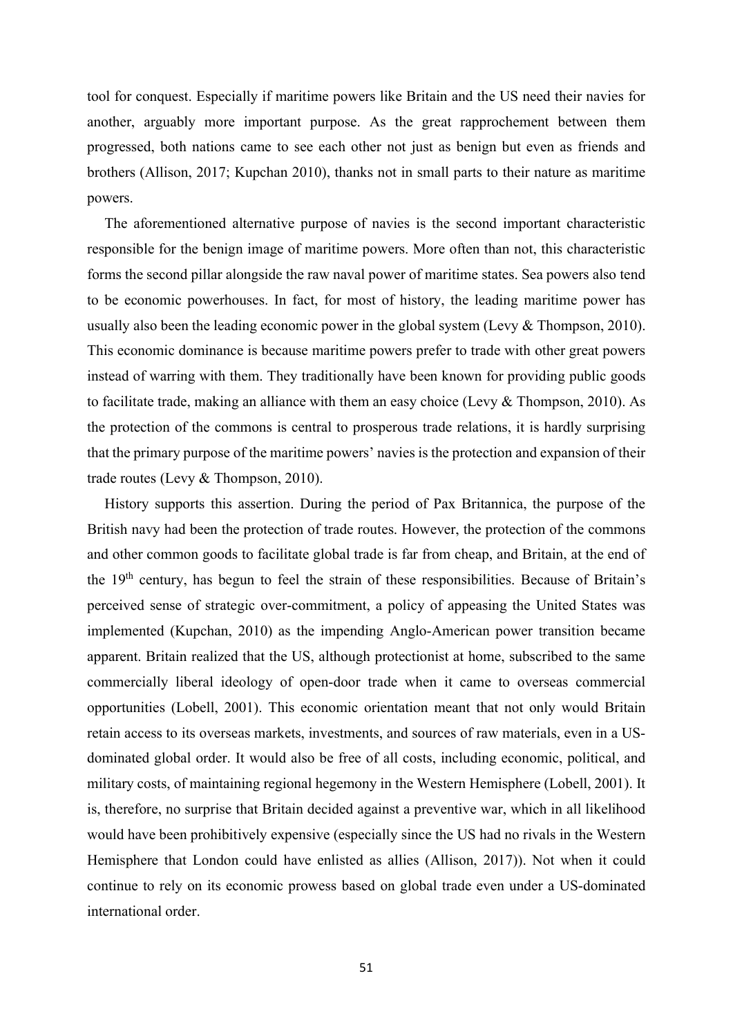tool for conquest. Especially if maritime powers like Britain and the US need their navies for another, arguably more important purpose. As the great rapprochement between them progressed, both nations came to see each other not just as benign but even as friends and brothers (Allison, 2017; Kupchan 2010), thanks not in small parts to their nature as maritime powers.

The aforementioned alternative purpose of navies is the second important characteristic responsible for the benign image of maritime powers. More often than not, this characteristic forms the second pillar alongside the raw naval power of maritime states. Sea powers also tend to be economic powerhouses. In fact, for most of history, the leading maritime power has usually also been the leading economic power in the global system (Levy & Thompson, 2010). This economic dominance is because maritime powers prefer to trade with other great powers instead of warring with them. They traditionally have been known for providing public goods to facilitate trade, making an alliance with them an easy choice (Levy & Thompson, 2010). As the protection of the commons is central to prosperous trade relations, it is hardly surprising that the primary purpose of the maritime powers' navies is the protection and expansion of their trade routes (Levy & Thompson, 2010).

History supports this assertion. During the period of Pax Britannica, the purpose of the British navy had been the protection of trade routes. However, the protection of the commons and other common goods to facilitate global trade is far from cheap, and Britain, at the end of the 19th century, has begun to feel the strain of these responsibilities. Because of Britain's perceived sense of strategic over-commitment, a policy of appeasing the United States was implemented (Kupchan, 2010) as the impending Anglo-American power transition became apparent. Britain realized that the US, although protectionist at home, subscribed to the same commercially liberal ideology of open-door trade when it came to overseas commercial opportunities (Lobell, 2001). This economic orientation meant that not only would Britain retain access to its overseas markets, investments, and sources of raw materials, even in a US-dominated global order. It would also be free of all costs, including economic, political, and military costs, of maintaining regional hegemony in the Western Hemisphere (Lobell, 2001). It is, therefore, no surprise that Britain decided against a preventive war, which in all likelihood would have been prohibitively expensive (especially since the US had no rivals in the Western Hemisphere that London could have enlisted as allies (Allison, 2017)). Not when it could continue to rely on its economic prowess based on global trade even under a US-dominated international order.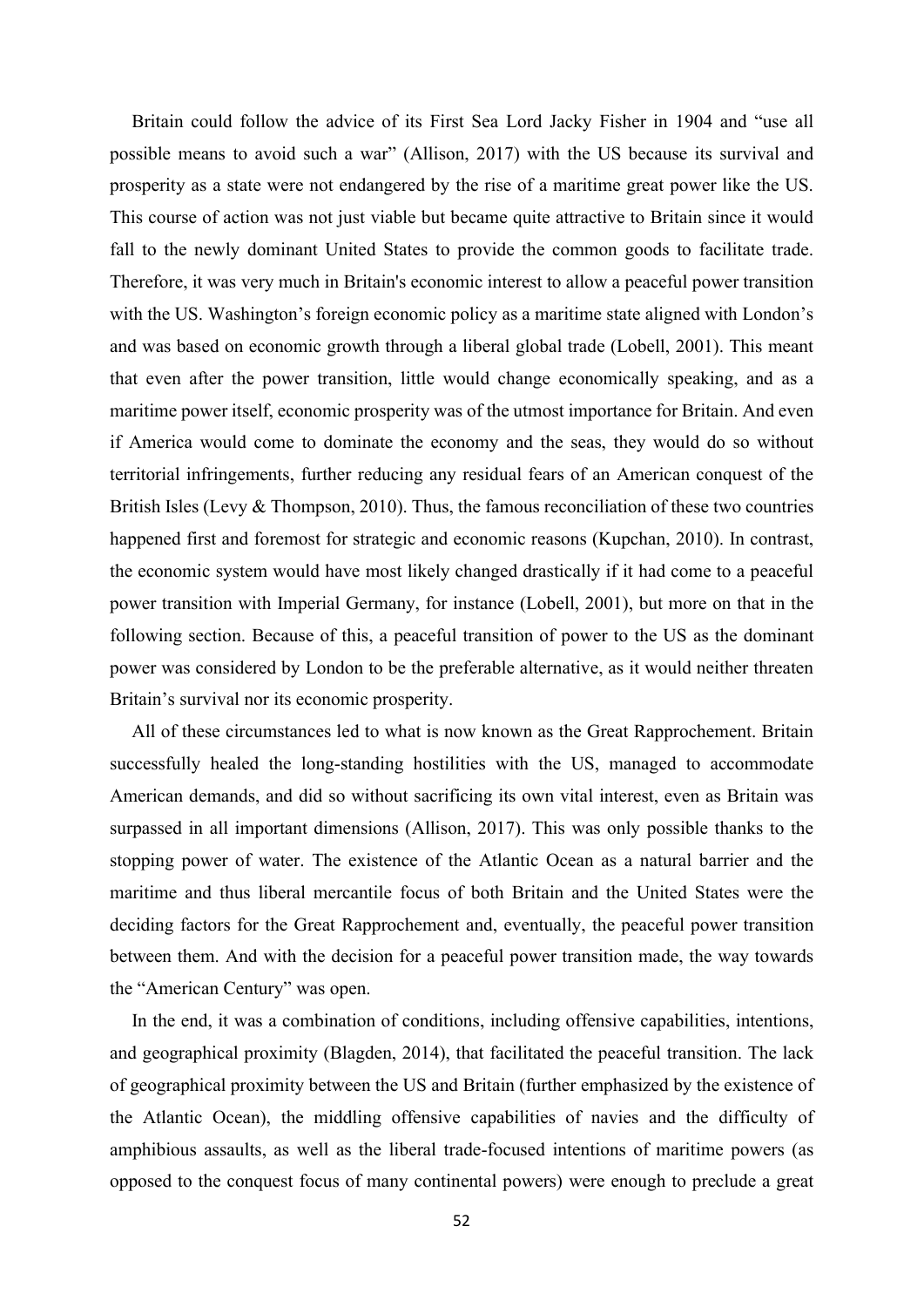Britain could follow the advice of its First Sea Lord Jacky Fisher in 1904 and "use all possible means to avoid such a war" (Allison, 2017) with the US because its survival and prosperity as a state were not endangered by the rise of a maritime great power like the US. This course of action was not just viable but became quite attractive to Britain since it would fall to the newly dominant United States to provide the common goods to facilitate trade. Therefore, it was very much in Britain's economic interest to allow a peaceful power transition with the US. Washington's foreign economic policy as a maritime state aligned with London's and was based on economic growth through a liberal global trade (Lobell, 2001). This meant that even after the power transition, little would change economically speaking, and as a maritime power itself, economic prosperity was of the utmost importance for Britain. And even if America would come to dominate the economy and the seas, they would do so without territorial infringements, further reducing any residual fears of an American conquest of the British Isles (Levy & Thompson, 2010). Thus, the famous reconciliation of these two countries happened first and foremost for strategic and economic reasons (Kupchan, 2010). In contrast, the economic system would have most likely changed drastically if it had come to a peaceful power transition with Imperial Germany, for instance (Lobell, 2001), but more on that in the following section. Because of this, a peaceful transition of power to the US as the dominant power was considered by London to be the preferable alternative, as it would neither threaten Britain's survival nor its economic prosperity.

All of these circumstances led to what is now known as the Great Rapprochement. Britain successfully healed the long-standing hostilities with the US, managed to accommodate American demands, and did so without sacrificing its own vital interest, even as Britain was surpassed in all important dimensions (Allison, 2017). This was only possible thanks to the stopping power of water. The existence of the Atlantic Ocean as a natural barrier and the maritime and thus liberal mercantile focus of both Britain and the United States were the deciding factors for the Great Rapprochement and, eventually, the peaceful power transition between them. And with the decision for a peaceful power transition made, the way towards the "American Century" was open.

In the end, it was a combination of conditions, including offensive capabilities, intentions, and geographical proximity (Blagden, 2014), that facilitated the peaceful transition. The lack of geographical proximity between the US and Britain (further emphasized by the existence of the Atlantic Ocean), the middling offensive capabilities of navies and the difficulty of amphibious assaults, as well as the liberal trade-focused intentions of maritime powers (as opposed to the conquest focus of many continental powers) were enough to preclude a great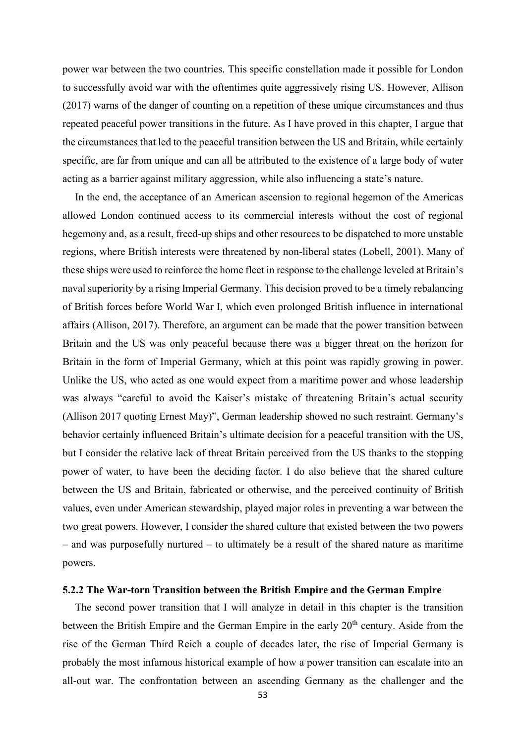power war between the two countries. This specific constellation made it possible for London to successfully avoid war with the oftentimes quite aggressively rising US. However, Allison (2017) warns of the danger of counting on a repetition of these unique circumstances and thus repeated peaceful power transitions in the future. As I have proved in this chapter, I argue that the circumstances that led to the peaceful transition between the US and Britain, while certainly specific, are far from unique and can all be attributed to the existence of a large body of water acting as a barrier against military aggression, while also influencing a state's nature.

In the end, the acceptance of an American ascension to regional hegemon of the Americas allowed London continued access to its commercial interests without the cost of regional hegemony and, as a result, freed-up ships and other resources to be dispatched to more unstable regions, where British interests were threatened by non-liberal states (Lobell, 2001). Many of these ships were used to reinforce the home fleet in response to the challenge leveled at Britain's naval superiority by a rising Imperial Germany. This decision proved to be a timely rebalancing of British forces before World War I, which even prolonged British influence in international affairs (Allison, 2017). Therefore, an argument can be made that the power transition between Britain and the US was only peaceful because there was a bigger threat on the horizon for Britain in the form of Imperial Germany, which at this point was rapidly growing in power. Unlike the US, who acted as one would expect from a maritime power and whose leadership was always "careful to avoid the Kaiser's mistake of threatening Britain's actual security (Allison 2017 quoting Ernest May)", German leadership showed no such restraint. Germany's behavior certainly influenced Britain's ultimate decision for a peaceful transition with the US, but I consider the relative lack of threat Britain perceived from the US thanks to the stopping power of water, to have been the deciding factor. I do also believe that the shared culture between the US and Britain, fabricated or otherwise, and the perceived continuity of British values, even under American stewardship, played major roles in preventing a war between the two great powers. However, I consider the shared culture that existed between the two powers – and was purposefully nurtured – to ultimately be a result of the shared nature as maritime powers.

### 5.2.2 The War-torn Transition between the British Empire and the German Empire

The second power transition that I will analyze in detail in this chapter is the transition between the British Empire and the German Empire in the early 20th century. Aside from the rise of the German Third Reich a couple of decades later, the rise of Imperial Germany is probably the most infamous historical example of how a power transition can escalate into an all-out war. The confrontation between an ascending Germany as the challenger and the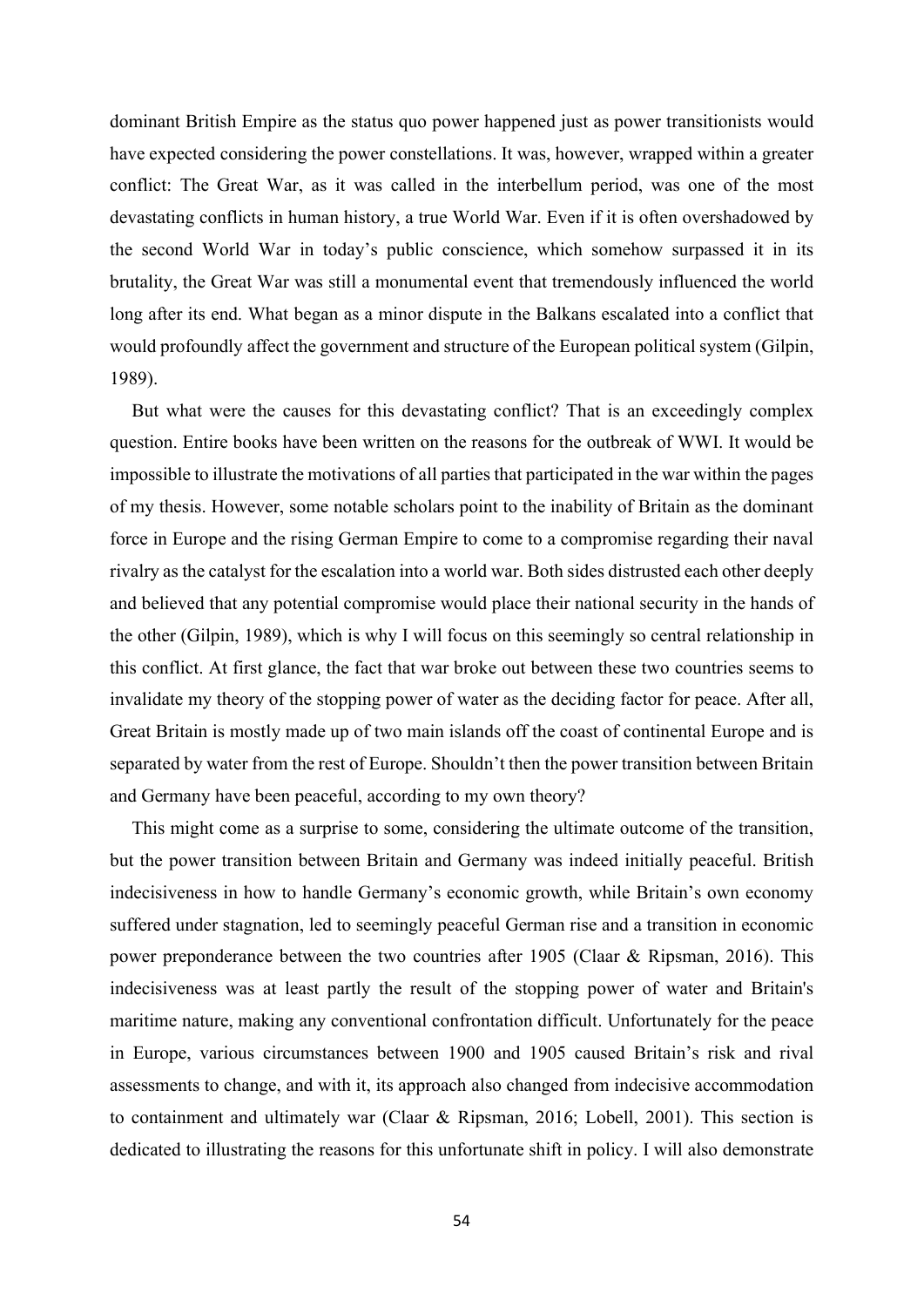dominant British Empire as the status quo power happened just as power transitionists would have expected considering the power constellations. It was, however, wrapped within a greater conflict: The Great War, as it was called in the interbellum period, was one of the most devastating conflicts in human history, a true World War. Even if it is often overshadowed by the second World War in today's public conscience, which somehow surpassed it in its brutality, the Great War was still a monumental event that tremendously influenced the world long after its end. What began as a minor dispute in the Balkans escalated into a conflict that would profoundly affect the government and structure of the European political system (Gilpin, 1989).

But what were the causes for this devastating conflict? That is an exceedingly complex question. Entire books have been written on the reasons for the outbreak of WWI. It would be impossible to illustrate the motivations of all parties that participated in the war within the pages of my thesis. However, some notable scholars point to the inability of Britain as the dominant force in Europe and the rising German Empire to come to a compromise regarding their naval rivalry as the catalyst for the escalation into a world war. Both sides distrusted each other deeply and believed that any potential compromise would place their national security in the hands of the other (Gilpin, 1989), which is why I will focus on this seemingly so central relationship in this conflict. At first glance, the fact that war broke out between these two countries seems to invalidate my theory of the stopping power of water as the deciding factor for peace. After all, Great Britain is mostly made up of two main islands off the coast of continental Europe and is separated by water from the rest of Europe. Shouldn't then the power transition between Britain and Germany have been peaceful, according to my own theory?

This might come as a surprise to some, considering the ultimate outcome of the transition, but the power transition between Britain and Germany was indeed initially peaceful. British indecisiveness in how to handle Germany's economic growth, while Britain's own economy suffered under stagnation, led to seemingly peaceful German rise and a transition in economic power preponderance between the two countries after 1905 (Claar & Ripsman, 2016). This indecisiveness was at least partly the result of the stopping power of water and Britain's maritime nature, making any conventional confrontation difficult. Unfortunately for the peace in Europe, various circumstances between 1900 and 1905 caused Britain's risk and rival assessments to change, and with it, its approach also changed from indecisive accommodation to containment and ultimately war (Claar & Ripsman, 2016; Lobell, 2001). This section is dedicated to illustrating the reasons for this unfortunate shift in policy. I will also demonstrate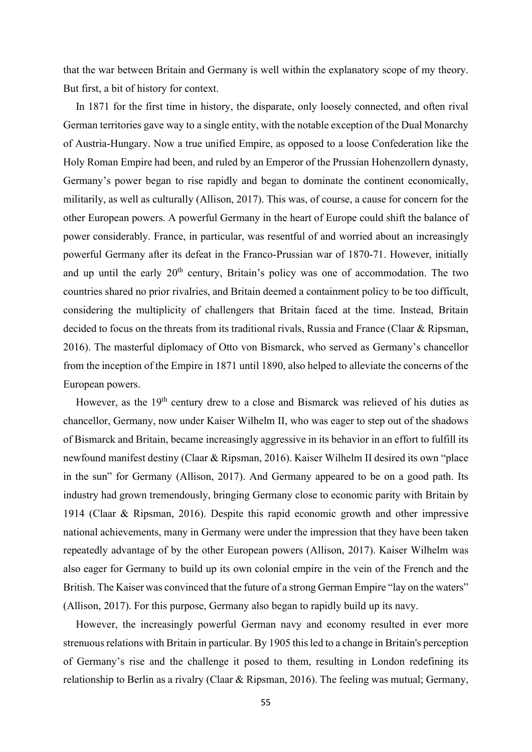that the war between Britain and Germany is well within the explanatory scope of my theory. But first, a bit of history for context.

In 1871 for the first time in history, the disparate, only loosely connected, and often rival German territories gave way to a single entity, with the notable exception of the Dual Monarchy of Austria-Hungary. Now a true unified Empire, as opposed to a loose Confederation like the Holy Roman Empire had been, and ruled by an Emperor of the Prussian Hohenzollern dynasty, Germany's power began to rise rapidly and began to dominate the continent economically, militarily, as well as culturally (Allison, 2017). This was, of course, a cause for concern for the other European powers. A powerful Germany in the heart of Europe could shift the balance of power considerably. France, in particular, was resentful of and worried about an increasingly powerful Germany after its defeat in the Franco-Prussian war of 1870-71. However, initially and up until the early 20th century, Britain's policy was one of accommodation. The two countries shared no prior rivalries, and Britain deemed a containment policy to be too difficult, considering the multiplicity of challengers that Britain faced at the time. Instead, Britain decided to focus on the threats from its traditional rivals, Russia and France (Claar & Ripsman, 2016). The masterful diplomacy of Otto von Bismarck, who served as Germany's chancellor from the inception of the Empire in 1871 until 1890, also helped to alleviate the concerns of the European powers.

However, as the 19th century drew to a close and Bismarck was relieved of his duties as chancellor, Germany, now under Kaiser Wilhelm II, who was eager to step out of the shadows of Bismarck and Britain, became increasingly aggressive in its behavior in an effort to fulfill its newfound manifest destiny (Claar & Ripsman, 2016). Kaiser Wilhelm II desired its own "place in the sun" for Germany (Allison, 2017). And Germany appeared to be on a good path. Its industry had grown tremendously, bringing Germany close to economic parity with Britain by 1914 (Claar & Ripsman, 2016). Despite this rapid economic growth and other impressive national achievements, many in Germany were under the impression that they have been taken repeatedly advantage of by the other European powers (Allison, 2017). Kaiser Wilhelm was also eager for Germany to build up its own colonial empire in the vein of the French and the British. The Kaiser was convinced that the future of a strong German Empire "lay on the waters" (Allison, 2017). For this purpose, Germany also began to rapidly build up its navy.

However, the increasingly powerful German navy and economy resulted in ever more strenuous relations with Britain in particular. By 1905 this led to a change in Britain's perception of Germany's rise and the challenge it posed to them, resulting in London redefining its relationship to Berlin as a rivalry (Claar & Ripsman, 2016). The feeling was mutual; Germany,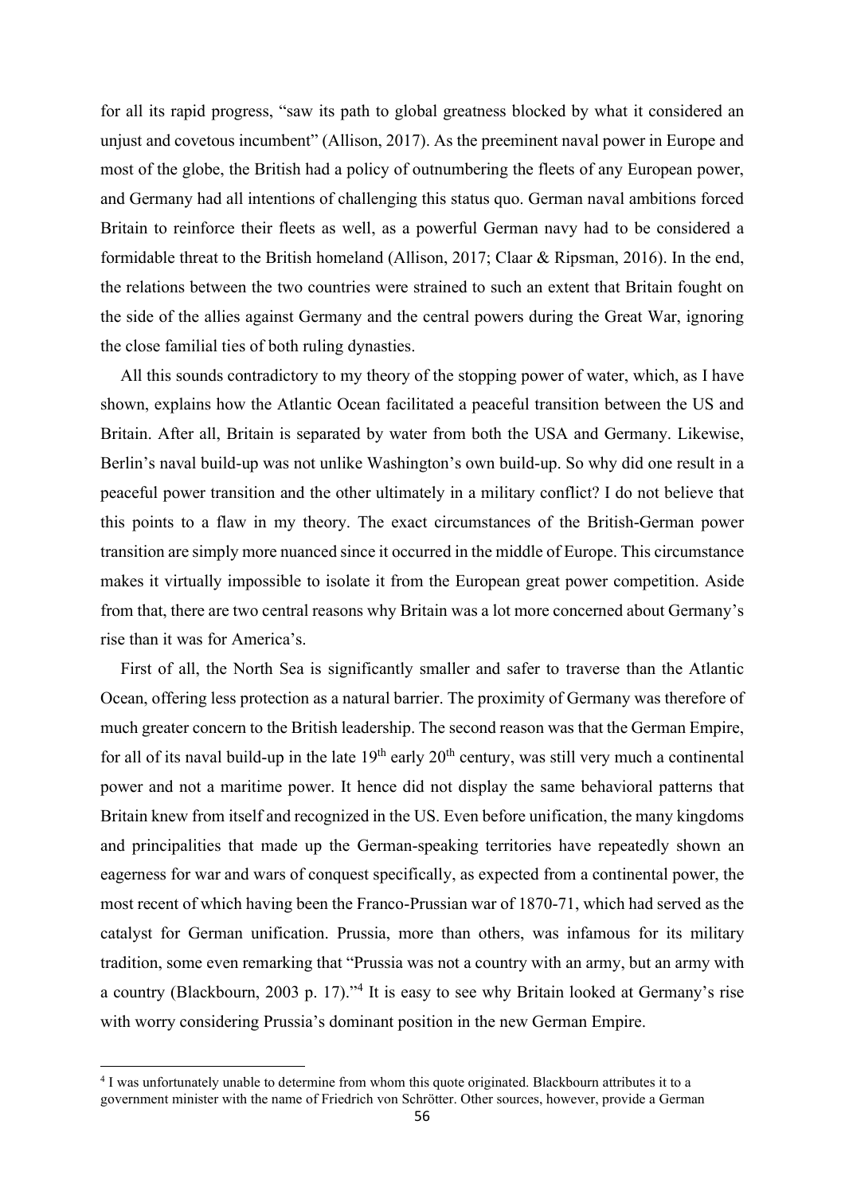for all its rapid progress, "saw its path to global greatness blocked by what it considered an unjust and covetous incumbent" (Allison, 2017). As the preeminent naval power in Europe and most of the globe, the British had a policy of outnumbering the fleets of any European power, and Germany had all intentions of challenging this status quo. German naval ambitions forced Britain to reinforce their fleets as well, as a powerful German navy had to be considered a formidable threat to the British homeland (Allison, 2017; Claar & Ripsman, 2016). In the end, the relations between the two countries were strained to such an extent that Britain fought on the side of the allies against Germany and the central powers during the Great War, ignoring the close familial ties of both ruling dynasties.

All this sounds contradictory to my theory of the stopping power of water, which, as I have shown, explains how the Atlantic Ocean facilitated a peaceful transition between the US and Britain. After all, Britain is separated by water from both the USA and Germany. Likewise, Berlin's naval build-up was not unlike Washington's own build-up. So why did one result in a peaceful power transition and the other ultimately in a military conflict? I do not believe that this points to a flaw in my theory. The exact circumstances of the British-German power transition are simply more nuanced since it occurred in the middle of Europe. This circumstance makes it virtually impossible to isolate it from the European great power competition. Aside from that, there are two central reasons why Britain was a lot more concerned about Germany's rise than it was for America's.

First of all, the North Sea is significantly smaller and safer to traverse than the Atlantic Ocean, offering less protection as a natural barrier. The proximity of Germany was therefore of much greater concern to the British leadership. The second reason was that the German Empire, for all of its naval build-up in the late 19th early 20th century, was still very much a continental power and not a maritime power. It hence did not display the same behavioral patterns that Britain knew from itself and recognized in the US. Even before unification, the many kingdoms and principalities that made up the German-speaking territories have repeatedly shown an eagerness for war and wars of conquest specifically, as expected from a continental power, the most recent of which having been the Franco-Prussian war of 1870-71, which had served as the catalyst for German unification. Prussia, more than others, was infamous for its military tradition, some even remarking that "Prussia was not a country with an army, but an army with a country (Blackbourn, 2003 p. 17)."[4] It is easy to see why Britain looked at Germany's rise with worry considering Prussia's dominant position in the new German Empire.

[4] I was unfortunately unable to determine from whom this quote originated. Blackbourn attributes it to a government minister with the name of Friedrich von Schrötter. Other sources, however, provide a German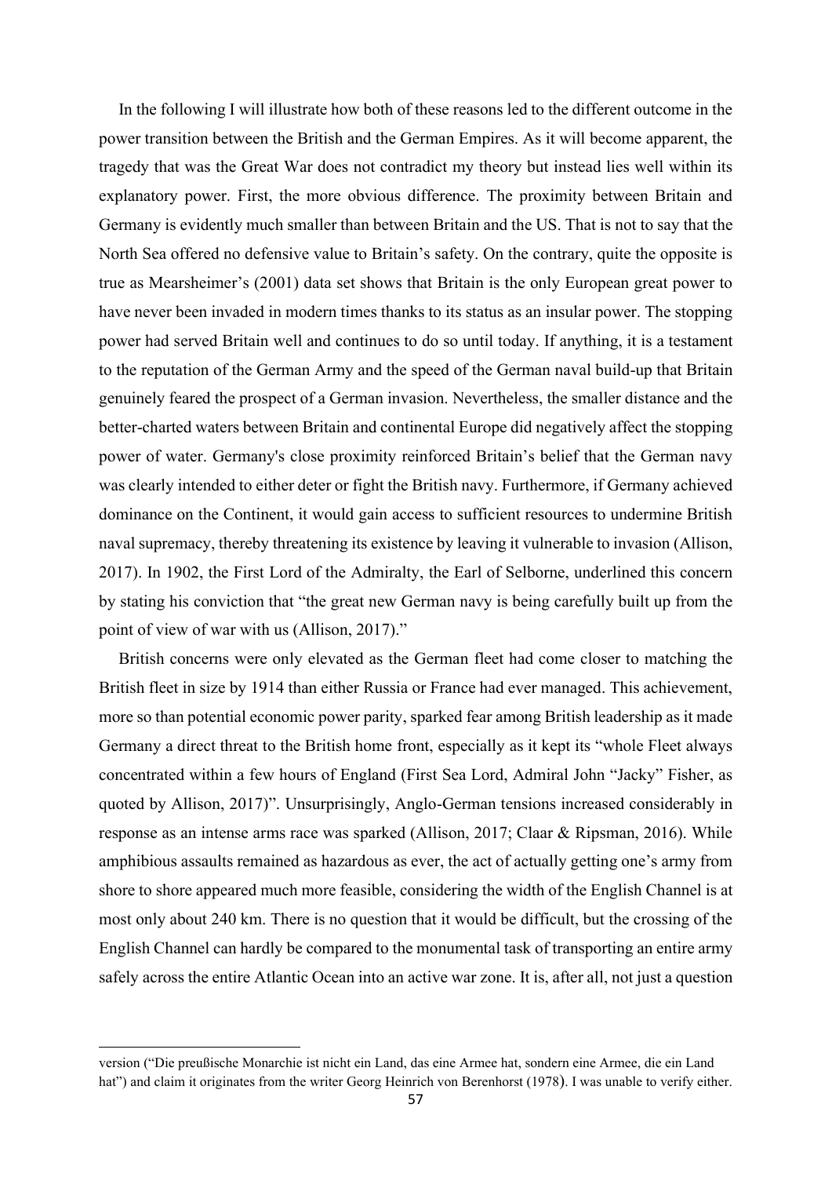In the following I will illustrate how both of these reasons led to the different outcome in the power transition between the British and the German Empires. As it will become apparent, the tragedy that was the Great War does not contradict my theory but instead lies well within its explanatory power. First, the more obvious difference. The proximity between Britain and Germany is evidently much smaller than between Britain and the US. That is not to say that the North Sea offered no defensive value to Britain's safety. On the contrary, quite the opposite is true as Mearsheimer's (2001) data set shows that Britain is the only European great power to have never been invaded in modern times thanks to its status as an insular power. The stopping power had served Britain well and continues to do so until today. If anything, it is a testament to the reputation of the German Army and the speed of the German naval build-up that Britain genuinely feared the prospect of a German invasion. Nevertheless, the smaller distance and the better-charted waters between Britain and continental Europe did negatively affect the stopping power of water. Germany's close proximity reinforced Britain's belief that the German navy was clearly intended to either deter or fight the British navy. Furthermore, if Germany achieved dominance on the Continent, it would gain access to sufficient resources to undermine British naval supremacy, thereby threatening its existence by leaving it vulnerable to invasion (Allison, 2017). In 1902, the First Lord of the Admiralty, the Earl of Selborne, underlined this concern by stating his conviction that "the great new German navy is being carefully built up from the point of view of war with us (Allison, 2017)."

British concerns were only elevated as the German fleet had come closer to matching the British fleet in size by 1914 than either Russia or France had ever managed. This achievement, more so than potential economic power parity, sparked fear among British leadership as it made Germany a direct threat to the British home front, especially as it kept its "whole Fleet always concentrated within a few hours of England (First Sea Lord, Admiral John "Jacky" Fisher, as quoted by Allison, 2017)". Unsurprisingly, Anglo-German tensions increased considerably in response as an intense arms race was sparked (Allison, 2017; Claar & Ripsman, 2016). While amphibious assaults remained as hazardous as ever, the act of actually getting one's army from shore to shore appeared much more feasible, considering the width of the English Channel is at most only about 240 km. There is no question that it would be difficult, but the crossing of the English Channel can hardly be compared to the monumental task of transporting an entire army safely across the entire Atlantic Ocean into an active war zone. It is, after all, not just a question

---

version ("Die preußische Monarchie ist nicht ein Land, das eine Armee hat, sondern eine Armee, die ein Land hat") and claim it originates from the writer Georg Heinrich von Berenhorst (1978). I was unable to verify either.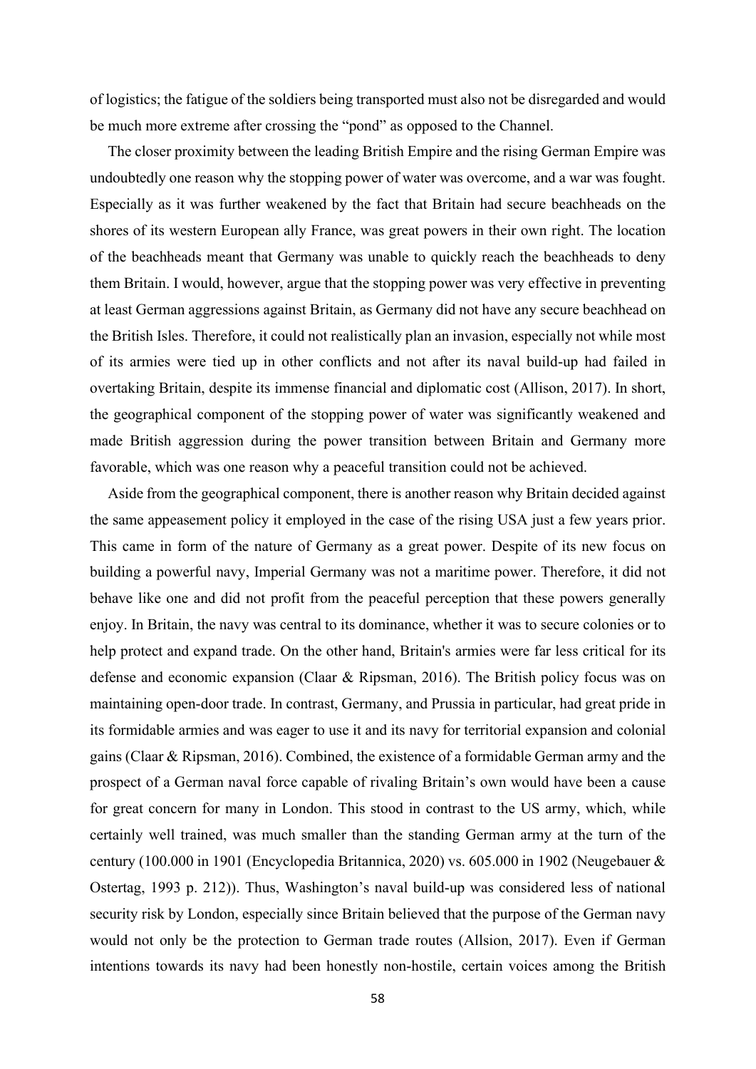of logistics; the fatigue of the soldiers being transported must also not be disregarded and would be much more extreme after crossing the "pond" as opposed to the Channel.

The closer proximity between the leading British Empire and the rising German Empire was undoubtedly one reason why the stopping power of water was overcome, and a war was fought. Especially as it was further weakened by the fact that Britain had secure beachheads on the shores of its western European ally France, was great powers in their own right. The location of the beachheads meant that Germany was unable to quickly reach the beachheads to deny them Britain. I would, however, argue that the stopping power was very effective in preventing at least German aggressions against Britain, as Germany did not have any secure beachhead on the British Isles. Therefore, it could not realistically plan an invasion, especially not while most of its armies were tied up in other conflicts and not after its naval build-up had failed in overtaking Britain, despite its immense financial and diplomatic cost (Allison, 2017). In short, the geographical component of the stopping power of water was significantly weakened and made British aggression during the power transition between Britain and Germany more favorable, which was one reason why a peaceful transition could not be achieved.

Aside from the geographical component, there is another reason why Britain decided against the same appeasement policy it employed in the case of the rising USA just a few years prior. This came in form of the nature of Germany as a great power. Despite of its new focus on building a powerful navy, Imperial Germany was not a maritime power. Therefore, it did not behave like one and did not profit from the peaceful perception that these powers generally enjoy. In Britain, the navy was central to its dominance, whether it was to secure colonies or to help protect and expand trade. On the other hand, Britain's armies were far less critical for its defense and economic expansion (Claar & Ripsman, 2016). The British policy focus was on maintaining open-door trade. In contrast, Germany, and Prussia in particular, had great pride in its formidable armies and was eager to use it and its navy for territorial expansion and colonial gains (Claar & Ripsman, 2016). Combined, the existence of a formidable German army and the prospect of a German naval force capable of rivaling Britain's own would have been a cause for great concern for many in London. This stood in contrast to the US army, which, while certainly well trained, was much smaller than the standing German army at the turn of the century (100.000 in 1901 (Encyclopedia Britannica, 2020) vs. 605.000 in 1902 (Neugebauer & Ostertag, 1993 p. 212)). Thus, Washington's naval build-up was considered less of national security risk by London, especially since Britain believed that the purpose of the German navy would not only be the protection to German trade routes (Allsion, 2017). Even if German intentions towards its navy had been honestly non-hostile, certain voices among the British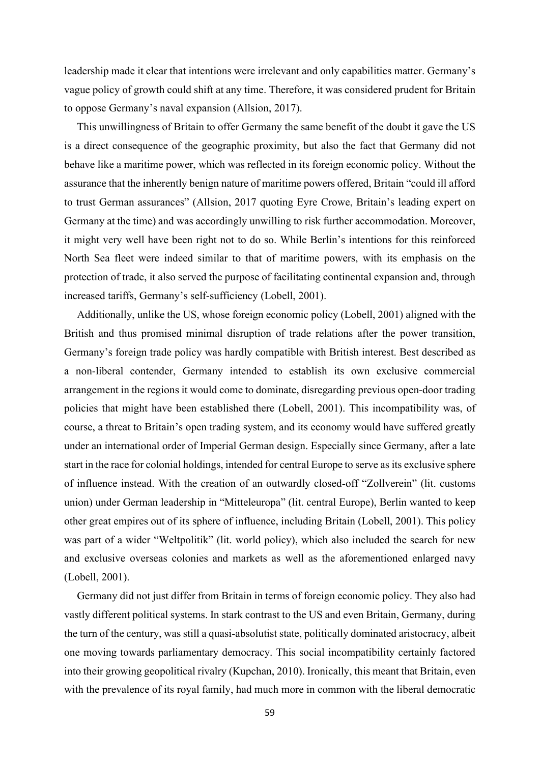leadership made it clear that intentions were irrelevant and only capabilities matter. Germany's vague policy of growth could shift at any time. Therefore, it was considered prudent for Britain to oppose Germany's naval expansion (Allsion, 2017).

This unwillingness of Britain to offer Germany the same benefit of the doubt it gave the US is a direct consequence of the geographic proximity, but also the fact that Germany did not behave like a maritime power, which was reflected in its foreign economic policy. Without the assurance that the inherently benign nature of maritime powers offered, Britain "could ill afford to trust German assurances" (Allsion, 2017 quoting Eyre Crowe, Britain's leading expert on Germany at the time) and was accordingly unwilling to risk further accommodation. Moreover, it might very well have been right not to do so. While Berlin's intentions for this reinforced North Sea fleet were indeed similar to that of maritime powers, with its emphasis on the protection of trade, it also served the purpose of facilitating continental expansion and, through increased tariffs, Germany's self-sufficiency (Lobell, 2001).

Additionally, unlike the US, whose foreign economic policy (Lobell, 2001) aligned with the British and thus promised minimal disruption of trade relations after the power transition, Germany's foreign trade policy was hardly compatible with British interest. Best described as a non-liberal contender, Germany intended to establish its own exclusive commercial arrangement in the regions it would come to dominate, disregarding previous open-door trading policies that might have been established there (Lobell, 2001). This incompatibility was, of course, a threat to Britain's open trading system, and its economy would have suffered greatly under an international order of Imperial German design. Especially since Germany, after a late start in the race for colonial holdings, intended for central Europe to serve as its exclusive sphere of influence instead. With the creation of an outwardly closed-off "Zollverein" (lit. customs union) under German leadership in "Mitteleuropa" (lit. central Europe), Berlin wanted to keep other great empires out of its sphere of influence, including Britain (Lobell, 2001). This policy was part of a wider "Weltpolitik" (lit. world policy), which also included the search for new and exclusive overseas colonies and markets as well as the aforementioned enlarged navy (Lobell, 2001).

Germany did not just differ from Britain in terms of foreign economic policy. They also had vastly different political systems. In stark contrast to the US and even Britain, Germany, during the turn of the century, was still a quasi-absolutist state, politically dominated aristocracy, albeit one moving towards parliamentary democracy. This social incompatibility certainly factored into their growing geopolitical rivalry (Kupchan, 2010). Ironically, this meant that Britain, even with the prevalence of its royal family, had much more in common with the liberal democratic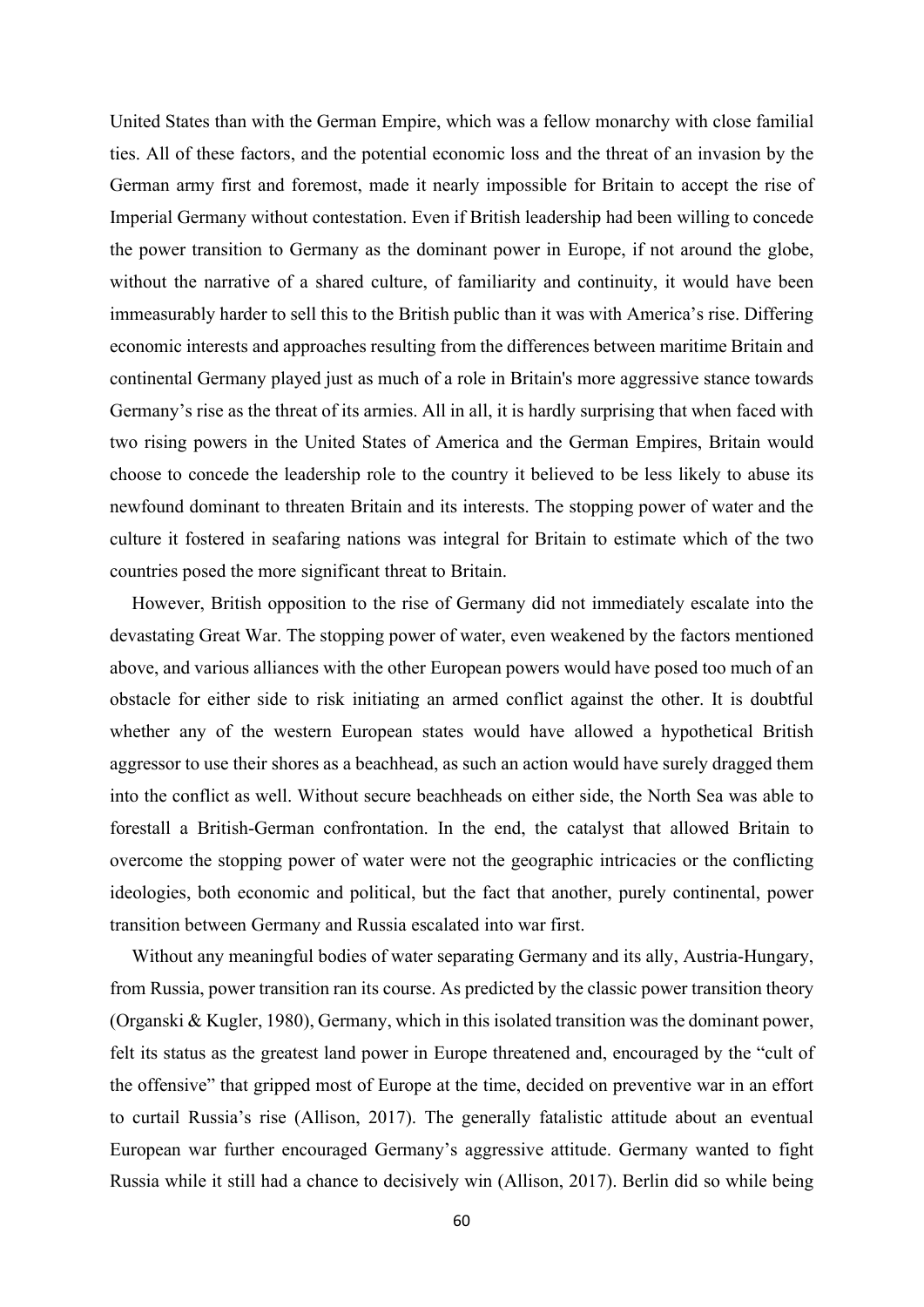United States than with the German Empire, which was a fellow monarchy with close familial ties. All of these factors, and the potential economic loss and the threat of an invasion by the German army first and foremost, made it nearly impossible for Britain to accept the rise of Imperial Germany without contestation. Even if British leadership had been willing to concede the power transition to Germany as the dominant power in Europe, if not around the globe, without the narrative of a shared culture, of familiarity and continuity, it would have been immeasurably harder to sell this to the British public than it was with America's rise. Differing economic interests and approaches resulting from the differences between maritime Britain and continental Germany played just as much of a role in Britain's more aggressive stance towards Germany's rise as the threat of its armies. All in all, it is hardly surprising that when faced with two rising powers in the United States of America and the German Empires, Britain would choose to concede the leadership role to the country it believed to be less likely to abuse its newfound dominant to threaten Britain and its interests. The stopping power of water and the culture it fostered in seafaring nations was integral for Britain to estimate which of the two countries posed the more significant threat to Britain.

However, British opposition to the rise of Germany did not immediately escalate into the devastating Great War. The stopping power of water, even weakened by the factors mentioned above, and various alliances with the other European powers would have posed too much of an obstacle for either side to risk initiating an armed conflict against the other. It is doubtful whether any of the western European states would have allowed a hypothetical British aggressor to use their shores as a beachhead, as such an action would have surely dragged them into the conflict as well. Without secure beachheads on either side, the North Sea was able to forestall a British-German confrontation. In the end, the catalyst that allowed Britain to overcome the stopping power of water were not the geographic intricacies or the conflicting ideologies, both economic and political, but the fact that another, purely continental, power transition between Germany and Russia escalated into war first.

Without any meaningful bodies of water separating Germany and its ally, Austria-Hungary, from Russia, power transition ran its course. As predicted by the classic power transition theory (Organski & Kugler, 1980), Germany, which in this isolated transition was the dominant power, felt its status as the greatest land power in Europe threatened and, encouraged by the "cult of the offensive" that gripped most of Europe at the time, decided on preventive war in an effort to curtail Russia's rise (Allison, 2017). The generally fatalistic attitude about an eventual European war further encouraged Germany's aggressive attitude. Germany wanted to fight Russia while it still had a chance to decisively win (Allison, 2017). Berlin did so while being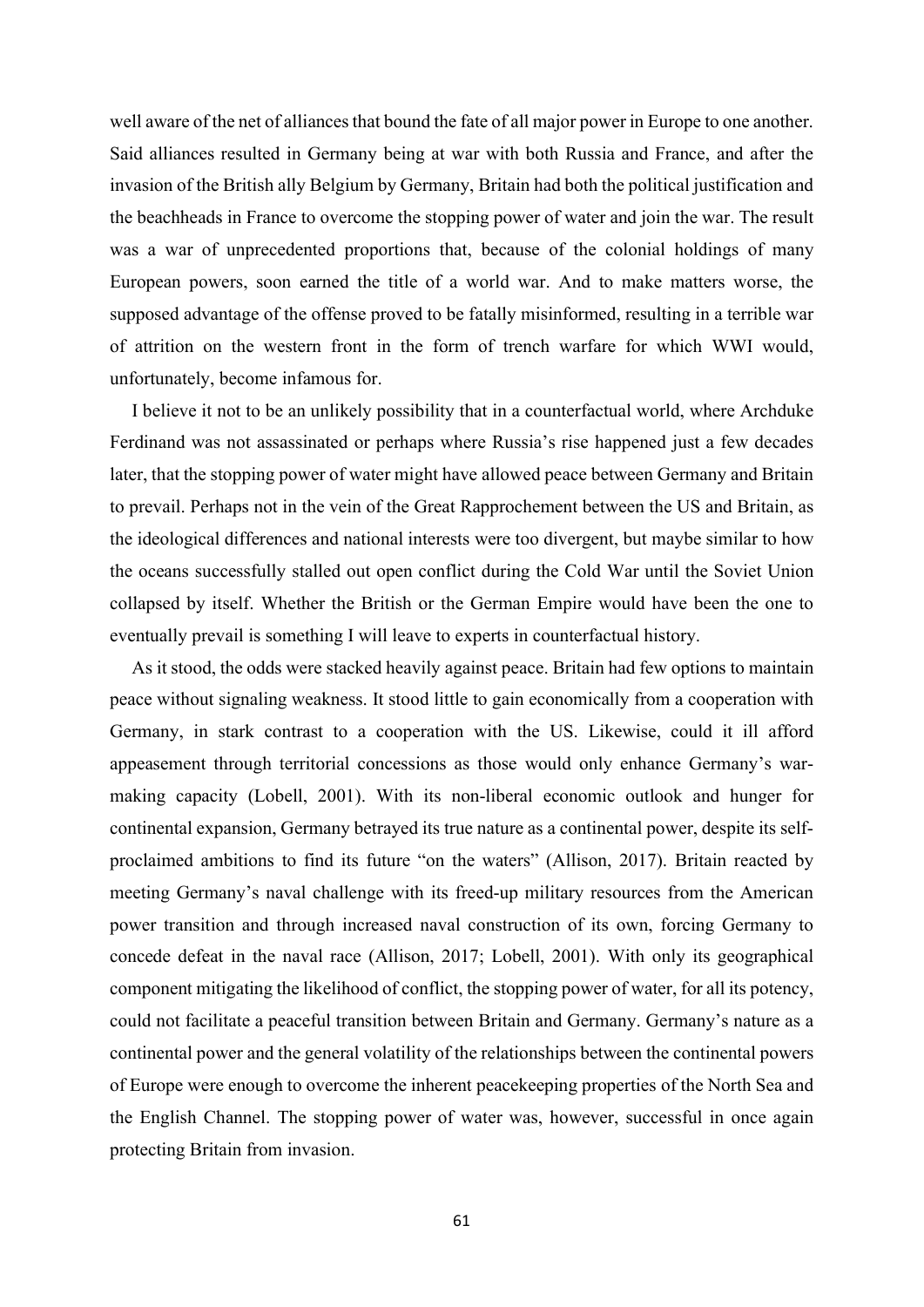well aware of the net of alliances that bound the fate of all major power in Europe to one another. Said alliances resulted in Germany being at war with both Russia and France, and after the invasion of the British ally Belgium by Germany, Britain had both the political justification and the beachheads in France to overcome the stopping power of water and join the war. The result was a war of unprecedented proportions that, because of the colonial holdings of many European powers, soon earned the title of a world war. And to make matters worse, the supposed advantage of the offense proved to be fatally misinformed, resulting in a terrible war of attrition on the western front in the form of trench warfare for which WWI would, unfortunately, become infamous for.

I believe it not to be an unlikely possibility that in a counterfactual world, where Archduke Ferdinand was not assassinated or perhaps where Russia's rise happened just a few decades later, that the stopping power of water might have allowed peace between Germany and Britain to prevail. Perhaps not in the vein of the Great Rapprochement between the US and Britain, as the ideological differences and national interests were too divergent, but maybe similar to how the oceans successfully stalled out open conflict during the Cold War until the Soviet Union collapsed by itself. Whether the British or the German Empire would have been the one to eventually prevail is something I will leave to experts in counterfactual history.

As it stood, the odds were stacked heavily against peace. Britain had few options to maintain peace without signaling weakness. It stood little to gain economically from a cooperation with Germany, in stark contrast to a cooperation with the US. Likewise, could it ill afford appeasement through territorial concessions as those would only enhance Germany's war-making capacity (Lobell, 2001). With its non-liberal economic outlook and hunger for continental expansion, Germany betrayed its true nature as a continental power, despite its self-proclaimed ambitions to find its future "on the waters" (Allison, 2017). Britain reacted by meeting Germany's naval challenge with its freed-up military resources from the American power transition and through increased naval construction of its own, forcing Germany to concede defeat in the naval race (Allison, 2017; Lobell, 2001). With only its geographical component mitigating the likelihood of conflict, the stopping power of water, for all its potency, could not facilitate a peaceful transition between Britain and Germany. Germany's nature as a continental power and the general volatility of the relationships between the continental powers of Europe were enough to overcome the inherent peacekeeping properties of the North Sea and the English Channel. The stopping power of water was, however, successful in once again protecting Britain from invasion.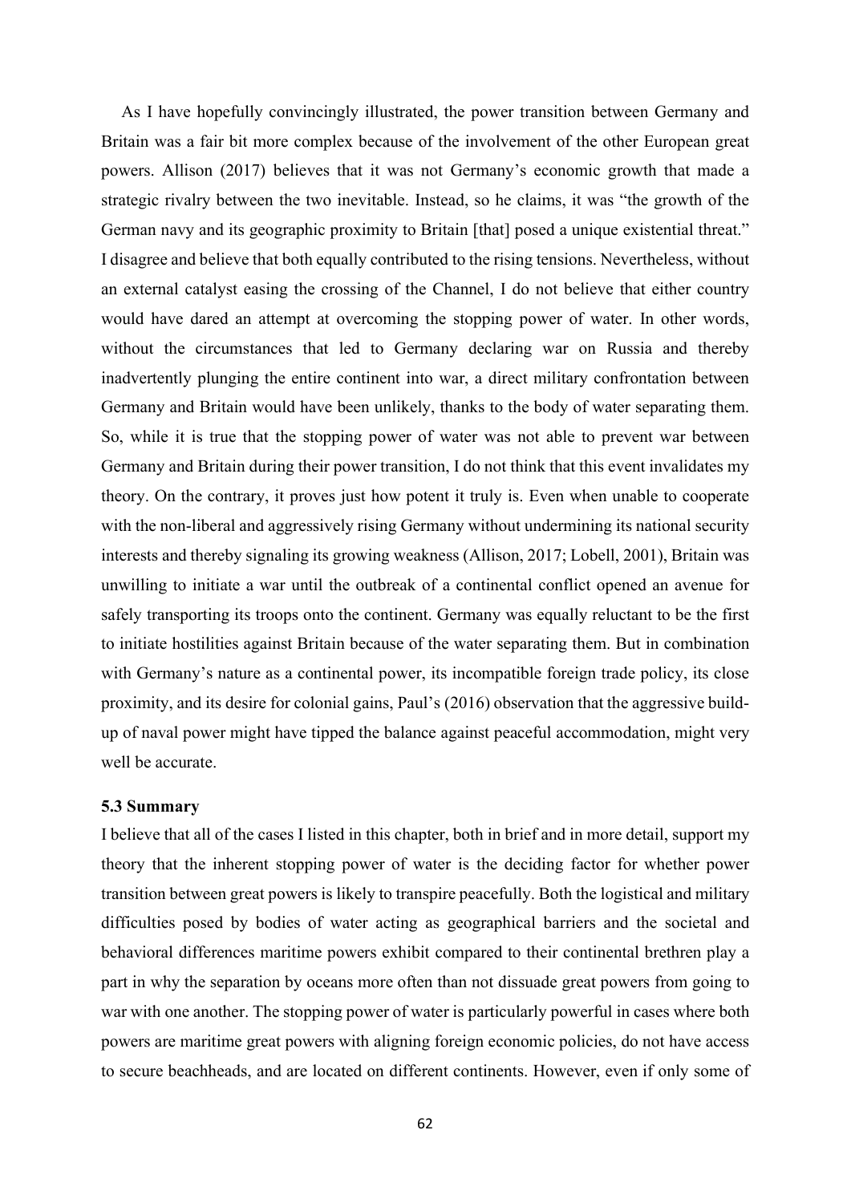As I have hopefully convincingly illustrated, the power transition between Germany and Britain was a fair bit more complex because of the involvement of the other European great powers. Allison (2017) believes that it was not Germany's economic growth that made a strategic rivalry between the two inevitable. Instead, so he claims, it was "the growth of the German navy and its geographic proximity to Britain [that] posed a unique existential threat." I disagree and believe that both equally contributed to the rising tensions. Nevertheless, without an external catalyst easing the crossing of the Channel, I do not believe that either country would have dared an attempt at overcoming the stopping power of water. In other words, without the circumstances that led to Germany declaring war on Russia and thereby inadvertently plunging the entire continent into war, a direct military confrontation between Germany and Britain would have been unlikely, thanks to the body of water separating them. So, while it is true that the stopping power of water was not able to prevent war between Germany and Britain during their power transition, I do not think that this event invalidates my theory. On the contrary, it proves just how potent it truly is. Even when unable to cooperate with the non-liberal and aggressively rising Germany without undermining its national security interests and thereby signaling its growing weakness (Allison, 2017; Lobell, 2001), Britain was unwilling to initiate a war until the outbreak of a continental conflict opened an avenue for safely transporting its troops onto the continent. Germany was equally reluctant to be the first to initiate hostilities against Britain because of the water separating them. But in combination with Germany's nature as a continental power, its incompatible foreign trade policy, its close proximity, and its desire for colonial gains, Paul's (2016) observation that the aggressive build-up of naval power might have tipped the balance against peaceful accommodation, might very well be accurate.

### 5.3 Summary

I believe that all of the cases I listed in this chapter, both in brief and in more detail, support my theory that the inherent stopping power of water is the deciding factor for whether power transition between great powers is likely to transpire peacefully. Both the logistical and military difficulties posed by bodies of water acting as geographical barriers and the societal and behavioral differences maritime powers exhibit compared to their continental brethren play a part in why the separation by oceans more often than not dissuade great powers from going to war with one another. The stopping power of water is particularly powerful in cases where both powers are maritime great powers with aligning foreign economic policies, do not have access to secure beachheads, and are located on different continents. However, even if only some of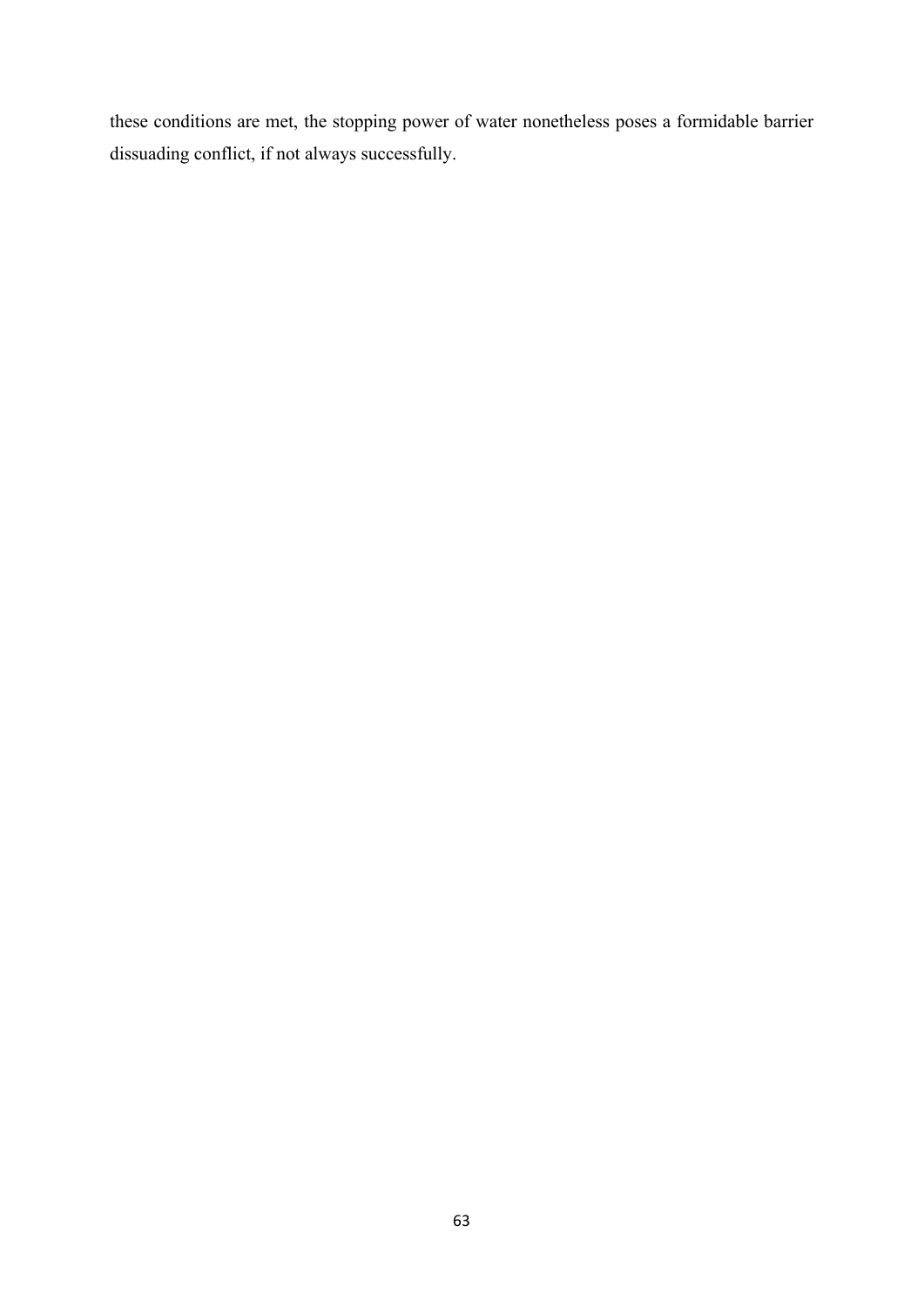these conditions are met, the stopping power of water nonetheless poses a formidable barrier dissuading conflict, if not always successfully.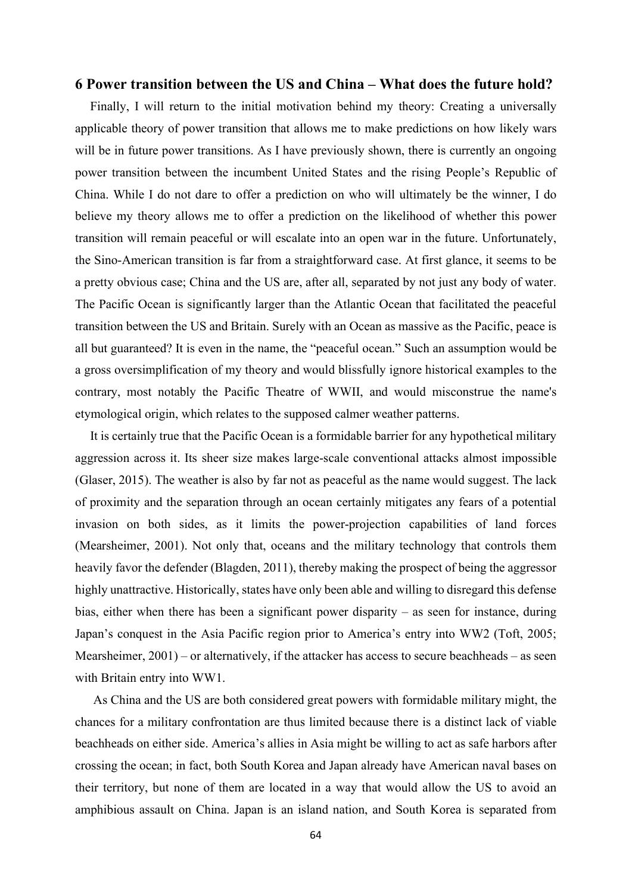## 6 Power transition between the US and China – What does the future hold?

Finally, I will return to the initial motivation behind my theory: Creating a universally applicable theory of power transition that allows me to make predictions on how likely wars will be in future power transitions. As I have previously shown, there is currently an ongoing power transition between the incumbent United States and the rising People's Republic of China. While I do not dare to offer a prediction on who will ultimately be the winner, I do believe my theory allows me to offer a prediction on the likelihood of whether this power transition will remain peaceful or will escalate into an open war in the future. Unfortunately, the Sino-American transition is far from a straightforward case. At first glance, it seems to be a pretty obvious case; China and the US are, after all, separated by not just any body of water. The Pacific Ocean is significantly larger than the Atlantic Ocean that facilitated the peaceful transition between the US and Britain. Surely with an Ocean as massive as the Pacific, peace is all but guaranteed? It is even in the name, the "peaceful ocean." Such an assumption would be a gross oversimplification of my theory and would blissfully ignore historical examples to the contrary, most notably the Pacific Theatre of WWII, and would misconstrue the name's etymological origin, which relates to the supposed calmer weather patterns.

It is certainly true that the Pacific Ocean is a formidable barrier for any hypothetical military aggression across it. Its sheer size makes large-scale conventional attacks almost impossible (Glaser, 2015). The weather is also by far not as peaceful as the name would suggest. The lack of proximity and the separation through an ocean certainly mitigates any fears of a potential invasion on both sides, as it limits the power-projection capabilities of land forces (Mearsheimer, 2001). Not only that, oceans and the military technology that controls them heavily favor the defender (Blagden, 2011), thereby making the prospect of being the aggressor highly unattractive. Historically, states have only been able and willing to disregard this defense bias, either when there has been a significant power disparity – as seen for instance, during Japan's conquest in the Asia Pacific region prior to America's entry into WW2 (Toft, 2005; Mearsheimer, 2001) – or alternatively, if the attacker has access to secure beachheads – as seen with Britain entry into WW1.

As China and the US are both considered great powers with formidable military might, the chances for a military confrontation are thus limited because there is a distinct lack of viable beachheads on either side. America's allies in Asia might be willing to act as safe harbors after crossing the ocean; in fact, both South Korea and Japan already have American naval bases on their territory, but none of them are located in a way that would allow the US to avoid an amphibious assault on China. Japan is an island nation, and South Korea is separated from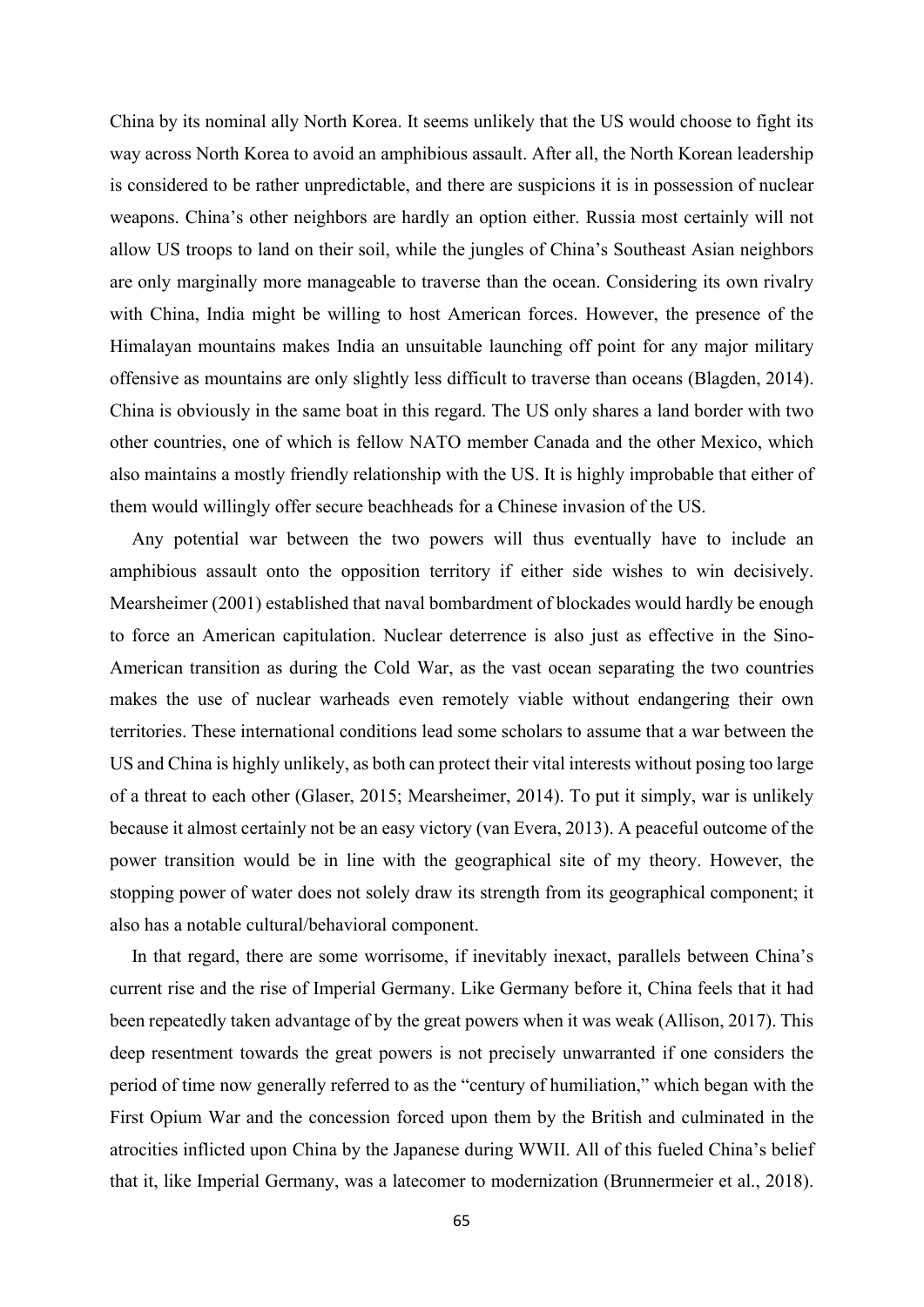China by its nominal ally North Korea. It seems unlikely that the US would choose to fight its way across North Korea to avoid an amphibious assault. After all, the North Korean leadership is considered to be rather unpredictable, and there are suspicions it is in possession of nuclear weapons. China's other neighbors are hardly an option either. Russia most certainly will not allow US troops to land on their soil, while the jungles of China's Southeast Asian neighbors are only marginally more manageable to traverse than the ocean. Considering its own rivalry with China, India might be willing to host American forces. However, the presence of the Himalayan mountains makes India an unsuitable launching off point for any major military offensive as mountains are only slightly less difficult to traverse than oceans (Blagden, 2014). China is obviously in the same boat in this regard. The US only shares a land border with two other countries, one of which is fellow NATO member Canada and the other Mexico, which also maintains a mostly friendly relationship with the US. It is highly improbable that either of them would willingly offer secure beachheads for a Chinese invasion of the US.

Any potential war between the two powers will thus eventually have to include an amphibious assault onto the opposition territory if either side wishes to win decisively. Mearsheimer (2001) established that naval bombardment of blockades would hardly be enough to force an American capitulation. Nuclear deterrence is also just as effective in the Sino-American transition as during the Cold War, as the vast ocean separating the two countries makes the use of nuclear warheads even remotely viable without endangering their own territories. These international conditions lead some scholars to assume that a war between the US and China is highly unlikely, as both can protect their vital interests without posing too large of a threat to each other (Glaser, 2015; Mearsheimer, 2014). To put it simply, war is unlikely because it almost certainly not be an easy victory (van Evera, 2013). A peaceful outcome of the power transition would be in line with the geographical site of my theory. However, the stopping power of water does not solely draw its strength from its geographical component; it also has a notable cultural/behavioral component.

In that regard, there are some worrisome, if inevitably inexact, parallels between China's current rise and the rise of Imperial Germany. Like Germany before it, China feels that it had been repeatedly taken advantage of by the great powers when it was weak (Allison, 2017). This deep resentment towards the great powers is not precisely unwarranted if one considers the period of time now generally referred to as the "century of humiliation," which began with the First Opium War and the concession forced upon them by the British and culminated in the atrocities inflicted upon China by the Japanese during WWII. All of this fueled China's belief that it, like Imperial Germany, was a latecomer to modernization (Brunnermeier et al., 2018).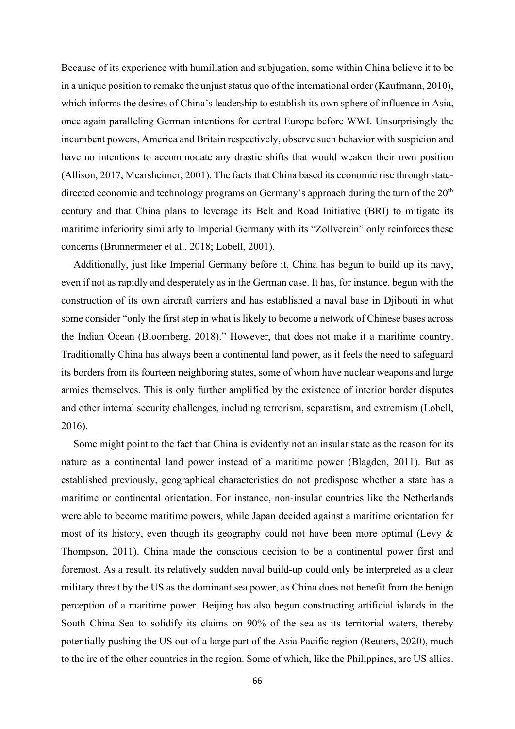Because of its experience with humiliation and subjugation, some within China believe it to be in a unique position to remake the unjust status quo of the international order (Kaufmann, 2010), which informs the desires of China's leadership to establish its own sphere of influence in Asia, once again paralleling German intentions for central Europe before WWI. Unsurprisingly the incumbent powers, America and Britain respectively, observe such behavior with suspicion and have no intentions to accommodate any drastic shifts that would weaken their own position (Allison, 2017, Mearsheimer, 2001). The facts that China based its economic rise through state-directed economic and technology programs on Germany's approach during the turn of the 20th century and that China plans to leverage its Belt and Road Initiative (BRI) to mitigate its maritime inferiority similarly to Imperial Germany with its "Zollverein" only reinforces these concerns (Brunnermeier et al., 2018; Lobell, 2001).

Additionally, just like Imperial Germany before it, China has begun to build up its navy, even if not as rapidly and desperately as in the German case. It has, for instance, begun with the construction of its own aircraft carriers and has established a naval base in Djibouti in what some consider "only the first step in what is likely to become a network of Chinese bases across the Indian Ocean (Bloomberg, 2018)." However, that does not make it a maritime country. Traditionally China has always been a continental land power, as it feels the need to safeguard its borders from its fourteen neighboring states, some of whom have nuclear weapons and large armies themselves. This is only further amplified by the existence of interior border disputes and other internal security challenges, including terrorism, separatism, and extremism (Lobell, 2016).

Some might point to the fact that China is evidently not an insular state as the reason for its nature as a continental land power instead of a maritime power (Blagden, 2011). But as established previously, geographical characteristics do not predispose whether a state has a maritime or continental orientation. For instance, non-insular countries like the Netherlands were able to become maritime powers, while Japan decided against a maritime orientation for most of its history, even though its geography could not have been more optimal (Levy & Thompson, 2011). China made the conscious decision to be a continental power first and foremost. As a result, its relatively sudden naval build-up could only be interpreted as a clear military threat by the US as the dominant sea power, as China does not benefit from the benign perception of a maritime power. Beijing has also begun constructing artificial islands in the South China Sea to solidify its claims on 90% of the sea as its territorial waters, thereby potentially pushing the US out of a large part of the Asia Pacific region (Reuters, 2020), much to the ire of the other countries in the region. Some of which, like the Philippines, are US allies.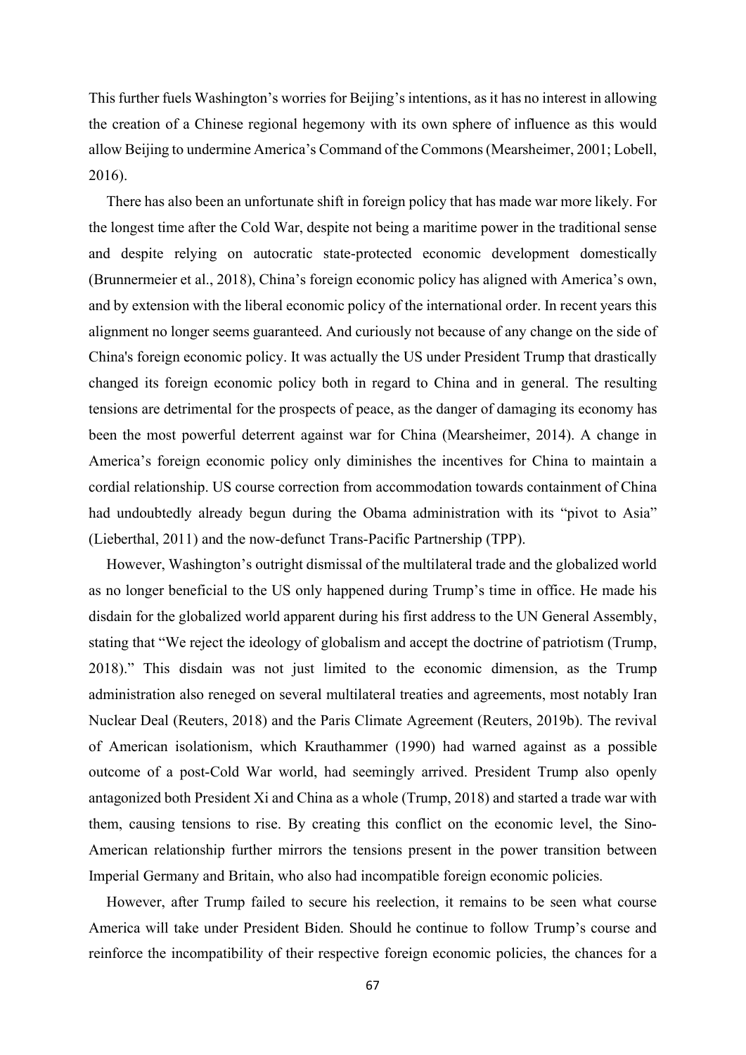This further fuels Washington's worries for Beijing's intentions, as it has no interest in allowing the creation of a Chinese regional hegemony with its own sphere of influence as this would allow Beijing to undermine America's Command of the Commons (Mearsheimer, 2001; Lobell, 2016).

There has also been an unfortunate shift in foreign policy that has made war more likely. For the longest time after the Cold War, despite not being a maritime power in the traditional sense and despite relying on autocratic state-protected economic development domestically (Brunnermeier et al., 2018), China's foreign economic policy has aligned with America's own, and by extension with the liberal economic policy of the international order. In recent years this alignment no longer seems guaranteed. And curiously not because of any change on the side of China's foreign economic policy. It was actually the US under President Trump that drastically changed its foreign economic policy both in regard to China and in general. The resulting tensions are detrimental for the prospects of peace, as the danger of damaging its economy has been the most powerful deterrent against war for China (Mearsheimer, 2014). A change in America's foreign economic policy only diminishes the incentives for China to maintain a cordial relationship. US course correction from accommodation towards containment of China had undoubtedly already begun during the Obama administration with its "pivot to Asia" (Lieberthal, 2011) and the now-defunct Trans-Pacific Partnership (TPP).

However, Washington's outright dismissal of the multilateral trade and the globalized world as no longer beneficial to the US only happened during Trump's time in office. He made his disdain for the globalized world apparent during his first address to the UN General Assembly, stating that "We reject the ideology of globalism and accept the doctrine of patriotism (Trump, 2018)." This disdain was not just limited to the economic dimension, as the Trump administration also reneged on several multilateral treaties and agreements, most notably Iran Nuclear Deal (Reuters, 2018) and the Paris Climate Agreement (Reuters, 2019b). The revival of American isolationism, which Krauthammer (1990) had warned against as a possible outcome of a post-Cold War world, had seemingly arrived. President Trump also openly antagonized both President Xi and China as a whole (Trump, 2018) and started a trade war with them, causing tensions to rise. By creating this conflict on the economic level, the Sino-American relationship further mirrors the tensions present in the power transition between Imperial Germany and Britain, who also had incompatible foreign economic policies.

However, after Trump failed to secure his reelection, it remains to be seen what course America will take under President Biden. Should he continue to follow Trump's course and reinforce the incompatibility of their respective foreign economic policies, the chances for a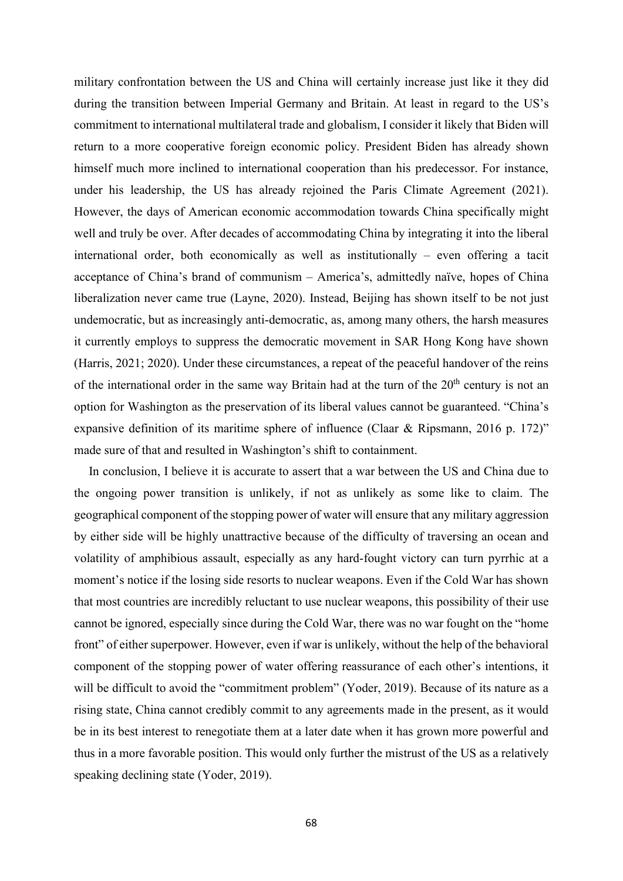military confrontation between the US and China will certainly increase just like it they did during the transition between Imperial Germany and Britain. At least in regard to the US's commitment to international multilateral trade and globalism, I consider it likely that Biden will return to a more cooperative foreign economic policy. President Biden has already shown himself much more inclined to international cooperation than his predecessor. For instance, under his leadership, the US has already rejoined the Paris Climate Agreement (2021). However, the days of American economic accommodation towards China specifically might well and truly be over. After decades of accommodating China by integrating it into the liberal international order, both economically as well as institutionally – even offering a tacit acceptance of China's brand of communism – America's, admittedly naïve, hopes of China liberalization never came true (Layne, 2020). Instead, Beijing has shown itself to be not just undemocratic, but as increasingly anti-democratic, as, among many others, the harsh measures it currently employs to suppress the democratic movement in SAR Hong Kong have shown (Harris, 2021; 2020). Under these circumstances, a repeat of the peaceful handover of the reins of the international order in the same way Britain had at the turn of the 20th century is not an option for Washington as the preservation of its liberal values cannot be guaranteed. "China's expansive definition of its maritime sphere of influence (Claar & Ripsmann, 2016 p. 172)" made sure of that and resulted in Washington's shift to containment.

In conclusion, I believe it is accurate to assert that a war between the US and China due to the ongoing power transition is unlikely, if not as unlikely as some like to claim. The geographical component of the stopping power of water will ensure that any military aggression by either side will be highly unattractive because of the difficulty of traversing an ocean and volatility of amphibious assault, especially as any hard-fought victory can turn pyrrhic at a moment's notice if the losing side resorts to nuclear weapons. Even if the Cold War has shown that most countries are incredibly reluctant to use nuclear weapons, this possibility of their use cannot be ignored, especially since during the Cold War, there was no war fought on the "home front" of either superpower. However, even if war is unlikely, without the help of the behavioral component of the stopping power of water offering reassurance of each other's intentions, it will be difficult to avoid the "commitment problem" (Yoder, 2019). Because of its nature as a rising state, China cannot credibly commit to any agreements made in the present, as it would be in its best interest to renegotiate them at a later date when it has grown more powerful and thus in a more favorable position. This would only further the mistrust of the US as a relatively speaking declining state (Yoder, 2019).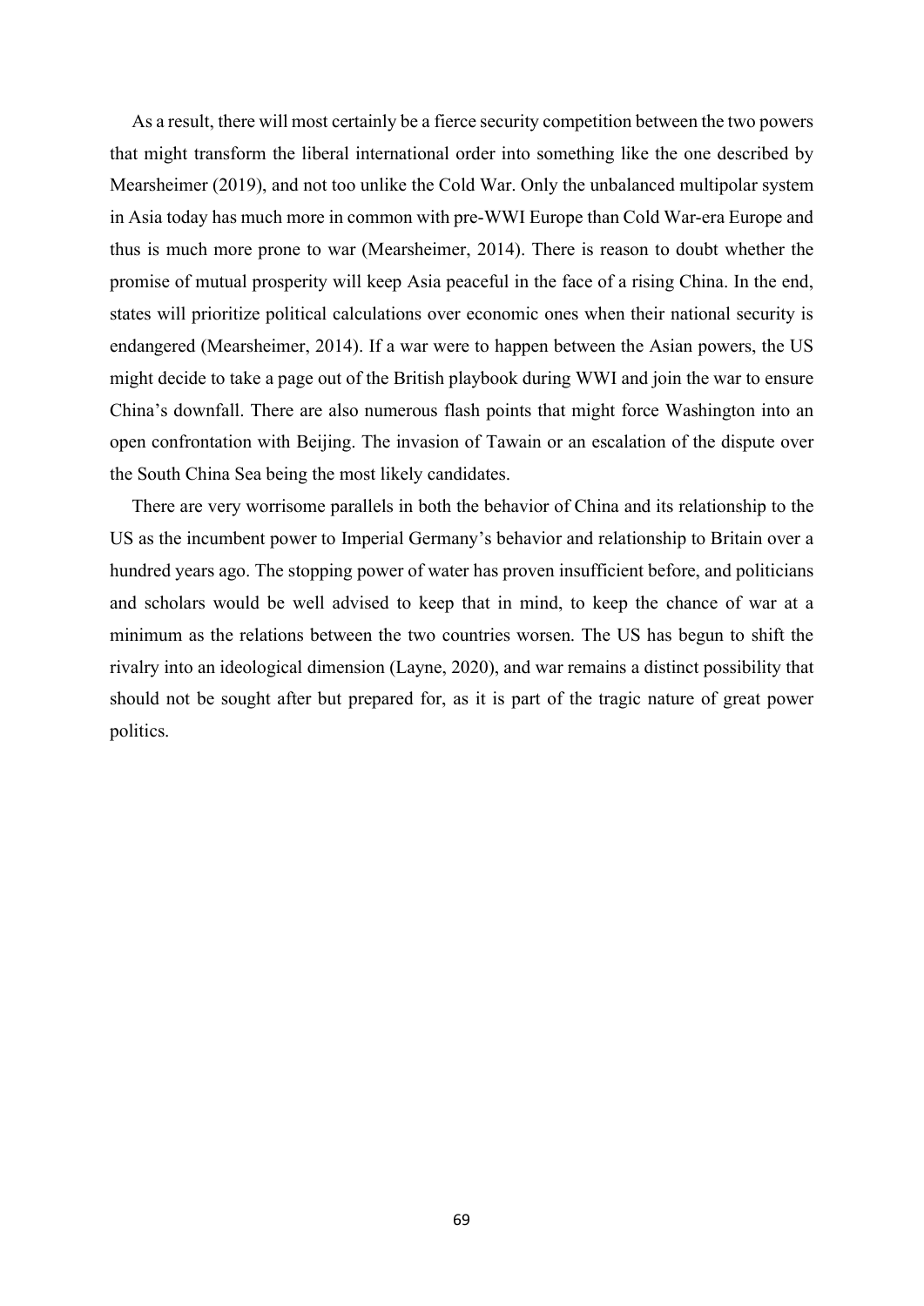As a result, there will most certainly be a fierce security competition between the two powers that might transform the liberal international order into something like the one described by Mearsheimer (2019), and not too unlike the Cold War. Only the unbalanced multipolar system in Asia today has much more in common with pre-WWI Europe than Cold War-era Europe and thus is much more prone to war (Mearsheimer, 2014). There is reason to doubt whether the promise of mutual prosperity will keep Asia peaceful in the face of a rising China. In the end, states will prioritize political calculations over economic ones when their national security is endangered (Mearsheimer, 2014). If a war were to happen between the Asian powers, the US might decide to take a page out of the British playbook during WWI and join the war to ensure China's downfall. There are also numerous flash points that might force Washington into an open confrontation with Beijing. The invasion of Tawain or an escalation of the dispute over the South China Sea being the most likely candidates.

There are very worrisome parallels in both the behavior of China and its relationship to the US as the incumbent power to Imperial Germany's behavior and relationship to Britain over a hundred years ago. The stopping power of water has proven insufficient before, and politicians and scholars would be well advised to keep that in mind, to keep the chance of war at a minimum as the relations between the two countries worsen. The US has begun to shift the rivalry into an ideological dimension (Layne, 2020), and war remains a distinct possibility that should not be sought after but prepared for, as it is part of the tragic nature of great power politics.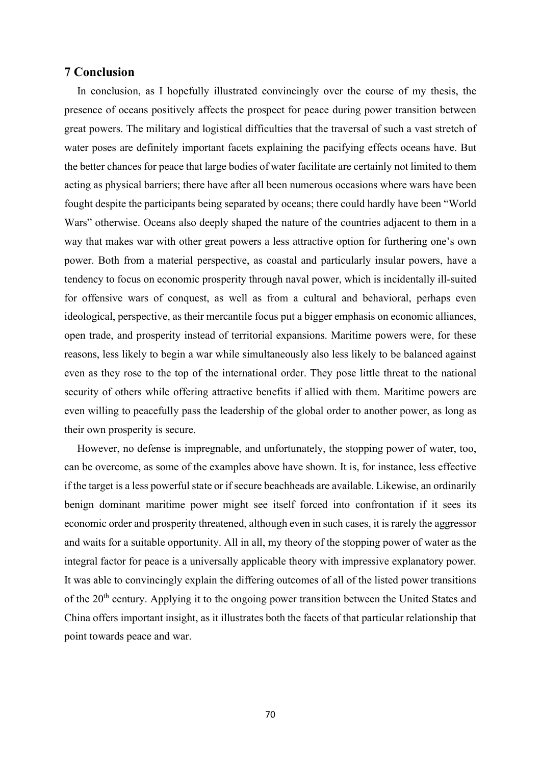## 7 Conclusion

In conclusion, as I hopefully illustrated convincingly over the course of my thesis, the presence of oceans positively affects the prospect for peace during power transition between great powers. The military and logistical difficulties that the traversal of such a vast stretch of water poses are definitely important facets explaining the pacifying effects oceans have. But the better chances for peace that large bodies of water facilitate are certainly not limited to them acting as physical barriers; there have after all been numerous occasions where wars have been fought despite the participants being separated by oceans; there could hardly have been "World Wars" otherwise. Oceans also deeply shaped the nature of the countries adjacent to them in a way that makes war with other great powers a less attractive option for furthering one's own power. Both from a material perspective, as coastal and particularly insular powers, have a tendency to focus on economic prosperity through naval power, which is incidentally ill-suited for offensive wars of conquest, as well as from a cultural and behavioral, perhaps even ideological, perspective, as their mercantile focus put a bigger emphasis on economic alliances, open trade, and prosperity instead of territorial expansions. Maritime powers were, for these reasons, less likely to begin a war while simultaneously also less likely to be balanced against even as they rose to the top of the international order. They pose little threat to the national security of others while offering attractive benefits if allied with them. Maritime powers are even willing to peacefully pass the leadership of the global order to another power, as long as their own prosperity is secure.

However, no defense is impregnable, and unfortunately, the stopping power of water, too, can be overcome, as some of the examples above have shown. It is, for instance, less effective if the target is a less powerful state or if secure beachheads are available. Likewise, an ordinarily benign dominant maritime power might see itself forced into confrontation if it sees its economic order and prosperity threatened, although even in such cases, it is rarely the aggressor and waits for a suitable opportunity. All in all, my theory of the stopping power of water as the integral factor for peace is a universally applicable theory with impressive explanatory power. It was able to convincingly explain the differing outcomes of all of the listed power transitions of the 20th century. Applying it to the ongoing power transition between the United States and China offers important insight, as it illustrates both the facets of that particular relationship that point towards peace and war.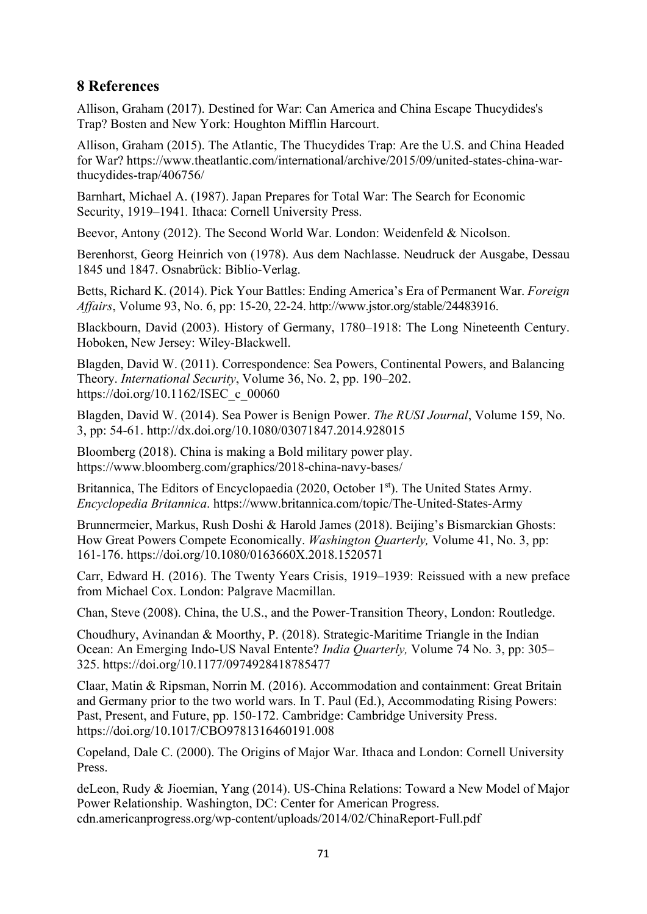## 8 References

Allison, Graham (2017). Destined for War: Can America and China Escape Thucydides's Trap? Bosten and New York: Houghton Mifflin Harcourt.

Allison, Graham (2015). The Atlantic, The Thucydides Trap: Are the U.S. and China Headed for War? https://www.theatlantic.com/international/archive/2015/09/united-states-china-war-thucydides-trap/406756/

Barnhart, Michael A. (1987). Japan Prepares for Total War: The Search for Economic Security, 1919–1941*.* Ithaca: Cornell University Press.

Beevor, Antony (2012). The Second World War. London: Weidenfeld & Nicolson.

Berenhorst, Georg Heinrich von (1978). Aus dem Nachlasse. Neudruck der Ausgabe, Dessau 1845 und 1847. Osnabrück: Biblio-Verlag.

Betts, Richard K. (2014). Pick Your Battles: Ending America's Era of Permanent War. *Foreign Affairs*, Volume 93, No. 6, pp: 15-20, 22-24. http://www.jstor.org/stable/24483916.

Blackbourn, David (2003). History of Germany, 1780–1918: The Long Nineteenth Century. Hoboken, New Jersey: Wiley-Blackwell.

Blagden, David W. (2011). Correspondence: Sea Powers, Continental Powers, and Balancing Theory. *International Security*, Volume 36, No. 2, pp. 190–202. https://doi.org/10.1162/ISEC_c_00060

Blagden, David W. (2014). Sea Power is Benign Power. *The RUSI Journal*, Volume 159, No. 3, pp: 54-61. http://dx.doi.org/10.1080/03071847.2014.928015

Bloomberg (2018). China is making a Bold military power play. https://www.bloomberg.com/graphics/2018-china-navy-bases/

Britannica, The Editors of Encyclopaedia (2020, October 1st). The United States Army. *Encyclopedia Britannica*. https://www.britannica.com/topic/The-United-States-Army

Brunnermeier, Markus, Rush Doshi & Harold James (2018). Beijing's Bismarckian Ghosts: How Great Powers Compete Economically. *Washington Quarterly,* Volume 41, No. 3, pp: 161-176. https://doi.org/10.1080/0163660X.2018.1520571

Carr, Edward H. (2016). The Twenty Years Crisis, 1919–1939: Reissued with a new preface from Michael Cox. London: Palgrave Macmillan.

Chan, Steve (2008). China, the U.S., and the Power-Transition Theory, London: Routledge.

Choudhury, Avinandan & Moorthy, P. (2018). Strategic-Maritime Triangle in the Indian Ocean: An Emerging Indo-US Naval Entente? *India Quarterly,* Volume 74 No. 3, pp: 305–325. https://doi.org/10.1177/0974928418785477

Claar, Matin & Ripsman, Norrin M. (2016). Accommodation and containment: Great Britain and Germany prior to the two world wars. In T. Paul (Ed.), Accommodating Rising Powers: Past, Present, and Future, pp. 150-172. Cambridge: Cambridge University Press. https://doi.org/10.1017/CBO9781316460191.008

Copeland, Dale C. (2000). The Origins of Major War. Ithaca and London: Cornell University Press.

deLeon, Rudy & Jioemian, Yang (2014). US-China Relations: Toward a New Model of Major Power Relationship. Washington, DC: Center for American Progress. cdn.americanprogress.org/wp-content/uploads/2014/02/ChinaReport-Full.pdf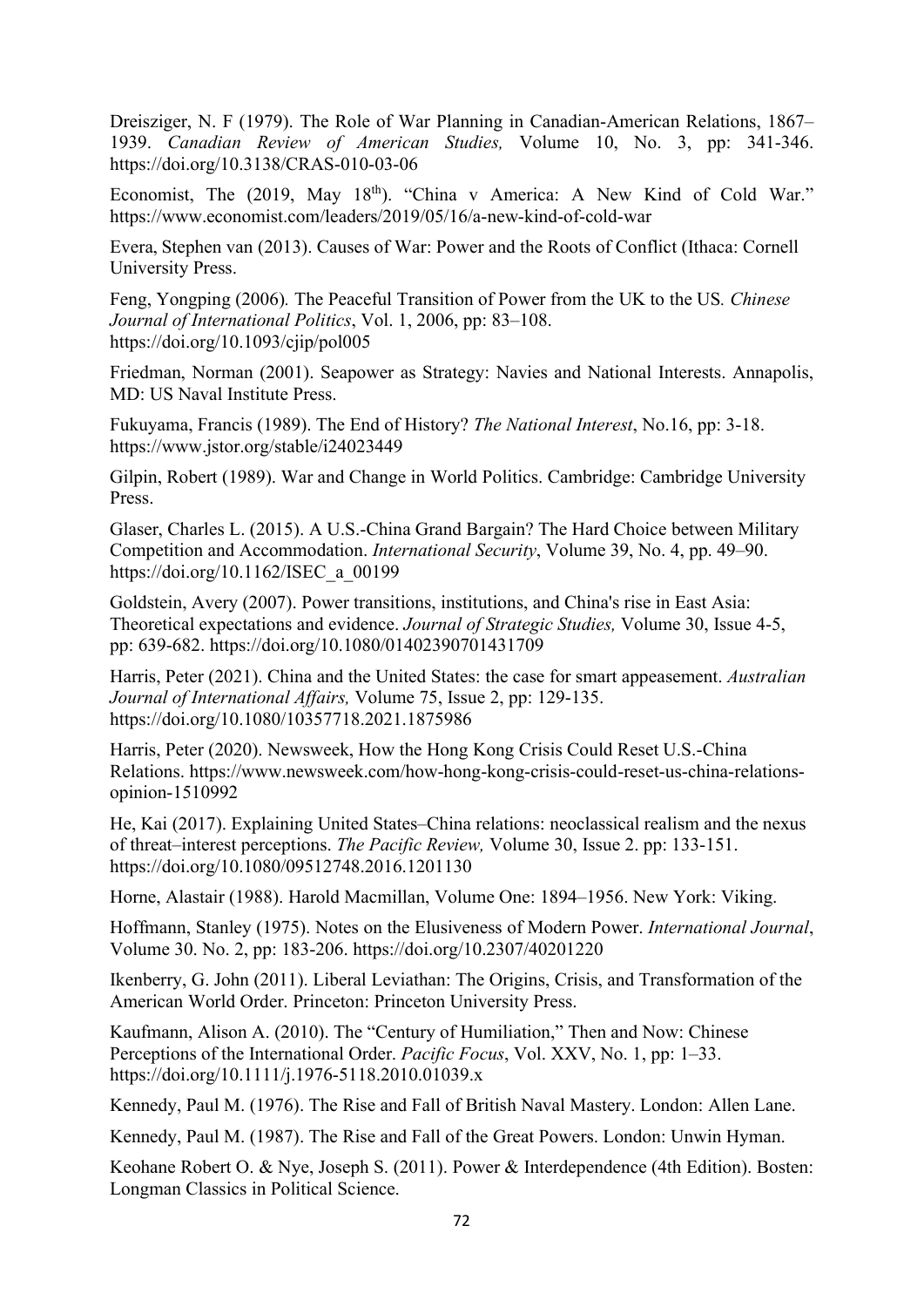Dreisziger, N. F (1979). The Role of War Planning in Canadian-American Relations, 1867–1939. *Canadian Review of American Studies,* Volume 10, No. 3, pp: 341-346. https://doi.org/10.3138/CRAS-010-03-06

Economist, The (2019, May 18th). "China v America: A New Kind of Cold War." https://www.economist.com/leaders/2019/05/16/a-new-kind-of-cold-war

Evera, Stephen van (2013). Causes of War: Power and the Roots of Conflict (Ithaca: Cornell University Press.

Feng, Yongping (2006)*.* The Peaceful Transition of Power from the UK to the US*. Chinese Journal of International Politics*, Vol. 1, 2006, pp: 83–108. https://doi.org/10.1093/cjip/pol005

Friedman, Norman (2001). Seapower as Strategy: Navies and National Interests. Annapolis, MD: US Naval Institute Press.

Fukuyama, Francis (1989). The End of History? *The National Interest*, No.16, pp: 3-18. https://www.jstor.org/stable/i24023449

Gilpin, Robert (1989). War and Change in World Politics. Cambridge: Cambridge University Press.

Glaser, Charles L. (2015). A U.S.-China Grand Bargain? The Hard Choice between Military Competition and Accommodation. *International Security*, Volume 39, No. 4, pp. 49–90. https://doi.org/10.1162/ISEC_a_00199

Goldstein, Avery (2007). Power transitions, institutions, and China's rise in East Asia: Theoretical expectations and evidence. *Journal of Strategic Studies,* Volume 30, Issue 4-5, pp: 639-682. https://doi.org/10.1080/01402390701431709

Harris, Peter (2021). China and the United States: the case for smart appeasement. *Australian Journal of International Affairs,* Volume 75, Issue 2, pp: 129-135. https://doi.org/10.1080/10357718.2021.1875986

Harris, Peter (2020). Newsweek, How the Hong Kong Crisis Could Reset U.S.-China Relations. https://www.newsweek.com/how-hong-kong-crisis-could-reset-us-china-relations-opinion-1510992

He, Kai (2017). Explaining United States–China relations: neoclassical realism and the nexus of threat–interest perceptions. *The Pacific Review,* Volume 30, Issue 2. pp: 133-151. https://doi.org/10.1080/09512748.2016.1201130

Horne, Alastair (1988). Harold Macmillan, Volume One: 1894–1956. New York: Viking.

Hoffmann, Stanley (1975). Notes on the Elusiveness of Modern Power. *International Journal*, Volume 30. No. 2, pp: 183-206. https://doi.org/10.2307/40201220

Ikenberry, G. John (2011). Liberal Leviathan: The Origins, Crisis, and Transformation of the American World Order. Princeton: Princeton University Press.

Kaufmann, Alison A. (2010). The "Century of Humiliation," Then and Now: Chinese Perceptions of the International Order. *Pacific Focus*, Vol. XXV, No. 1, pp: 1–33. https://doi.org/10.1111/j.1976-5118.2010.01039.x

Kennedy, Paul M. (1976). The Rise and Fall of British Naval Mastery. London: Allen Lane.

Kennedy, Paul M. (1987). The Rise and Fall of the Great Powers. London: Unwin Hyman.

Keohane Robert O. & Nye, Joseph S. (2011). Power & Interdependence (4th Edition). Bosten: Longman Classics in Political Science.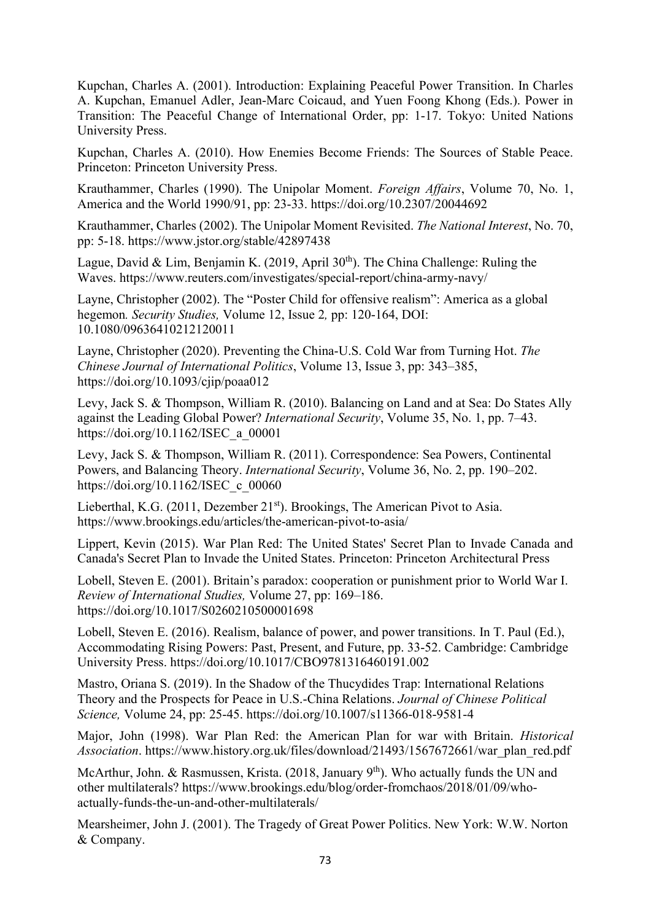Kupchan, Charles A. (2001). Introduction: Explaining Peaceful Power Transition. In Charles A. Kupchan, Emanuel Adler, Jean-Marc Coicaud, and Yuen Foong Khong (Eds.). Power in Transition: The Peaceful Change of International Order, pp: 1-17. Tokyo: United Nations University Press.

Kupchan, Charles A. (2010). How Enemies Become Friends: The Sources of Stable Peace. Princeton: Princeton University Press.

Krauthammer, Charles (1990). The Unipolar Moment. *Foreign Affairs*, Volume 70, No. 1, America and the World 1990/91, pp: 23-33. https://doi.org/10.2307/20044692

Krauthammer, Charles (2002). The Unipolar Moment Revisited. *The National Interest*, No. 70, pp: 5-18. https://www.jstor.org/stable/42897438

Lague, David & Lim, Benjamin K. (2019, April 30th). The China Challenge: Ruling the Waves. https://www.reuters.com/investigates/special-report/china-army-navy/

Layne, Christopher (2002). The "Poster Child for offensive realism": America as a global hegemon*. Security Studies,* Volume 12, Issue 2*,* pp: 120-164, DOI: 10.1080/09636410212120011

Layne, Christopher (2020). Preventing the China-U.S. Cold War from Turning Hot. *The Chinese Journal of International Politics*, Volume 13, Issue 3, pp: 343–385, https://doi.org/10.1093/cjip/poaa012

Levy, Jack S. & Thompson, William R. (2010). Balancing on Land and at Sea: Do States Ally against the Leading Global Power? *International Security*, Volume 35, No. 1, pp. 7–43. https://doi.org/10.1162/ISEC_a_00001

Levy, Jack S. & Thompson, William R. (2011). Correspondence: Sea Powers, Continental Powers, and Balancing Theory. *International Security*, Volume 36, No. 2, pp. 190–202. https://doi.org/10.1162/ISEC_c_00060

Lieberthal, K.G. (2011, Dezember 21st). Brookings, The American Pivot to Asia. https://www.brookings.edu/articles/the-american-pivot-to-asia/

Lippert, Kevin (2015). War Plan Red: The United States' Secret Plan to Invade Canada and Canada's Secret Plan to Invade the United States. Princeton: Princeton Architectural Press

Lobell, Steven E. (2001). Britain's paradox: cooperation or punishment prior to World War I. *Review of International Studies,* Volume 27, pp: 169–186. https://doi.org/10.1017/S0260210500001698

Lobell, Steven E. (2016). Realism, balance of power, and power transitions. In T. Paul (Ed.), Accommodating Rising Powers: Past, Present, and Future, pp. 33-52. Cambridge: Cambridge University Press. https://doi.org/10.1017/CBO9781316460191.002

Mastro, Oriana S. (2019). In the Shadow of the Thucydides Trap: International Relations Theory and the Prospects for Peace in U.S.-China Relations. *Journal of Chinese Political Science,* Volume 24, pp: 25-45. https://doi.org/10.1007/s11366-018-9581-4

Major, John (1998). War Plan Red: the American Plan for war with Britain. *Historical Association*. https://www.history.org.uk/files/download/21493/1567672661/war_plan_red.pdf

McArthur, John. & Rasmussen, Krista. (2018, January 9th). Who actually funds the UN and other multilaterals? https://www.brookings.edu/blog/order-fromchaos/2018/01/09/who-actually-funds-the-un-and-other-multilaterals/

Mearsheimer, John J. (2001). The Tragedy of Great Power Politics. New York: W.W. Norton & Company.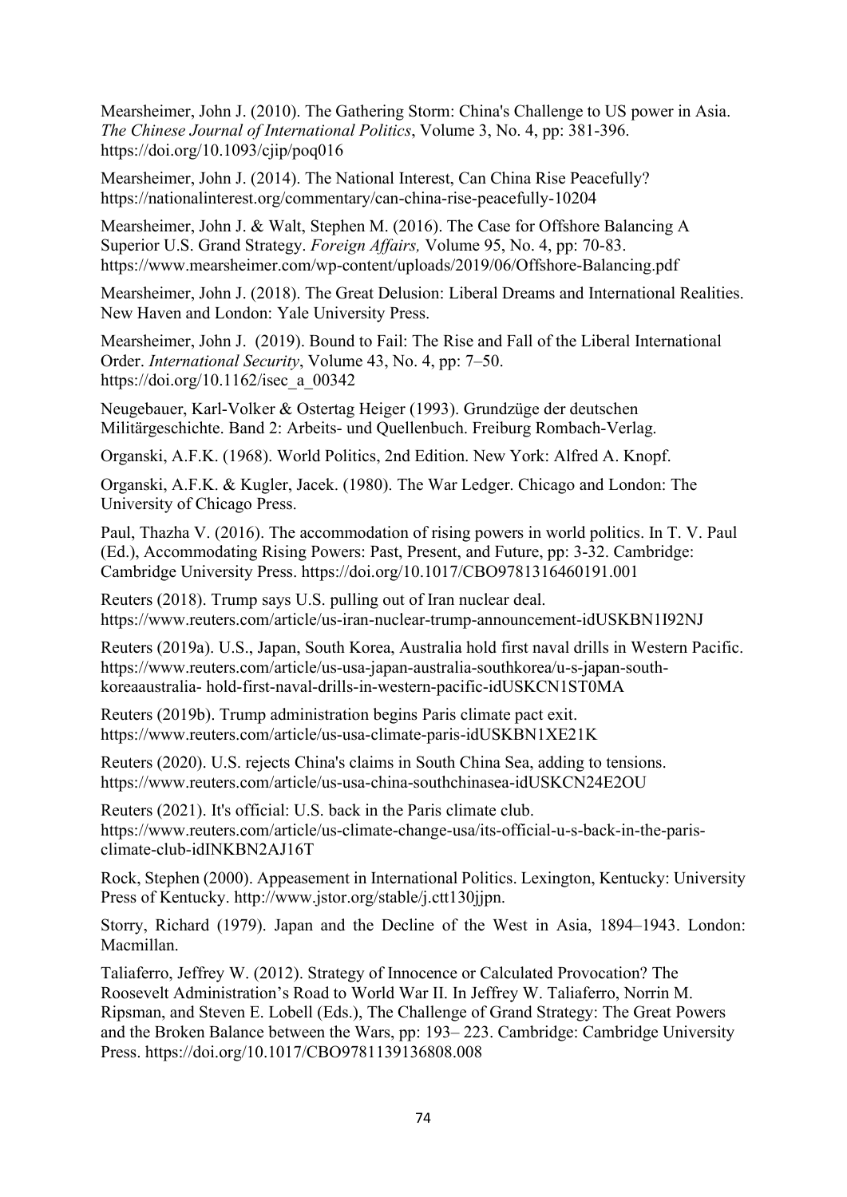Mearsheimer, John J. (2010). The Gathering Storm: China's Challenge to US power in Asia. *The Chinese Journal of International Politics*, Volume 3, No. 4, pp: 381-396. https://doi.org/10.1093/cjip/poq016

Mearsheimer, John J. (2014). The National Interest, Can China Rise Peacefully? https://nationalinterest.org/commentary/can-china-rise-peacefully-10204

Mearsheimer, John J. & Walt, Stephen M. (2016). The Case for Offshore Balancing A Superior U.S. Grand Strategy. *Foreign Affairs,* Volume 95, No. 4, pp: 70-83. https://www.mearsheimer.com/wp-content/uploads/2019/06/Offshore-Balancing.pdf

Mearsheimer, John J. (2018). The Great Delusion: Liberal Dreams and International Realities. New Haven and London: Yale University Press.

Mearsheimer, John J. (2019). Bound to Fail: The Rise and Fall of the Liberal International Order. *International Security*, Volume 43, No. 4, pp: 7–50. https://doi.org/10.1162/isec_a_00342

Neugebauer, Karl-Volker & Ostertag Heiger (1993). Grundzüge der deutschen Militärgeschichte. Band 2: Arbeits- und Quellenbuch. Freiburg Rombach-Verlag.

Organski, A.F.K. (1968). World Politics, 2nd Edition. New York: Alfred A. Knopf.

Organski, A.F.K. & Kugler, Jacek. (1980). The War Ledger. Chicago and London: The University of Chicago Press.

Paul, Thazha V. (2016). The accommodation of rising powers in world politics. In T. V. Paul (Ed.), Accommodating Rising Powers: Past, Present, and Future, pp: 3-32. Cambridge: Cambridge University Press. https://doi.org/10.1017/CBO9781316460191.001

Reuters (2018). Trump says U.S. pulling out of Iran nuclear deal. https://www.reuters.com/article/us-iran-nuclear-trump-announcement-idUSKBN1I92NJ

Reuters (2019a). U.S., Japan, South Korea, Australia hold first naval drills in Western Pacific. https://www.reuters.com/article/us-usa-japan-australia-southkorea/u-s-japan-south-koreaaustralia- hold-first-naval-drills-in-western-pacific-idUSKCN1ST0MA

Reuters (2019b). Trump administration begins Paris climate pact exit. https://www.reuters.com/article/us-usa-climate-paris-idUSKBN1XE21K

Reuters (2020). U.S. rejects China's claims in South China Sea, adding to tensions. https://www.reuters.com/article/us-usa-china-southchinasea-idUSKCN24E2OU

Reuters (2021). It's official: U.S. back in the Paris climate club. https://www.reuters.com/article/us-climate-change-usa/its-official-u-s-back-in-the-paris-climate-club-idINKBN2AJ16T

Rock, Stephen (2000). Appeasement in International Politics. Lexington, Kentucky: University Press of Kentucky. http://www.jstor.org/stable/j.ctt130jjpn.

Storry, Richard (1979). Japan and the Decline of the West in Asia, 1894–1943. London: Macmillan.

Taliaferro, Jeffrey W. (2012). Strategy of Innocence or Calculated Provocation? The Roosevelt Administration's Road to World War II. In Jeffrey W. Taliaferro, Norrin M. Ripsman, and Steven E. Lobell (Eds.), The Challenge of Grand Strategy: The Great Powers and the Broken Balance between the Wars, pp: 193– 223. Cambridge: Cambridge University Press. https://doi.org/10.1017/CBO9781139136808.008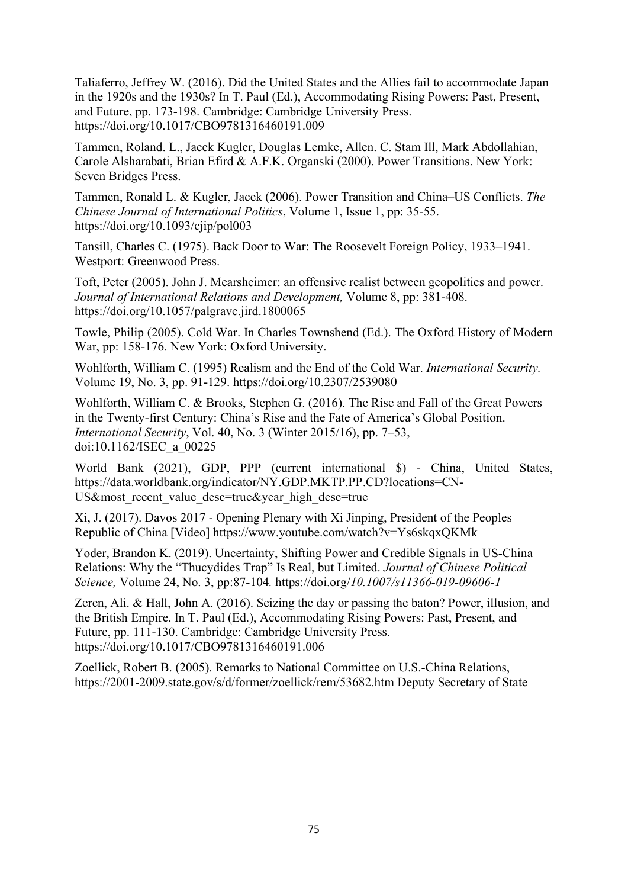Taliaferro, Jeffrey W. (2016). Did the United States and the Allies fail to accommodate Japan in the 1920s and the 1930s? In T. Paul (Ed.), Accommodating Rising Powers: Past, Present, and Future, pp. 173-198. Cambridge: Cambridge University Press. https://doi.org/10.1017/CBO9781316460191.009

Tammen, Roland. L., Jacek Kugler, Douglas Lemke, Allen. C. Stam Ill, Mark Abdollahian, Carole Alsharabati, Brian Efird & A.F.K. Organski (2000). Power Transitions. New York: Seven Bridges Press.

Tammen, Ronald L. & Kugler, Jacek (2006). Power Transition and China–US Conflicts. *The Chinese Journal of International Politics*, Volume 1, Issue 1, pp: 35-55. https://doi.org/10.1093/cjip/pol003

Tansill, Charles C. (1975). Back Door to War: The Roosevelt Foreign Policy, 1933–1941. Westport: Greenwood Press.

Toft, Peter (2005). John J. Mearsheimer: an offensive realist between geopolitics and power. *Journal of International Relations and Development,* Volume 8, pp: 381-408. https://doi.org/10.1057/palgrave.jird.1800065

Towle, Philip (2005). Cold War. In Charles Townshend (Ed.). The Oxford History of Modern War, pp: 158-176. New York: Oxford University.

Wohlforth, William C. (1995) Realism and the End of the Cold War. *International Security.* Volume 19, No. 3, pp. 91-129. https://doi.org/10.2307/2539080

Wohlforth, William C. & Brooks, Stephen G. (2016). The Rise and Fall of the Great Powers in the Twenty-first Century: China's Rise and the Fate of America's Global Position. *International Security*, Vol. 40, No. 3 (Winter 2015/16), pp. 7–53, doi:10.1162/ISEC_a_00225

World Bank (2021), GDP, PPP (current international $) - China, United States, https://data.worldbank.org/indicator/NY.GDP.MKTP.PP.CD?locations=CN-US&most_recent_value_desc=true&year_high_desc=true

Xi, J. (2017). Davos 2017 - Opening Plenary with Xi Jinping, President of the Peoples Republic of China [Video] https://www.youtube.com/watch?v=Ys6skqxQKMk

Yoder, Brandon K. (2019). Uncertainty, Shifting Power and Credible Signals in US-China Relations: Why the "Thucydides Trap" Is Real, but Limited. *Journal of Chinese Political Science,* Volume 24, No. 3, pp:87-104*.* https://doi.org/*10.1007/s11366-019-09606-1*

Zeren, Ali. & Hall, John A. (2016). Seizing the day or passing the baton? Power, illusion, and the British Empire. In T. Paul (Ed.), Accommodating Rising Powers: Past, Present, and Future, pp. 111-130. Cambridge: Cambridge University Press. https://doi.org/10.1017/CBO9781316460191.006

Zoellick, Robert B. (2005). Remarks to National Committee on U.S.-China Relations, https://2001-2009.state.gov/s/d/former/zoellick/rem/53682.htm Deputy Secretary of State